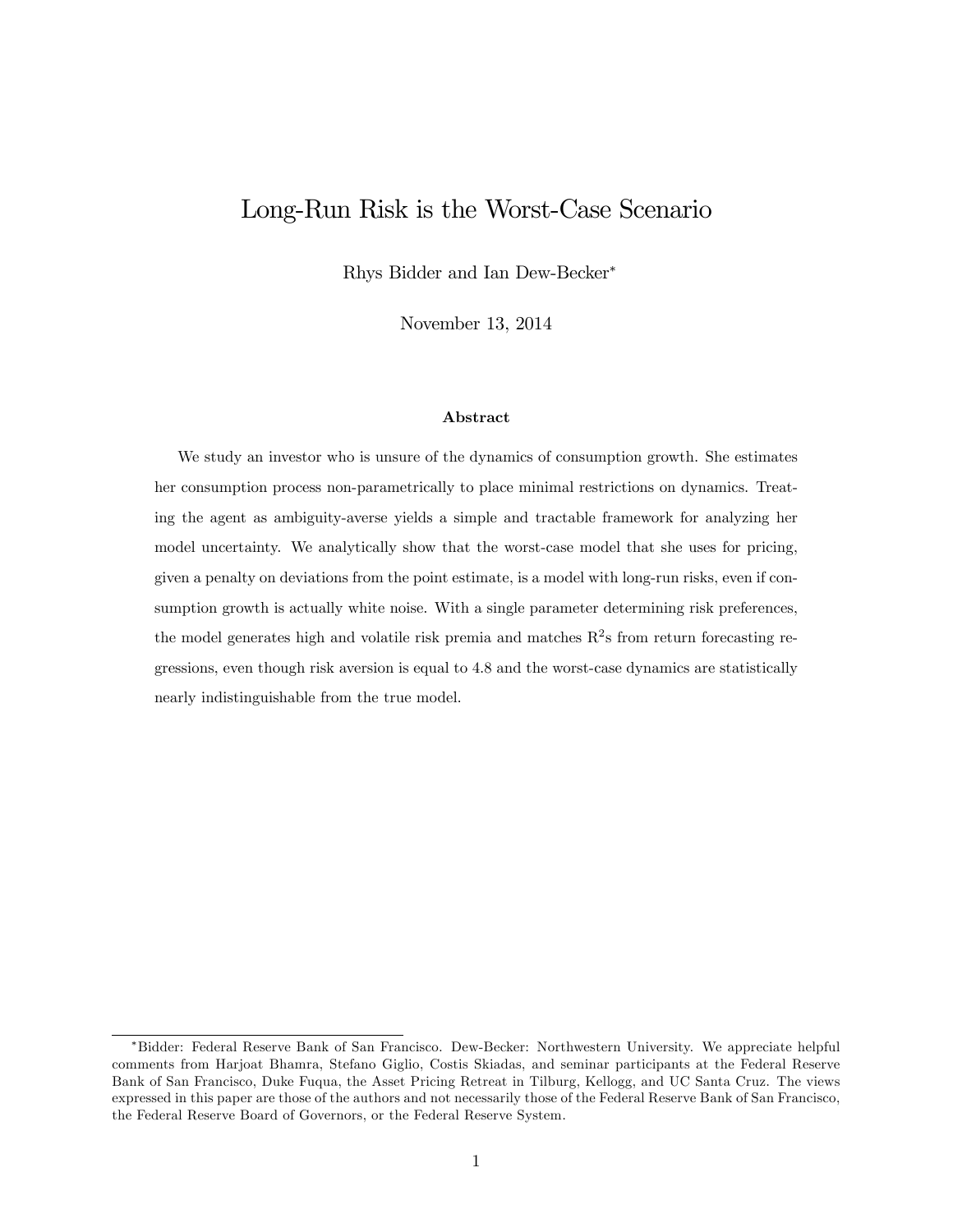# Long-Run Risk is the Worst-Case Scenario

Rhys Bidder and Ian Dew-Becker*

November 13, 2014

## Abstract

We study an investor who is unsure of the dynamics of consumption growth. She estimates her consumption process non-parametrically to place minimal restrictions on dynamics. Treating the agent as ambiguity-averse yields a simple and tractable framework for analyzing her model uncertainty. We analytically show that the worst-case model that she uses for pricing, given a penalty on deviations from the point estimate, is a model with long-run risks, even if consumption growth is actually white noise. With a single parameter determining risk preferences, the model generates high and volatile risk premia and matches $R^2$s from return forecasting regressions, even though risk aversion is equal to 4.8 and the worst-case dynamics are statistically nearly indistinguishable from the true model.

---

*Bidder: Federal Reserve Bank of San Francisco. Dew-Becker: Northwestern University. We appreciate helpful comments from Harjoat Bhamra, Stefano Giglio, Costis Skiadas, and seminar participants at the Federal Reserve Bank of San Francisco, Duke Fuqua, the Asset Pricing Retreat in Tilburg, Kellogg, and UC Santa Cruz. The views expressed in this paper are those of the authors and not necessarily those of the Federal Reserve Bank of San Francisco, the Federal Reserve Board of Governors, or the Federal Reserve System.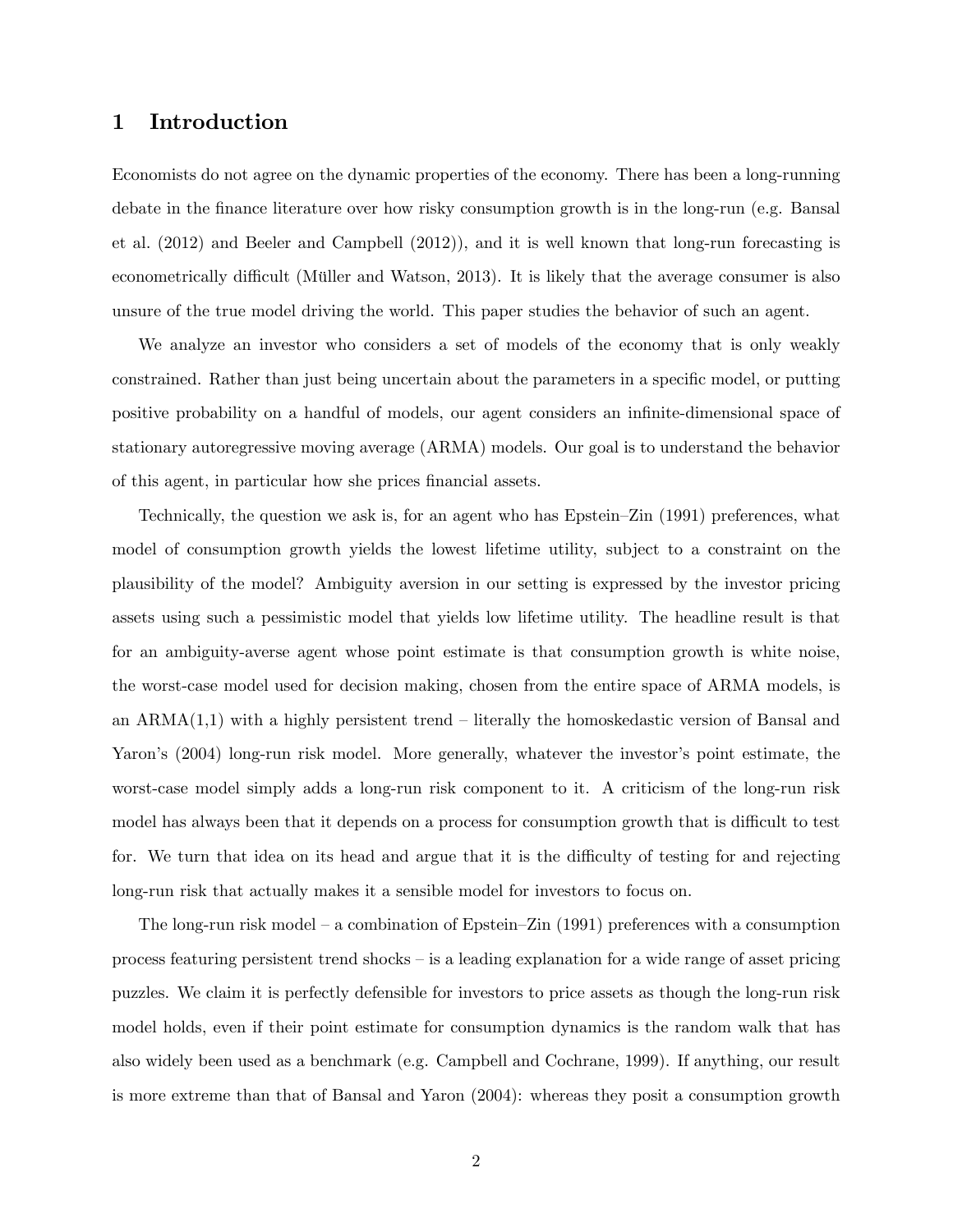# 1 Introduction

Economists do not agree on the dynamic properties of the economy. There has been a long-running debate in the finance literature over how risky consumption growth is in the long-run (e.g. Bansal et al. (2012) and Beeler and Campbell (2012)), and it is well known that long-run forecasting is econometrically difficult (Müller and Watson, 2013). It is likely that the average consumer is also unsure of the true model driving the world. This paper studies the behavior of such an agent.

We analyze an investor who considers a set of models of the economy that is only weakly constrained. Rather than just being uncertain about the parameters in a specific model, or putting positive probability on a handful of models, our agent considers an infinite-dimensional space of stationary autoregressive moving average (ARMA) models. Our goal is to understand the behavior of this agent, in particular how she prices financial assets.

Technically, the question we ask is, for an agent who has Epstein–Zin (1991) preferences, what model of consumption growth yields the lowest lifetime utility, subject to a constraint on the plausibility of the model? Ambiguity aversion in our setting is expressed by the investor pricing assets using such a pessimistic model that yields low lifetime utility. The headline result is that for an ambiguity-averse agent whose point estimate is that consumption growth is white noise, the worst-case model used for decision making, chosen from the entire space of ARMA models, is an ARMA(1,1) with a highly persistent trend – literally the homoskedastic version of Bansal and Yaron's (2004) long-run risk model. More generally, whatever the investor's point estimate, the worst-case model simply adds a long-run risk component to it. A criticism of the long-run risk model has always been that it depends on a process for consumption growth that is difficult to test for. We turn that idea on its head and argue that it is the difficulty of testing for and rejecting long-run risk that actually makes it a sensible model for investors to focus on.

The long-run risk model – a combination of Epstein–Zin (1991) preferences with a consumption process featuring persistent trend shocks – is a leading explanation for a wide range of asset pricing puzzles. We claim it is perfectly defensible for investors to price assets as though the long-run risk model holds, even if their point estimate for consumption dynamics is the random walk that has also widely been used as a benchmark (e.g. Campbell and Cochrane, 1999). If anything, our result is more extreme than that of Bansal and Yaron (2004): whereas they posit a consumption growth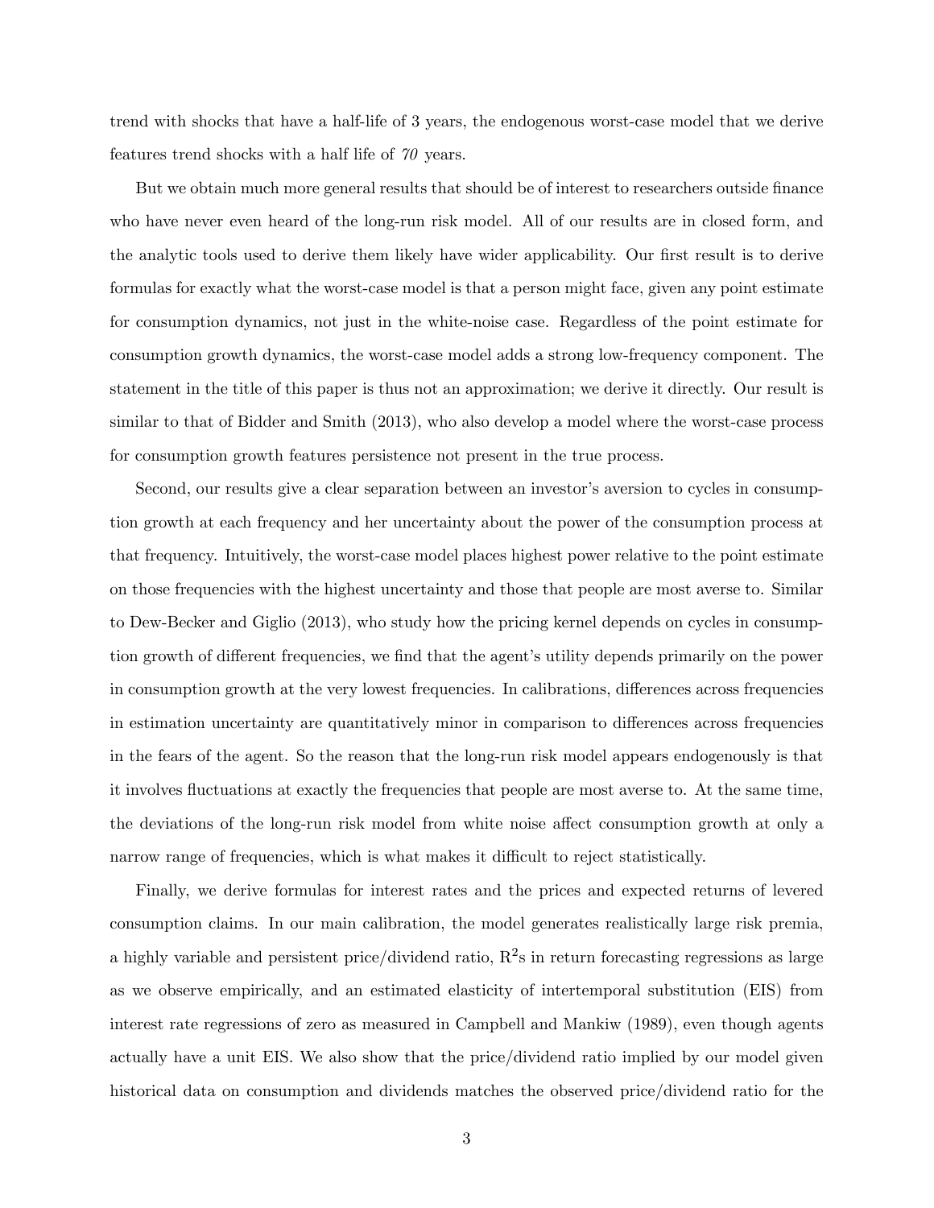trend with shocks that have a half-life of 3 years, the endogenous worst-case model that we derive features trend shocks with a half life of *70* years.

But we obtain much more general results that should be of interest to researchers outside finance who have never even heard of the long-run risk model. All of our results are in closed form, and the analytic tools used to derive them likely have wider applicability. Our first result is to derive formulas for exactly what the worst-case model is that a person might face, given any point estimate for consumption dynamics, not just in the white-noise case. Regardless of the point estimate for consumption growth dynamics, the worst-case model adds a strong low-frequency component. The statement in the title of this paper is thus not an approximation; we derive it directly. Our result is similar to that of Bidder and Smith (2013), who also develop a model where the worst-case process for consumption growth features persistence not present in the true process.

Second, our results give a clear separation between an investor's aversion to cycles in consumption growth at each frequency and her uncertainty about the power of the consumption process at that frequency. Intuitively, the worst-case model places highest power relative to the point estimate on those frequencies with the highest uncertainty and those that people are most averse to. Similar to Dew-Becker and Giglio (2013), who study how the pricing kernel depends on cycles in consumption growth of different frequencies, we find that the agent's utility depends primarily on the power in consumption growth at the very lowest frequencies. In calibrations, differences across frequencies in estimation uncertainty are quantitatively minor in comparison to differences across frequencies in the fears of the agent. So the reason that the long-run risk model appears endogenously is that it involves fluctuations at exactly the frequencies that people are most averse to. At the same time, the deviations of the long-run risk model from white noise affect consumption growth at only a narrow range of frequencies, which is what makes it difficult to reject statistically.

Finally, we derive formulas for interest rates and the prices and expected returns of levered consumption claims. In our main calibration, the model generates realistically large risk premia, a highly variable and persistent price/dividend ratio, $R^2$s in return forecasting regressions as large as we observe empirically, and an estimated elasticity of intertemporal substitution (EIS) from interest rate regressions of zero as measured in Campbell and Mankiw (1989), even though agents actually have a unit EIS. We also show that the price/dividend ratio implied by our model given historical data on consumption and dividends matches the observed price/dividend ratio for the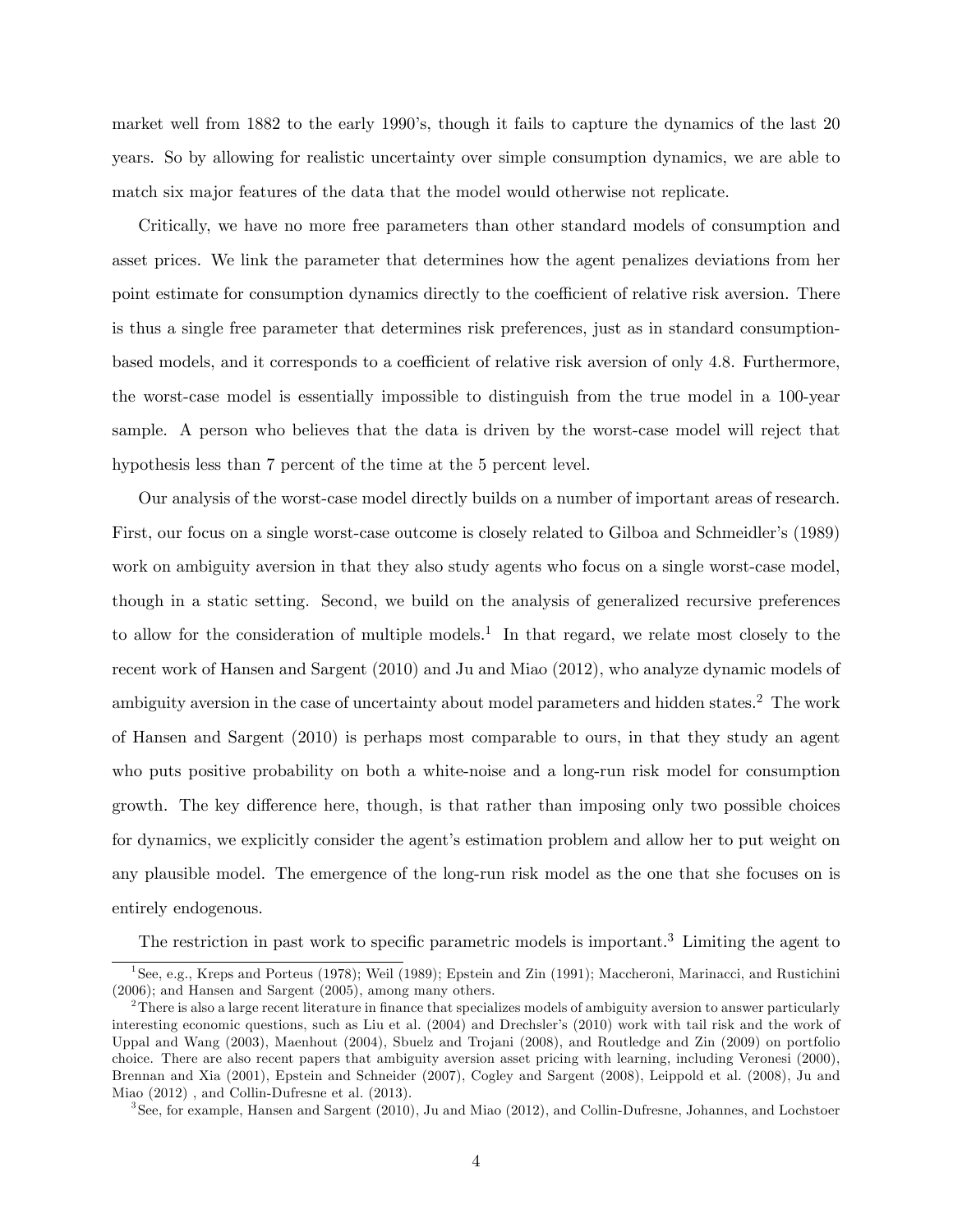market well from 1882 to the early 1990's, though it fails to capture the dynamics of the last 20 years. So by allowing for realistic uncertainty over simple consumption dynamics, we are able to match six major features of the data that the model would otherwise not replicate.

Critically, we have no more free parameters than other standard models of consumption and asset prices. We link the parameter that determines how the agent penalizes deviations from her point estimate for consumption dynamics directly to the coefficient of relative risk aversion. There is thus a single free parameter that determines risk preferences, just as in standard consumption-based models, and it corresponds to a coefficient of relative risk aversion of only 4.8. Furthermore, the worst-case model is essentially impossible to distinguish from the true model in a 100-year sample. A person who believes that the data is driven by the worst-case model will reject that hypothesis less than 7 percent of the time at the 5 percent level.

Our analysis of the worst-case model directly builds on a number of important areas of research. First, our focus on a single worst-case outcome is closely related to Gilboa and Schmeidler's (1989) work on ambiguity aversion in that they also study agents who focus on a single worst-case model, though in a static setting. Second, we build on the analysis of generalized recursive preferences to allow for the consideration of multiple models.[1] In that regard, we relate most closely to the recent work of Hansen and Sargent (2010) and Ju and Miao (2012), who analyze dynamic models of ambiguity aversion in the case of uncertainty about model parameters and hidden states.[2] The work of Hansen and Sargent (2010) is perhaps most comparable to ours, in that they study an agent who puts positive probability on both a white-noise and a long-run risk model for consumption growth. The key difference here, though, is that rather than imposing only two possible choices for dynamics, we explicitly consider the agent's estimation problem and allow her to put weight on any plausible model. The emergence of the long-run risk model as the one that she focuses on is entirely endogenous.

The restriction in past work to specific parametric models is important.[3] Limiting the agent to

[1] See, e.g., Kreps and Porteus (1978); Weil (1989); Epstein and Zin (1991); Maccheroni, Marinacci, and Rustichini (2006); and Hansen and Sargent (2005), among many others.

[2] There is also a large recent literature in finance that specializes models of ambiguity aversion to answer particularly interesting economic questions, such as Liu et al. (2004) and Drechsler's (2010) work with tail risk and the work of Uppal and Wang (2003), Maenhout (2004), Sbuelz and Trojani (2008), and Routledge and Zin (2009) on portfolio choice. There are also recent papers that ambiguity aversion asset pricing with learning, including Veronesi (2000), Brennan and Xia (2001), Epstein and Schneider (2007), Cogley and Sargent (2008), Leippold et al. (2008), Ju and Miao (2012) , and Collin-Dufresne et al. (2013).

[3] See, for example, Hansen and Sargent (2010), Ju and Miao (2012), and Collin-Dufresne, Johannes, and Lochstoer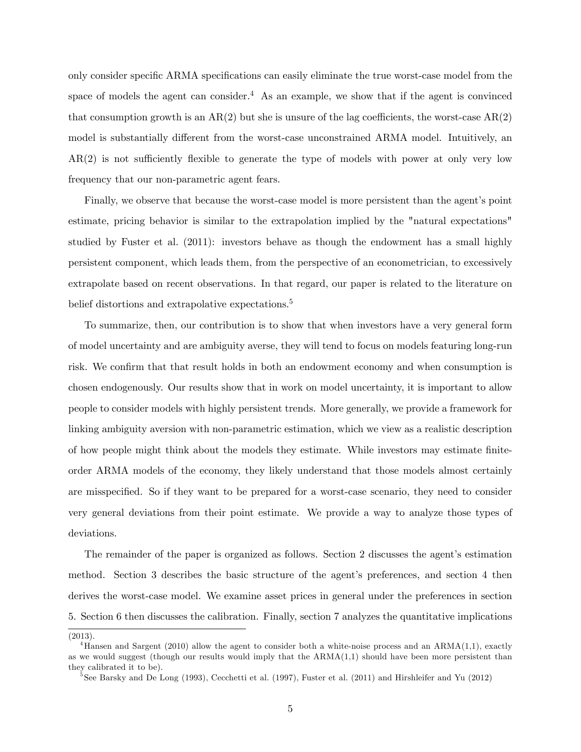only consider specific ARMA specifications can easily eliminate the true worst-case model from the space of models the agent can consider.[4] As an example, we show that if the agent is convinced that consumption growth is an AR(2) but she is unsure of the lag coefficients, the worst-case AR(2) model is substantially different from the worst-case unconstrained ARMA model. Intuitively, an AR(2) is not sufficiently flexible to generate the type of models with power at only very low frequency that our non-parametric agent fears.

Finally, we observe that because the worst-case model is more persistent than the agent's point estimate, pricing behavior is similar to the extrapolation implied by the "natural expectations" studied by Fuster et al. (2011): investors behave as though the endowment has a small highly persistent component, which leads them, from the perspective of an econometrician, to excessively extrapolate based on recent observations. In that regard, our paper is related to the literature on belief distortions and extrapolative expectations.[5]

To summarize, then, our contribution is to show that when investors have a very general form of model uncertainty and are ambiguity averse, they will tend to focus on models featuring long-run risk. We confirm that that result holds in both an endowment economy and when consumption is chosen endogenously. Our results show that in work on model uncertainty, it is important to allow people to consider models with highly persistent trends. More generally, we provide a framework for linking ambiguity aversion with non-parametric estimation, which we view as a realistic description of how people might think about the models they estimate. While investors may estimate finite-order ARMA models of the economy, they likely understand that those models almost certainly are misspecified. So if they want to be prepared for a worst-case scenario, they need to consider very general deviations from their point estimate. We provide a way to analyze those types of deviations.

The remainder of the paper is organized as follows. Section 2 discusses the agent's estimation method. Section 3 describes the basic structure of the agent's preferences, and section 4 then derives the worst-case model. We examine asset prices in general under the preferences in section 5. Section 6 then discusses the calibration. Finally, section 7 analyzes the quantitative implications

(2013).

[4] Hansen and Sargent (2010) allow the agent to consider both a white-noise process and an ARMA(1,1), exactly as we would suggest (though our results would imply that the ARMA(1,1) should have been more persistent than they calibrated it to be).

[5] See Barsky and De Long (1993), Cecchetti et al. (1997), Fuster et al. (2011) and Hirshleifer and Yu (2012)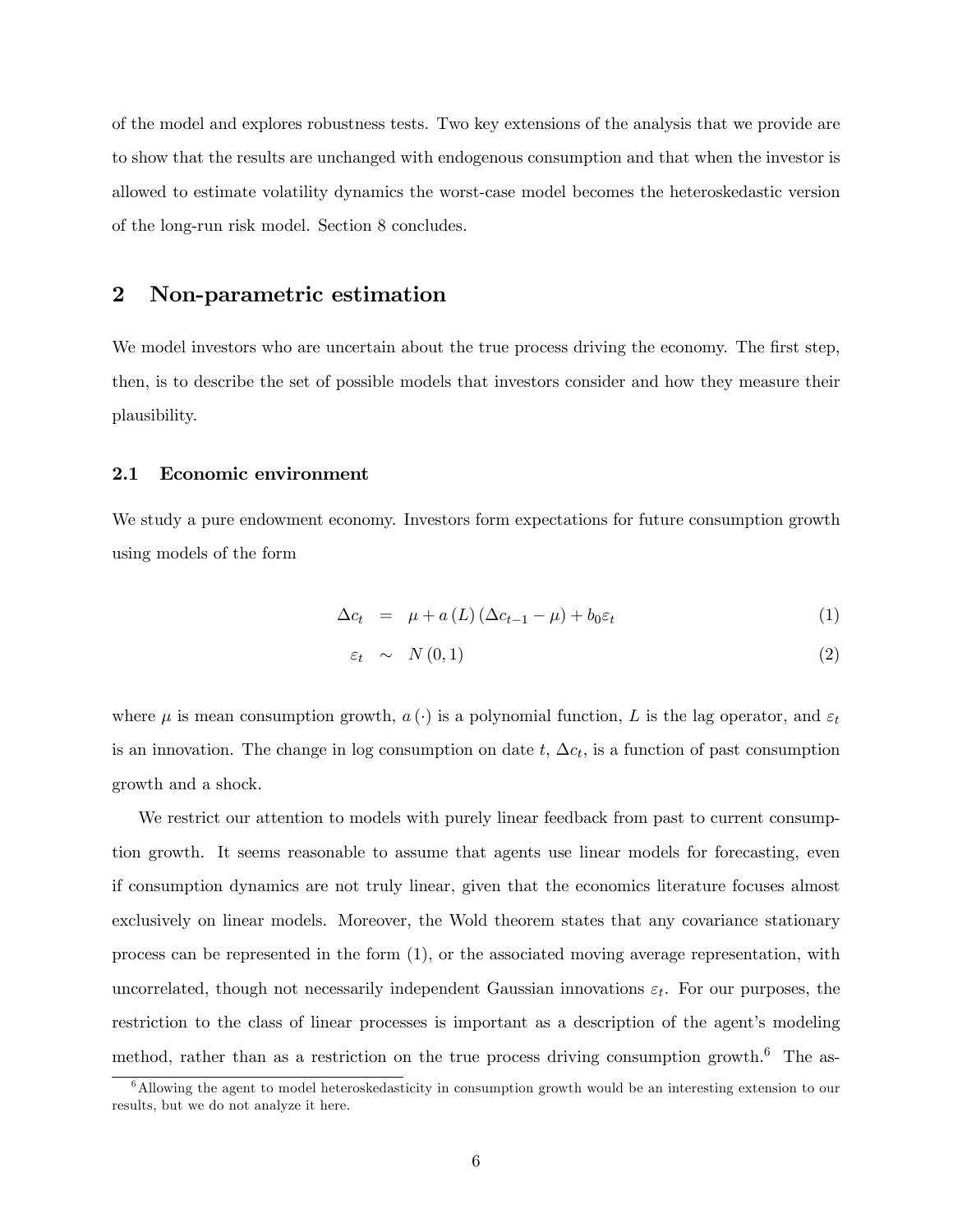of the model and explores robustness tests. Two key extensions of the analysis that we provide are to show that the results are unchanged with endogenous consumption and that when the investor is allowed to estimate volatility dynamics the worst-case model becomes the heteroskedastic version of the long-run risk model. Section 8 concludes.

## 2 Non-parametric estimation

We model investors who are uncertain about the true process driving the economy. The first step, then, is to describe the set of possible models that investors consider and how they measure their plausibility.

### 2.1 Economic environment

We study a pure endowment economy. Investors form expectations for future consumption growth using models of the form

$$\Delta c_t = \mu + a(L)(\Delta c_{t-1} - \mu) + b_0 \varepsilon_t \tag{1}$$

$$\varepsilon_t \sim N(0, 1) \tag{2}$$

where $\mu$ is mean consumption growth, $a(\cdot)$ is a polynomial function, $L$ is the lag operator, and $\varepsilon_t$ is an innovation. The change in log consumption on date $t$, $\Delta c_t$, is a function of past consumption growth and a shock.

We restrict our attention to models with purely linear feedback from past to current consumption growth. It seems reasonable to assume that agents use linear models for forecasting, even if consumption dynamics are not truly linear, given that the economics literature focuses almost exclusively on linear models. Moreover, the Wold theorem states that any covariance stationary process can be represented in the form (1), or the associated moving average representation, with uncorrelated, though not necessarily independent Gaussian innovations $\varepsilon_t$. For our purposes, the restriction to the class of linear processes is important as a description of the agent's modeling method, rather than as a restriction on the true process driving consumption growth.[6] The as-

[6] Allowing the agent to model heteroskedasticity in consumption growth would be an interesting extension to our results, but we do not analyze it here.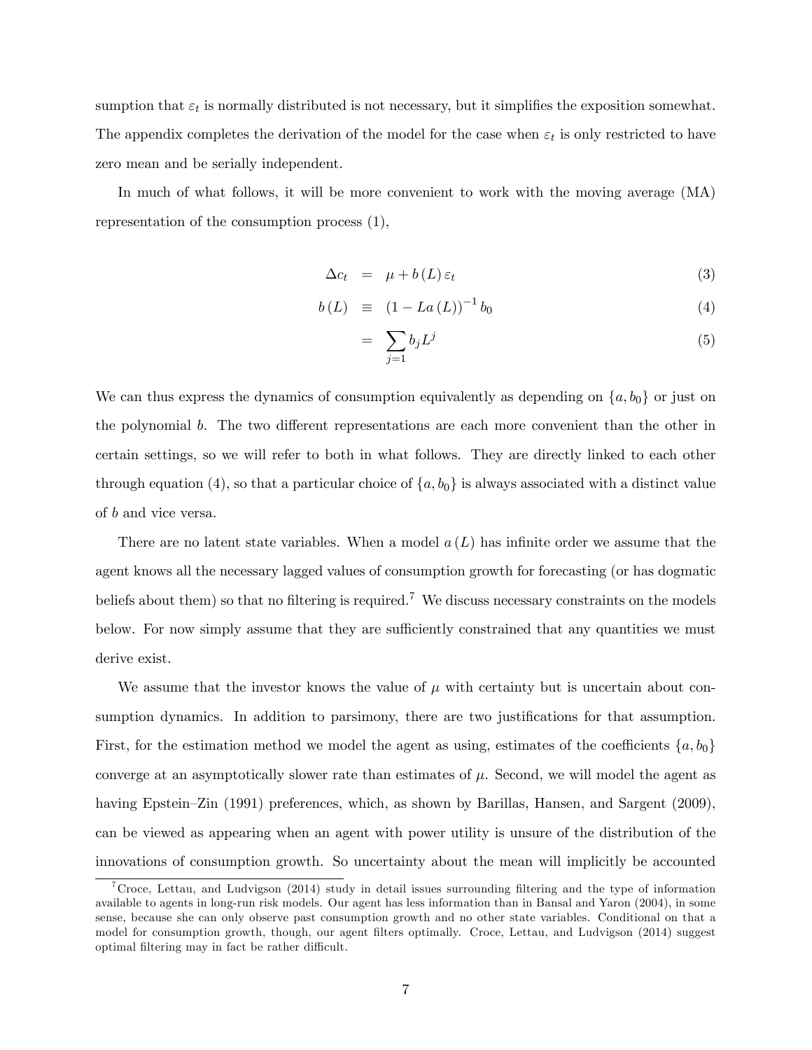sumption that $\varepsilon_t$ is normally distributed is not necessary, but it simplifies the exposition somewhat. The appendix completes the derivation of the model for the case when $\varepsilon_t$ is only restricted to have zero mean and be serially independent.

In much of what follows, it will be more convenient to work with the moving average (MA) representation of the consumption process (1),

$$
\begin{aligned}
\Delta c_t &= \mu + b(L)\,\varepsilon_t && (3) \\
b(L) &\equiv (1 - La(L))^{-1} b_0 && (4) \\
&= \sum_{j=1} b_j L^j && (5)
\end{aligned}
$$

We can thus express the dynamics of consumption equivalently as depending on $\{a, b_0\}$ or just on the polynomial $b$. The two different representations are each more convenient than the other in certain settings, so we will refer to both in what follows. They are directly linked to each other through equation (4), so that a particular choice of $\{a, b_0\}$ is always associated with a distinct value of $b$ and vice versa.

There are no latent state variables. When a model $a(L)$ has infinite order we assume that the agent knows all the necessary lagged values of consumption growth for forecasting (or has dogmatic beliefs about them) so that no filtering is required.[7] We discuss necessary constraints on the models below. For now simply assume that they are sufficiently constrained that any quantities we must derive exist.

We assume that the investor knows the value of $\mu$ with certainty but is uncertain about consumption dynamics. In addition to parsimony, there are two justifications for that assumption. First, for the estimation method we model the agent as using, estimates of the coefficients $\{a, b_0\}$ converge at an asymptotically slower rate than estimates of $\mu$. Second, we will model the agent as having Epstein–Zin (1991) preferences, which, as shown by Barillas, Hansen, and Sargent (2009), can be viewed as appearing when an agent with power utility is unsure of the distribution of the innovations of consumption growth. So uncertainty about the mean will implicitly be accounted

[7] Croce, Lettau, and Ludvigson (2014) study in detail issues surrounding filtering and the type of information available to agents in long-run risk models. Our agent has less information than in Bansal and Yaron (2004), in some sense, because she can only observe past consumption growth and no other state variables. Conditional on that a model for consumption growth, though, our agent filters optimally. Croce, Lettau, and Ludvigson (2014) suggest optimal filtering may in fact be rather difficult.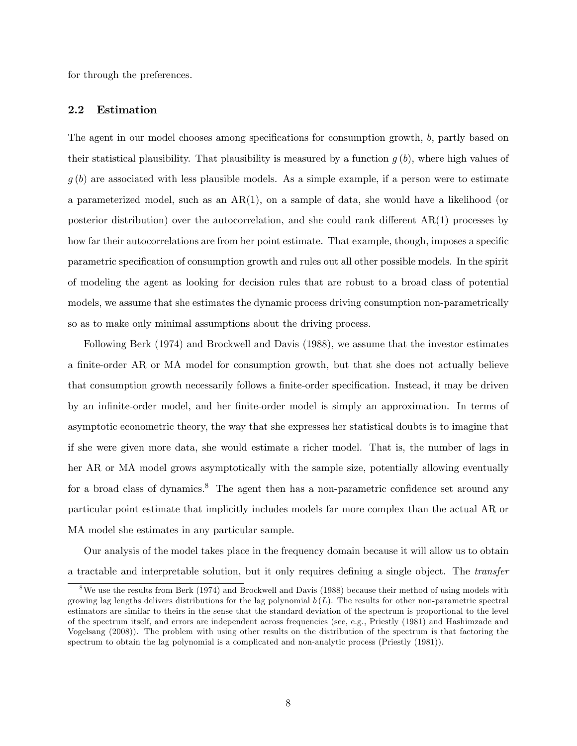for through the preferences.

### 2.2 Estimation

The agent in our model chooses among specifications for consumption growth, $b$, partly based on their statistical plausibility. That plausibility is measured by a function $g(b)$, where high values of $g(b)$ are associated with less plausible models. As a simple example, if a person were to estimate a parameterized model, such as an AR(1), on a sample of data, she would have a likelihood (or posterior distribution) over the autocorrelation, and she could rank different AR(1) processes by how far their autocorrelations are from her point estimate. That example, though, imposes a specific parametric specification of consumption growth and rules out all other possible models. In the spirit of modeling the agent as looking for decision rules that are robust to a broad class of potential models, we assume that she estimates the dynamic process driving consumption non-parametrically so as to make only minimal assumptions about the driving process.

Following Berk (1974) and Brockwell and Davis (1988), we assume that the investor estimates a finite-order AR or MA model for consumption growth, but that she does not actually believe that consumption growth necessarily follows a finite-order specification. Instead, it may be driven by an infinite-order model, and her finite-order model is simply an approximation. In terms of asymptotic econometric theory, the way that she expresses her statistical doubts is to imagine that if she were given more data, she would estimate a richer model. That is, the number of lags in her AR or MA model grows asymptotically with the sample size, potentially allowing eventually for a broad class of dynamics.[8] The agent then has a non-parametric confidence set around any particular point estimate that implicitly includes models far more complex than the actual AR or MA model she estimates in any particular sample.

Our analysis of the model takes place in the frequency domain because it will allow us to obtain a tractable and interpretable solution, but it only requires defining a single object. The *transfer*

[8] We use the results from Berk (1974) and Brockwell and Davis (1988) because their method of using models with growing lag lengths delivers distributions for the lag polynomial $b(L)$. The results for other non-parametric spectral estimators are similar to theirs in the sense that the standard deviation of the spectrum is proportional to the level of the spectrum itself, and errors are independent across frequencies (see, e.g., Priestly (1981) and Hashimzade and Vogelsang (2008)). The problem with using other results on the distribution of the spectrum is that factoring the spectrum to obtain the lag polynomial is a complicated and non-analytic process (Priestly (1981)).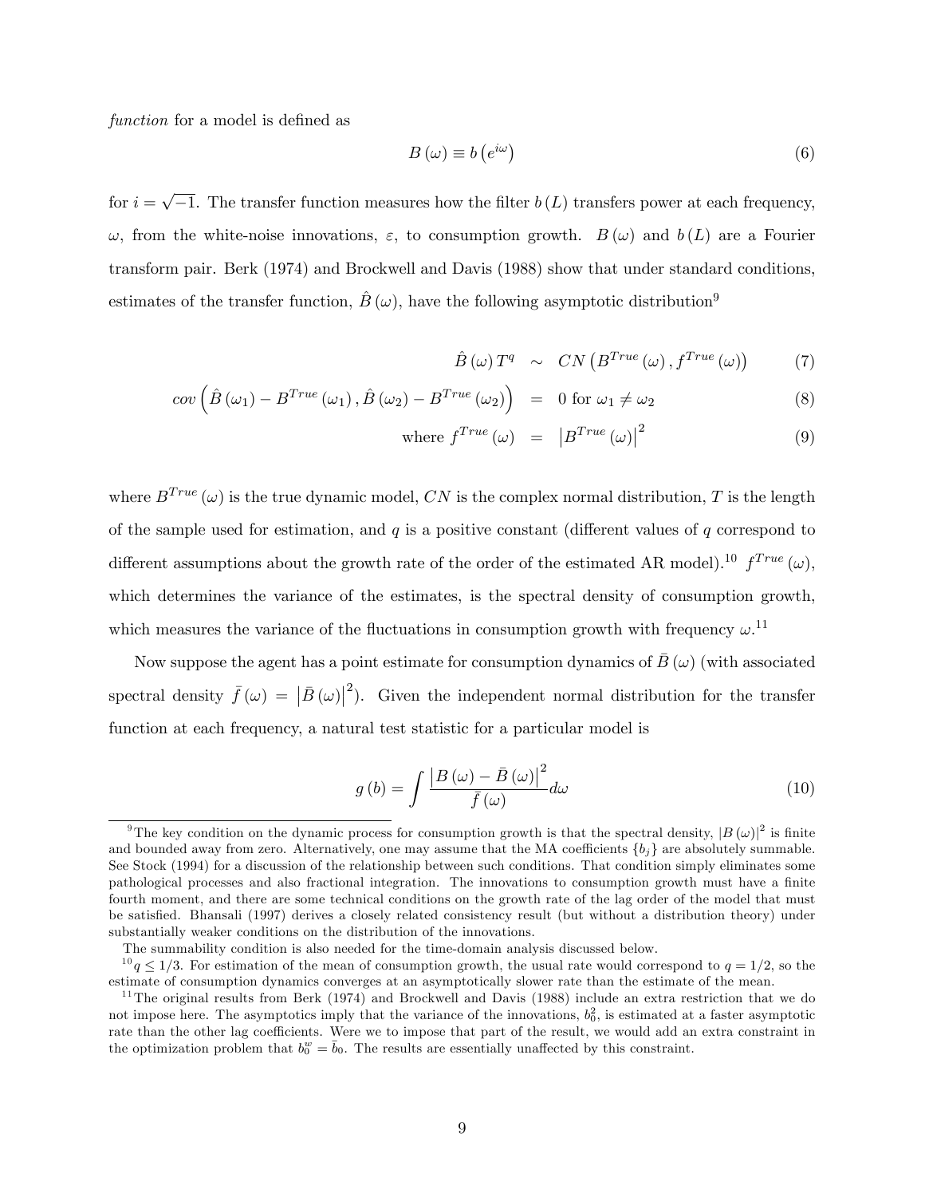*function* for a model is defined as

$$B(\omega) \equiv b\left(e^{i\omega}\right) \tag{6}$$

for $i = \sqrt{-1}$. The transfer function measures how the filter $b(L)$ transfers power at each frequency, $\omega$, from the white-noise innovations, $\varepsilon$, to consumption growth. $B(\omega)$ and $b(L)$ are a Fourier transform pair. Berk (1974) and Brockwell and Davis (1988) show that under standard conditions, estimates of the transfer function, $\hat{B}(\omega)$, have the following asymptotic distribution[9]

$$\hat{B}(\omega) T^{q} \sim CN\left(B^{True}(\omega), f^{True}(\omega)\right) \tag{7}$$

$$cov\left(\hat{B}(\omega_1) - B^{True}(\omega_1), \hat{B}(\omega_2) - B^{True}(\omega_2)\right) = 0 \text{ for } \omega_1 \neq \omega_2 \tag{8}$$

$$\text{where } f^{True}(\omega) = \left|B^{True}(\omega)\right|^2 \tag{9}$$

where $B^{True}(\omega)$ is the true dynamic model, $CN$ is the complex normal distribution, $T$ is the length of the sample used for estimation, and $q$ is a positive constant (different values of $q$ correspond to different assumptions about the growth rate of the order of the estimated AR model).[10] $f^{True}(\omega)$, which determines the variance of the estimates, is the spectral density of consumption growth, which measures the variance of the fluctuations in consumption growth with frequency $\omega$.[11]

Now suppose the agent has a point estimate for consumption dynamics of $\bar{B}(\omega)$ (with associated spectral density $\bar{f}(\omega) = \left|\bar{B}(\omega)\right|^2$). Given the independent normal distribution for the transfer function at each frequency, a natural test statistic for a particular model is

$$g(b) = \int \frac{\left|B(\omega) - \bar{B}(\omega)\right|^2}{\bar{f}(\omega)} d\omega \tag{10}$$

---

[9] The key condition on the dynamic process for consumption growth is that the spectral density, $|B(\omega)|^2$ is finite and bounded away from zero. Alternatively, one may assume that the MA coefficients $\{b_j\}$ are absolutely summable. See Stock (1994) for a discussion of the relationship between such conditions. That condition simply eliminates some pathological processes and also fractional integration. The innovations to consumption growth must have a finite fourth moment, and there are some technical conditions on the growth rate of the lag order of the model that must be satisfied. Bhansali (1997) derives a closely related consistency result (but without a distribution theory) under substantially weaker conditions on the distribution of the innovations.

The summability condition is also needed for the time-domain analysis discussed below.

[10] $q \leq 1/3$. For estimation of the mean of consumption growth, the usual rate would correspond to $q = 1/2$, so the estimate of consumption dynamics converges at an asymptotically slower rate than the estimate of the mean.

[11] The original results from Berk (1974) and Brockwell and Davis (1988) include an extra restriction that we do not impose here. The asymptotics imply that the variance of the innovations, $b_0^2$, is estimated at a faster asymptotic rate than the other lag coefficients. Were we to impose that part of the result, we would add an extra constraint in the optimization problem that $b_0^w = \bar{b}_0$. The results are essentially unaffected by this constraint.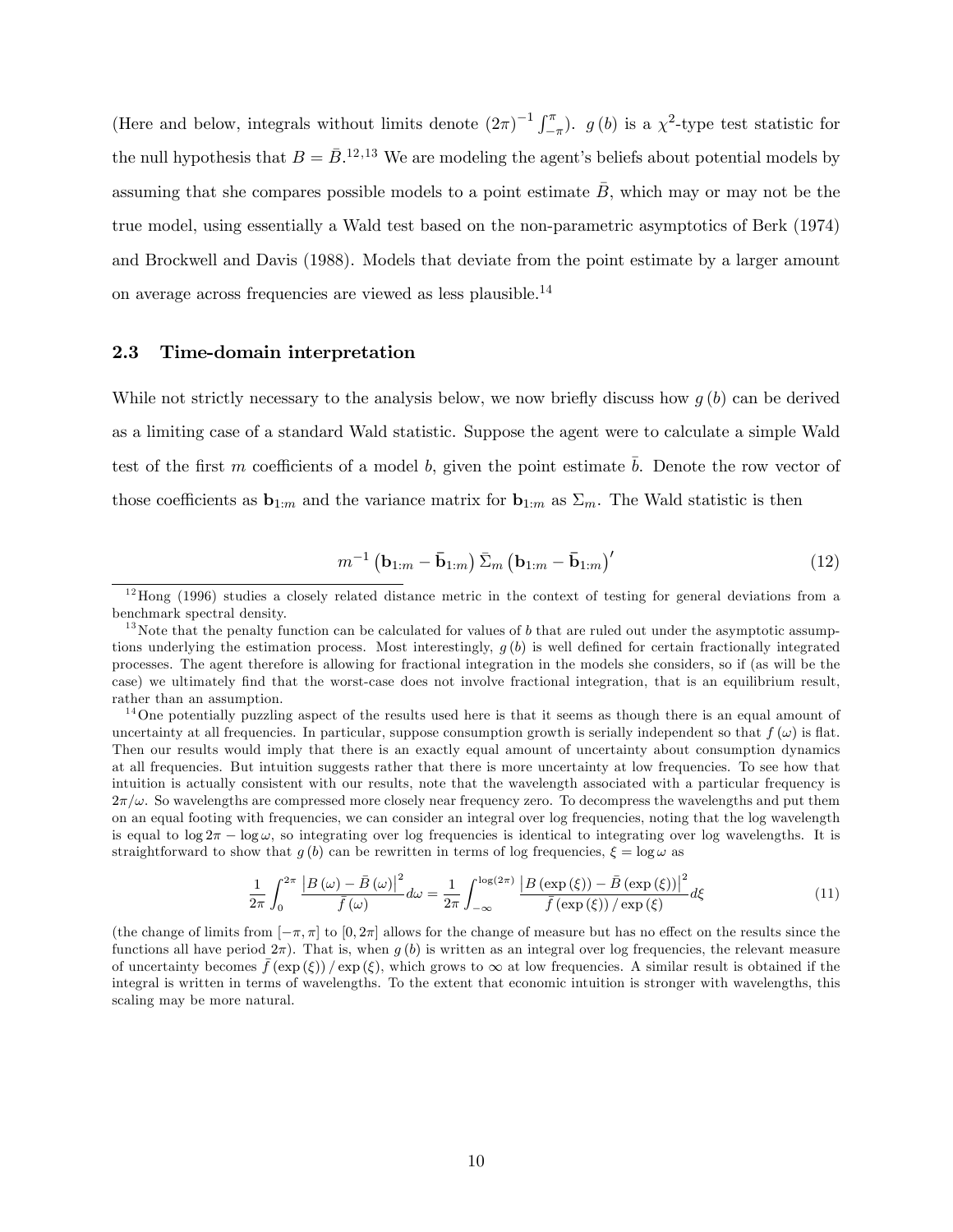(Here and below, integrals without limits denote $(2\pi)^{-1}\int_{-\pi}^{\pi}$). $g(b)$ is a $\chi^2$-type test statistic for the null hypothesis that $B = \bar{B}$.[12,13] We are modeling the agent's beliefs about potential models by assuming that she compares possible models to a point estimate $\bar{B}$, which may or may not be the true model, using essentially a Wald test based on the non-parametric asymptotics of Berk (1974) and Brockwell and Davis (1988). Models that deviate from the point estimate by a larger amount on average across frequencies are viewed as less plausible.[14]

### 2.3 Time-domain interpretation

While not strictly necessary to the analysis below, we now briefly discuss how $g(b)$ can be derived as a limiting case of a standard Wald statistic. Suppose the agent were to calculate a simple Wald test of the first $m$ coefficients of a model $b$, given the point estimate $\bar{b}$. Denote the row vector of those coefficients as $\mathbf{b}_{1:m}$ and the variance matrix for $\mathbf{b}_{1:m}$ as $\Sigma_m$. The Wald statistic is then

$$m^{-1}\left(\mathbf{b}_{1:m} - \bar{\mathbf{b}}_{1:m}\right)\bar{\Sigma}_m\left(\mathbf{b}_{1:m} - \bar{\mathbf{b}}_{1:m}\right)' \tag{12}$$

[12] Hong (1996) studies a closely related distance metric in the context of testing for general deviations from a benchmark spectral density.

[13] Note that the penalty function can be calculated for values of $b$ that are ruled out under the asymptotic assumptions underlying the estimation process. Most interestingly, $g(b)$ is well defined for certain fractionally integrated processes. The agent therefore is allowing for fractional integration in the models she considers, so if (as will be the case) we ultimately find that the worst-case does not involve fractional integration, that is an equilibrium result, rather than an assumption.

[14] One potentially puzzling aspect of the results used here is that it seems as though there is an equal amount of uncertainty at all frequencies. In particular, suppose consumption growth is serially independent so that $f(\omega)$ is flat. Then our results would imply that there is an exactly equal amount of uncertainty about consumption dynamics at all frequencies. But intuition suggests rather that there is more uncertainty at low frequencies. To see how that intuition is actually consistent with our results, note that the wavelength associated with a particular frequency is $2\pi/\omega$. So wavelengths are compressed more closely near frequency zero. To decompress the wavelengths and put them on an equal footing with frequencies, we can consider an integral over log frequencies, noting that the log wavelength is equal to $\log 2\pi - \log\omega$, so integrating over log frequencies is identical to integrating over log wavelengths. It is straightforward to show that $g(b)$ can be rewritten in terms of log frequencies, $\xi = \log\omega$ as

$$\frac{1}{2\pi}\int_0^{2\pi}\frac{\left|B(\omega) - \bar{B}(\omega)\right|^2}{\bar{f}(\omega)}d\omega = \frac{1}{2\pi}\int_{-\infty}^{\log(2\pi)}\frac{\left|B(\exp(\xi)) - \bar{B}(\exp(\xi))\right|^2}{\bar{f}(\exp(\xi))/\exp(\xi)}d\xi \tag{11}$$

(the change of limits from $[-\pi, \pi]$ to $[0, 2\pi]$ allows for the change of measure but has no effect on the results since the functions all have period $2\pi$). That is, when $g(b)$ is written as an integral over log frequencies, the relevant measure of uncertainty becomes $\bar{f}(\exp(\xi))/\exp(\xi)$, which grows to $\infty$ at low frequencies. A similar result is obtained if the integral is written in terms of wavelengths. To the extent that economic intuition is stronger with wavelengths, this scaling may be more natural.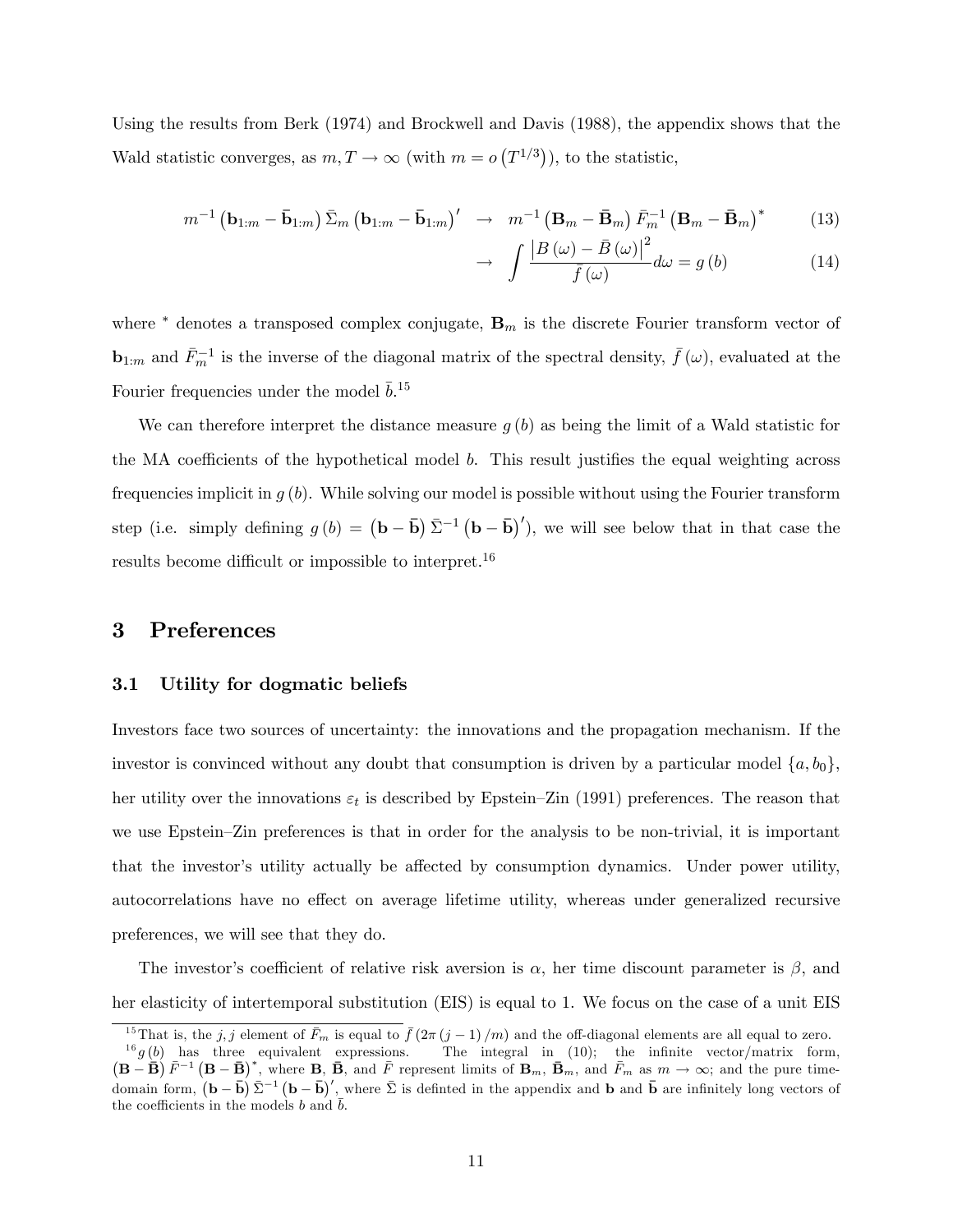Using the results from Berk (1974) and Brockwell and Davis (1988), the appendix shows that the Wald statistic converges, as $m, T \to \infty$ (with $m = o\left(T^{1/3}\right)$), to the statistic,

$$m^{-1}\left(\mathbf{b}_{1:m} - \bar{\mathbf{b}}_{1:m}\right) \bar{\Sigma}_m \left(\mathbf{b}_{1:m} - \bar{\mathbf{b}}_{1:m}\right)' \;\to\; m^{-1}\left(\mathbf{B}_m - \bar{\mathbf{B}}_m\right) \bar{F}_m^{-1} \left(\mathbf{B}_m - \bar{\mathbf{B}}_m\right)^* \tag{13}$$

$$\to\; \int \frac{\left|B(\omega) - \bar{B}(\omega)\right|^2}{\bar{f}(\omega)} d\omega = g(b) \tag{14}$$

where $^*$ denotes a transposed complex conjugate, $\mathbf{B}_m$ is the discrete Fourier transform vector of $\mathbf{b}_{1:m}$ and $\bar{F}_m^{-1}$ is the inverse of the diagonal matrix of the spectral density, $\bar{f}(\omega)$, evaluated at the Fourier frequencies under the model $\bar{b}$.[15]

We can therefore interpret the distance measure $g(b)$ as being the limit of a Wald statistic for the MA coefficients of the hypothetical model $b$. This result justifies the equal weighting across frequencies implicit in $g(b)$. While solving our model is possible without using the Fourier transform step (i.e. simply defining $g(b) = \left(\mathbf{b} - \bar{\mathbf{b}}\right) \bar{\Sigma}^{-1} \left(\mathbf{b} - \bar{\mathbf{b}}\right)'$), we will see below that in that case the results become difficult or impossible to interpret.[16]

## 3 Preferences

### 3.1 Utility for dogmatic beliefs

Investors face two sources of uncertainty: the innovations and the propagation mechanism. If the investor is convinced without any doubt that consumption is driven by a particular model $\{a, b_0\}$, her utility over the innovations $\varepsilon_t$ is described by Epstein–Zin (1991) preferences. The reason that we use Epstein–Zin preferences is that in order for the analysis to be non-trivial, it is important that the investor's utility actually be affected by consumption dynamics. Under power utility, autocorrelations have no effect on average lifetime utility, whereas under generalized recursive preferences, we will see that they do.

The investor's coefficient of relative risk aversion is $\alpha$, her time discount parameter is $\beta$, and her elasticity of intertemporal substitution (EIS) is equal to 1. We focus on the case of a unit EIS

[15] That is, the $j, j$ element of $\bar{F}_m$ is equal to $\bar{f}(2\pi(j-1)/m)$ and the off-diagonal elements are all equal to zero.

[16] $g(b)$ has three equivalent expressions. The integral in (10); the infinite vector/matrix form, $\left(\mathbf{B} - \bar{\mathbf{B}}\right) \bar{F}^{-1} \left(\mathbf{B} - \bar{\mathbf{B}}\right)^*$, where $\mathbf{B}$, $\bar{\mathbf{B}}$, and $\bar{F}$ represent limits of $\mathbf{B}_m$, $\bar{\mathbf{B}}_m$, and $\bar{F}_m$ as $m \to \infty$; and the pure time-domain form, $\left(\mathbf{b} - \bar{\mathbf{b}}\right) \bar{\Sigma}^{-1} \left(\mathbf{b} - \bar{\mathbf{b}}\right)'$, where $\bar{\Sigma}$ is definted in the appendix and $\mathbf{b}$ and $\bar{\mathbf{b}}$ are infinitely long vectors of the coefficients in the models $b$ and $\bar{b}$.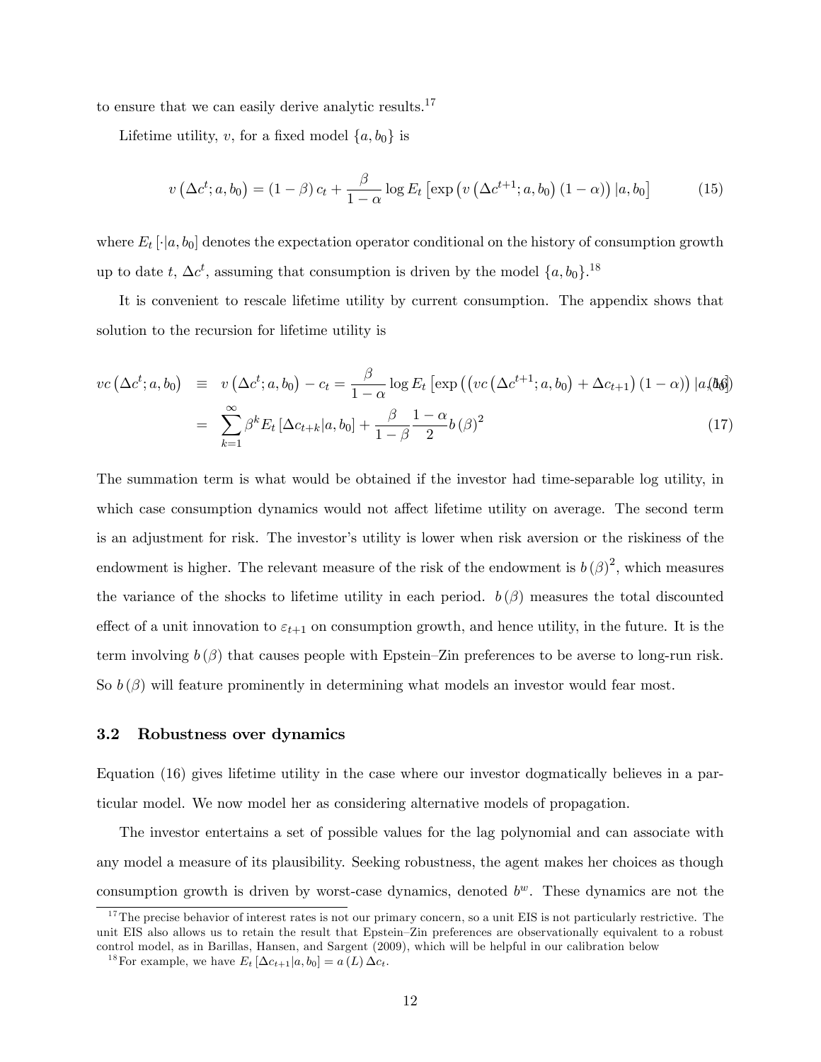to ensure that we can easily derive analytic results.[17]

Lifetime utility, $v$, for a fixed model $\{a, b_0\}$ is

$$v\left(\Delta c^t; a, b_0\right) = (1-\beta)\, c_t + \frac{\beta}{1-\alpha} \log E_t \left[\exp\left(v\left(\Delta c^{t+1}; a, b_0\right)(1-\alpha)\right) | a, b_0\right] \tag{15}$$

where $E_t\left[\cdot | a, b_0\right]$ denotes the expectation operator conditional on the history of consumption growth up to date $t$, $\Delta c^t$, assuming that consumption is driven by the model $\{a, b_0\}$.[18]

It is convenient to rescale lifetime utility by current consumption. The appendix shows that solution to the recursion for lifetime utility is

$$vc\left(\Delta c^t; a, b_0\right) \equiv v\left(\Delta c^t; a, b_0\right) - c_t = \frac{\beta}{1-\alpha} \log E_t \left[\exp\left(\left(vc\left(\Delta c^{t+1}; a, b_0\right) + \Delta c_{t+1}\right)(1-\alpha)\right) | a, b_0\right] \tag{16}$$

$$= \sum_{k=1}^{\infty} \beta^k E_t \left[\Delta c_{t+k} | a, b_0\right] + \frac{\beta}{1-\beta} \frac{1-\alpha}{2} b(\beta)^2 \tag{17}$$

The summation term is what would be obtained if the investor had time-separable log utility, in which case consumption dynamics would not affect lifetime utility on average. The second term is an adjustment for risk. The investor's utility is lower when risk aversion or the riskiness of the endowment is higher. The relevant measure of the risk of the endowment is $b(\beta)^2$, which measures the variance of the shocks to lifetime utility in each period. $b(\beta)$ measures the total discounted effect of a unit innovation to $\varepsilon_{t+1}$ on consumption growth, and hence utility, in the future. It is the term involving $b(\beta)$ that causes people with Epstein–Zin preferences to be averse to long-run risk. So $b(\beta)$ will feature prominently in determining what models an investor would fear most.

### 3.2 Robustness over dynamics

Equation (16) gives lifetime utility in the case where our investor dogmatically believes in a particular model. We now model her as considering alternative models of propagation.

The investor entertains a set of possible values for the lag polynomial and can associate with any model a measure of its plausibility. Seeking robustness, the agent makes her choices as though consumption growth is driven by worst-case dynamics, denoted $b^w$. These dynamics are not the

[17] The precise behavior of interest rates is not our primary concern, so a unit EIS is not particularly restrictive. The unit EIS also allows us to retain the result that Epstein–Zin preferences are observationally equivalent to a robust control model, as in Barillas, Hansen, and Sargent (2009), which will be helpful in our calibration below

[18] For example, we have $E_t\left[\Delta c_{t+1} | a, b_0\right] = a(L)\, \Delta c_t$.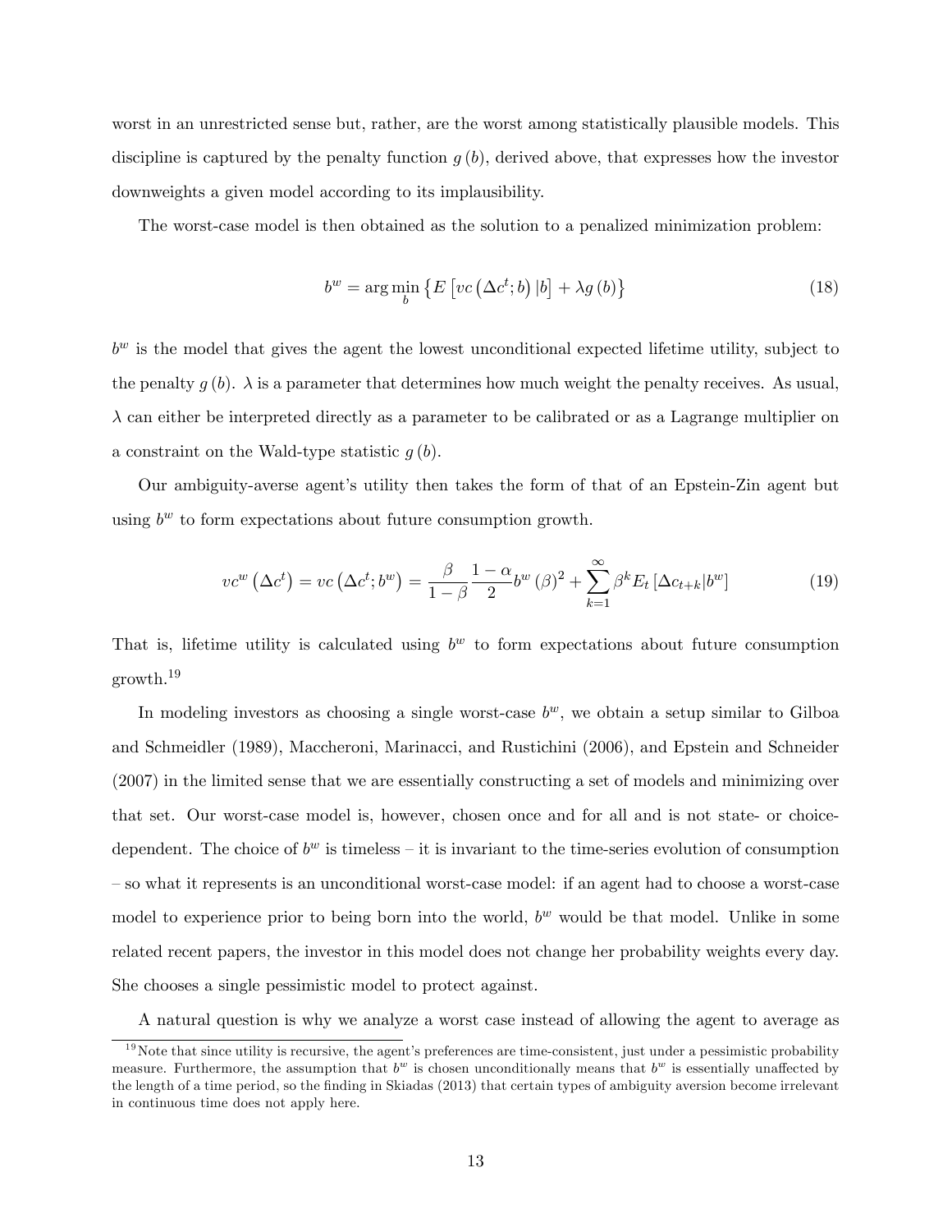worst in an unrestricted sense but, rather, are the worst among statistically plausible models. This discipline is captured by the penalty function $g(b)$, derived above, that expresses how the investor downweights a given model according to its implausibility.

The worst-case model is then obtained as the solution to a penalized minimization problem:

$$b^w = \arg\min_b \left\{ E\left[ vc\left(\Delta c^t; b\right) | b \right] + \lambda g(b) \right\} \tag{18}$$

$b^w$ is the model that gives the agent the lowest unconditional expected lifetime utility, subject to the penalty $g(b)$. $\lambda$ is a parameter that determines how much weight the penalty receives. As usual, $\lambda$ can either be interpreted directly as a parameter to be calibrated or as a Lagrange multiplier on a constraint on the Wald-type statistic $g(b)$.

Our ambiguity-averse agent's utility then takes the form of that of an Epstein-Zin agent but using $b^w$ to form expectations about future consumption growth.

$$vc^w\left(\Delta c^t\right) = vc\left(\Delta c^t; b^w\right) = \frac{\beta}{1-\beta}\frac{1-\alpha}{2}b^w(\beta)^2 + \sum_{k=1}^{\infty}\beta^k E_t\left[\Delta c_{t+k}|b^w\right] \tag{19}$$

That is, lifetime utility is calculated using $b^w$ to form expectations about future consumption growth.[19]

In modeling investors as choosing a single worst-case $b^w$, we obtain a setup similar to Gilboa and Schmeidler (1989), Maccheroni, Marinacci, and Rustichini (2006), and Epstein and Schneider (2007) in the limited sense that we are essentially constructing a set of models and minimizing over that set. Our worst-case model is, however, chosen once and for all and is not state- or choice-dependent. The choice of $b^w$ is timeless – it is invariant to the time-series evolution of consumption – so what it represents is an unconditional worst-case model: if an agent had to choose a worst-case model to experience prior to being born into the world, $b^w$ would be that model. Unlike in some related recent papers, the investor in this model does not change her probability weights every day. She chooses a single pessimistic model to protect against.

A natural question is why we analyze a worst case instead of allowing the agent to average as

[19] Note that since utility is recursive, the agent's preferences are time-consistent, just under a pessimistic probability measure. Furthermore, the assumption that $b^w$ is chosen unconditionally means that $b^w$ is essentially unaffected by the length of a time period, so the finding in Skiadas (2013) that certain types of ambiguity aversion become irrelevant in continuous time does not apply here.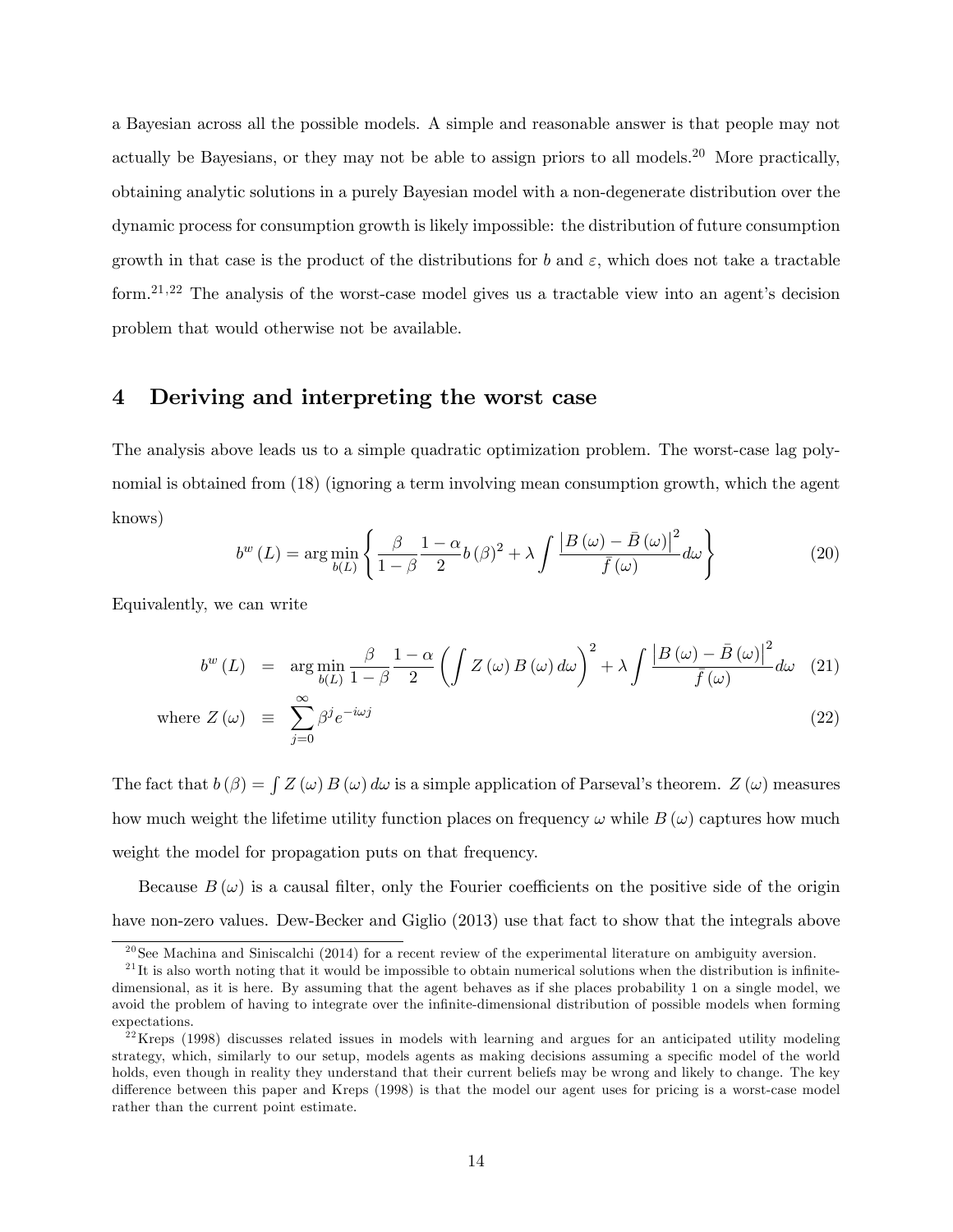a Bayesian across all the possible models. A simple and reasonable answer is that people may not actually be Bayesians, or they may not be able to assign priors to all models.[20] More practically, obtaining analytic solutions in a purely Bayesian model with a non-degenerate distribution over the dynamic process for consumption growth is likely impossible: the distribution of future consumption growth in that case is the product of the distributions for $b$ and $\varepsilon$, which does not take a tractable form.[21,22] The analysis of the worst-case model gives us a tractable view into an agent's decision problem that would otherwise not be available.

# 4 Deriving and interpreting the worst case

The analysis above leads us to a simple quadratic optimization problem. The worst-case lag polynomial is obtained from (18) (ignoring a term involving mean consumption growth, which the agent knows)

$$b^w(L) = \arg\min_{b(L)} \left\{ \frac{\beta}{1-\beta} \frac{1-\alpha}{2} b(\beta)^2 + \lambda \int \frac{\left|B(\omega) - \bar{B}(\omega)\right|^2}{\bar{f}(\omega)} d\omega \right\} \tag{20}$$

Equivalently, we can write

$$b^w(L) = \arg\min_{b(L)} \frac{\beta}{1-\beta} \frac{1-\alpha}{2} \left( \int Z(\omega) B(\omega) d\omega \right)^2 + \lambda \int \frac{\left|B(\omega) - \bar{B}(\omega)\right|^2}{\bar{f}(\omega)} d\omega \tag{21}$$

$$\text{where } Z(\omega) \equiv \sum_{j=0}^{\infty} \beta^j e^{-i\omega j} \tag{22}$$

The fact that $b(\beta) = \int Z(\omega) B(\omega) d\omega$ is a simple application of Parseval's theorem. $Z(\omega)$ measures how much weight the lifetime utility function places on frequency $\omega$ while $B(\omega)$ captures how much weight the model for propagation puts on that frequency.

Because $B(\omega)$ is a causal filter, only the Fourier coefficients on the positive side of the origin have non-zero values. Dew-Becker and Giglio (2013) use that fact to show that the integrals above

[20] See Machina and Siniscalchi (2014) for a recent review of the experimental literature on ambiguity aversion.

[21] It is also worth noting that it would be impossible to obtain numerical solutions when the distribution is infinite-dimensional, as it is here. By assuming that the agent behaves as if she places probability 1 on a single model, we avoid the problem of having to integrate over the infinite-dimensional distribution of possible models when forming expectations.

[22] Kreps (1998) discusses related issues in models with learning and argues for an anticipated utility modeling strategy, which, similarly to our setup, models agents as making decisions assuming a specific model of the world holds, even though in reality they understand that their current beliefs may be wrong and likely to change. The key difference between this paper and Kreps (1998) is that the model our agent uses for pricing is a worst-case model rather than the current point estimate.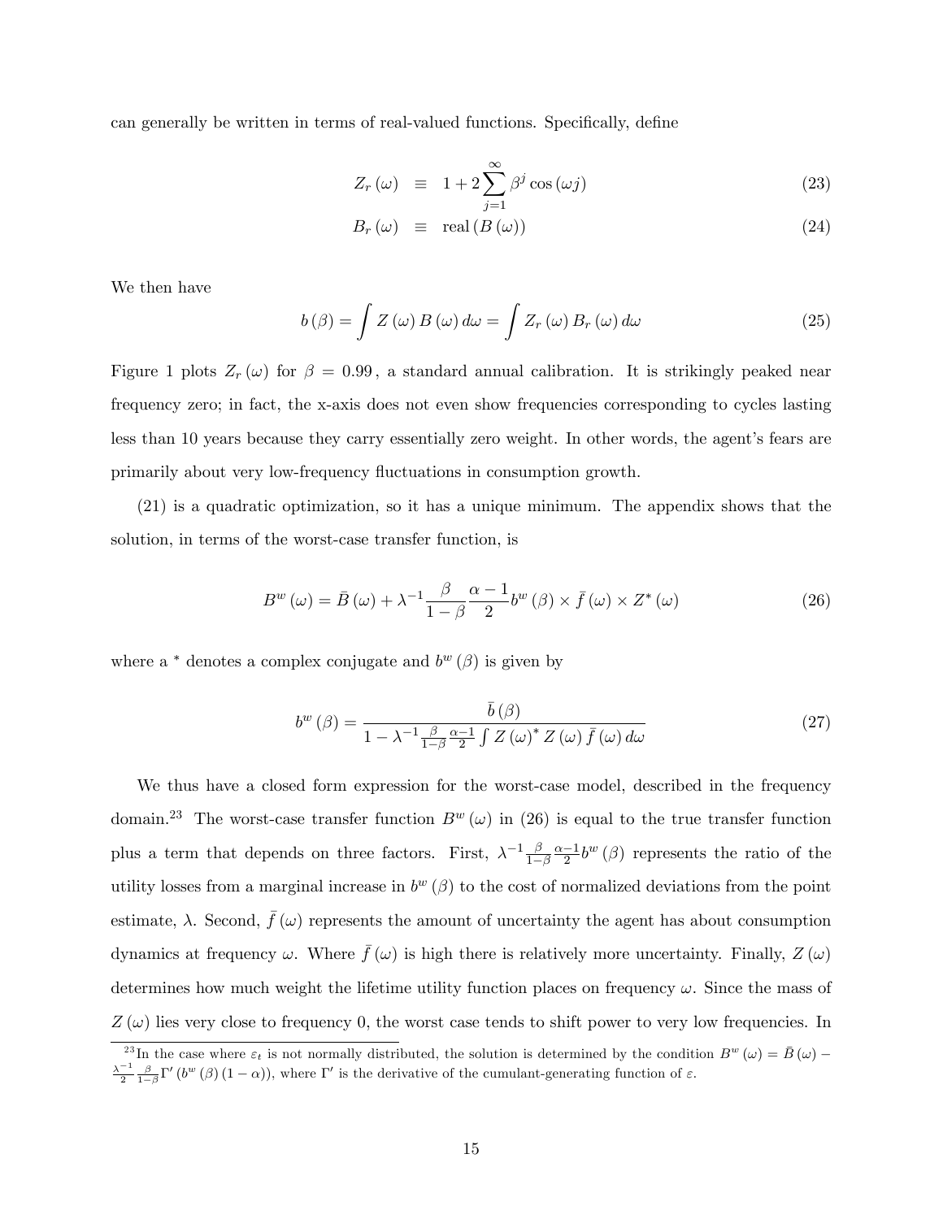can generally be written in terms of real-valued functions. Specifically, define

$$Z_r(\omega) \equiv 1 + 2\sum_{j=1}^{\infty} \beta^j \cos(\omega j) \tag{23}$$

$$B_r(\omega) \equiv \text{real}(B(\omega)) \tag{24}$$

We then have

$$b(\beta) = \int Z(\omega) B(\omega) d\omega = \int Z_r(\omega) B_r(\omega) d\omega \tag{25}$$

Figure 1 plots $Z_r(\omega)$ for $\beta = 0.99$, a standard annual calibration. It is strikingly peaked near frequency zero; in fact, the x-axis does not even show frequencies corresponding to cycles lasting less than 10 years because they carry essentially zero weight. In other words, the agent's fears are primarily about very low-frequency fluctuations in consumption growth.

(21) is a quadratic optimization, so it has a unique minimum. The appendix shows that the solution, in terms of the worst-case transfer function, is

$$B^w(\omega) = \bar{B}(\omega) + \lambda^{-1} \frac{\beta}{1-\beta} \frac{\alpha - 1}{2} b^w(\beta) \times \bar{f}(\omega) \times Z^*(\omega) \tag{26}$$

where a $^*$ denotes a complex conjugate and $b^w(\beta)$ is given by

$$b^w(\beta) = \frac{\bar{b}(\beta)}{1 - \lambda^{-1} \frac{\beta}{1-\beta} \frac{\alpha-1}{2} \int Z(\omega)^* Z(\omega) \bar{f}(\omega) d\omega} \tag{27}$$

We thus have a closed form expression for the worst-case model, described in the frequency domain.[23] The worst-case transfer function $B^w(\omega)$ in (26) is equal to the true transfer function plus a term that depends on three factors. First, $\lambda^{-1} \frac{\beta}{1-\beta} \frac{\alpha-1}{2} b^w(\beta)$ represents the ratio of the utility losses from a marginal increase in $b^w(\beta)$ to the cost of normalized deviations from the point estimate, $\lambda$. Second, $\bar{f}(\omega)$ represents the amount of uncertainty the agent has about consumption dynamics at frequency $\omega$. Where $\bar{f}(\omega)$ is high there is relatively more uncertainty. Finally, $Z(\omega)$ determines how much weight the lifetime utility function places on frequency $\omega$. Since the mass of $Z(\omega)$ lies very close to frequency 0, the worst case tends to shift power to very low frequencies. In

[23] In the case where $\varepsilon_t$ is not normally distributed, the solution is determined by the condition $B^w(\omega) = \bar{B}(\omega) - \frac{\lambda^{-1}}{2} \frac{\beta}{1-\beta} \Gamma'(b^w(\beta)(1-\alpha))$, where $\Gamma'$ is the derivative of the cumulant-generating function of $\varepsilon$.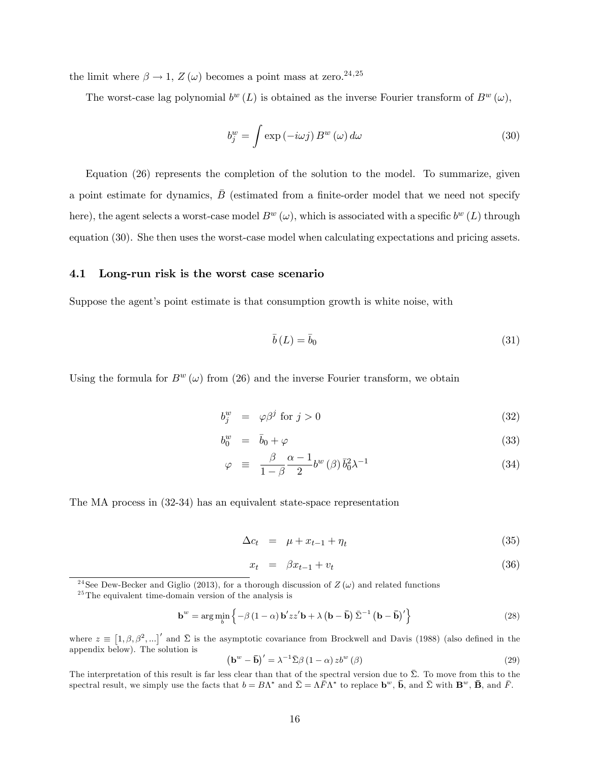the limit where $\beta \to 1$, $Z(\omega)$ becomes a point mass at zero.[24,25]

The worst-case lag polynomial $b^w(L)$ is obtained as the inverse Fourier transform of $B^w(\omega)$,

$$b_j^w = \int \exp(-i\omega j) B^w(\omega) d\omega \tag{30}$$

Equation (26) represents the completion of the solution to the model. To summarize, given a point estimate for dynamics, $\bar{B}$ (estimated from a finite-order model that we need not specify here), the agent selects a worst-case model $B^w(\omega)$, which is associated with a specific $b^w(L)$ through equation (30). She then uses the worst-case model when calculating expectations and pricing assets.

## 4.1 Long-run risk is the worst case scenario

Suppose the agent's point estimate is that consumption growth is white noise, with

$$\bar{b}(L) = \bar{b}_0 \tag{31}$$

Using the formula for $B^w(\omega)$ from (26) and the inverse Fourier transform, we obtain

$$b_j^w = \varphi \beta^j \text{ for } j > 0 \tag{32}$$

$$b_0^w = \bar{b}_0 + \varphi \tag{33}$$

$$\varphi \equiv \frac{\beta}{1-\beta} \frac{\alpha - 1}{2} b^w(\beta) \bar{b}_0^2 \lambda^{-1} \tag{34}$$

The MA process in (32-34) has an equivalent state-space representation

$$\Delta c_t = \mu + x_{t-1} + \eta_t \tag{35}$$

$$x_t = \beta x_{t-1} + v_t \tag{36}$$

---

[24] See Dew-Becker and Giglio (2013), for a thorough discussion of $Z(\omega)$ and related functions

[25] The equivalent time-domain version of the analysis is

$$\mathbf{b}^w = \arg\min_b \left\{ -\beta(1-\alpha)\mathbf{b}' z z' \mathbf{b} + \lambda \left(\mathbf{b} - \bar{\mathbf{b}}\right) \bar{\Sigma}^{-1} \left(\mathbf{b} - \bar{\mathbf{b}}\right)' \right\} \tag{28}$$

where $z \equiv \left[1, \beta, \beta^2, ...\right]'$ and $\bar{\Sigma}$ is the asymptotic covariance from Brockwell and Davis (1988) (also defined in the appendix below). The solution is

$$\left(\mathbf{b}^w - \bar{\mathbf{b}}\right)' = \lambda^{-1} \bar{\Sigma} \beta (1-\alpha) z b^w(\beta) \tag{29}$$

The interpretation of this result is far less clear than that of the spectral version due to $\bar{\Sigma}$. To move from this to the spectral result, we simply use the facts that $b = B\Lambda^*$ and $\bar{\Sigma} = \Lambda \bar{F} \Lambda^*$ to replace $\mathbf{b}^w$, $\bar{\mathbf{b}}$, and $\bar{\Sigma}$ with $\mathbf{B}^w$, $\bar{\mathbf{B}}$, and $\bar{F}$.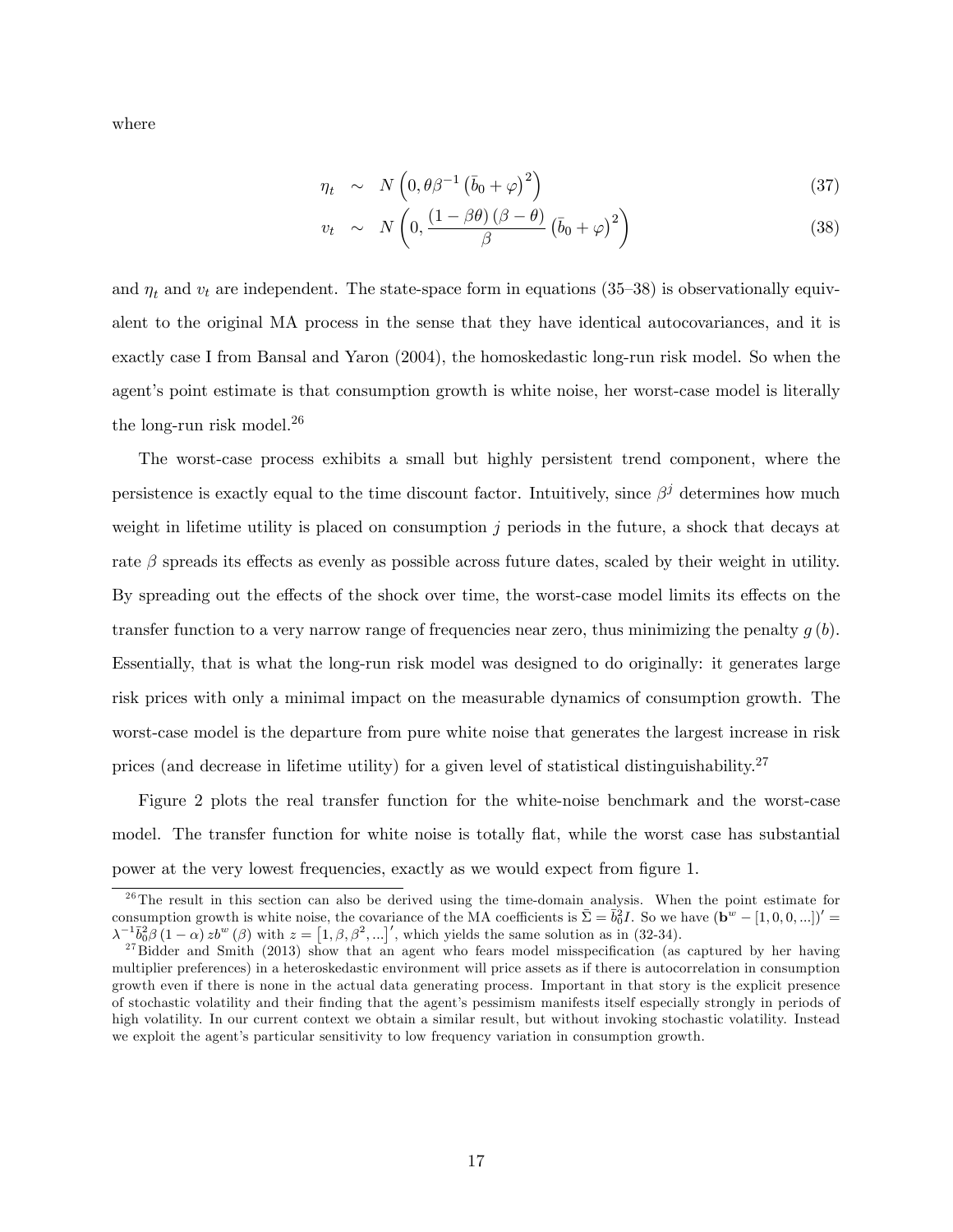where

$$\eta_t \sim N\left(0, \theta\beta^{-1}\left(\bar{b}_0 + \varphi\right)^2\right) \tag{37}$$

$$v_t \sim N\left(0, \frac{(1-\beta\theta)(\beta-\theta)}{\beta}\left(\bar{b}_0 + \varphi\right)^2\right) \tag{38}$$

and $\eta_t$ and $v_t$ are independent. The state-space form in equations (35–38) is observationally equivalent to the original MA process in the sense that they have identical autocovariances, and it is exactly case I from Bansal and Yaron (2004), the homoskedastic long-run risk model. So when the agent's point estimate is that consumption growth is white noise, her worst-case model is literally the long-run risk model.[26]

The worst-case process exhibits a small but highly persistent trend component, where the persistence is exactly equal to the time discount factor. Intuitively, since $\beta^j$ determines how much weight in lifetime utility is placed on consumption $j$ periods in the future, a shock that decays at rate $\beta$ spreads its effects as evenly as possible across future dates, scaled by their weight in utility. By spreading out the effects of the shock over time, the worst-case model limits its effects on the transfer function to a very narrow range of frequencies near zero, thus minimizing the penalty $g(b)$. Essentially, that is what the long-run risk model was designed to do originally: it generates large risk prices with only a minimal impact on the measurable dynamics of consumption growth. The worst-case model is the departure from pure white noise that generates the largest increase in risk prices (and decrease in lifetime utility) for a given level of statistical distinguishability.[27]

Figure 2 plots the real transfer function for the white-noise benchmark and the worst-case model. The transfer function for white noise is totally flat, while the worst case has substantial power at the very lowest frequencies, exactly as we would expect from figure 1.

---

[26] The result in this section can also be derived using the time-domain analysis. When the point estimate for consumption growth is white noise, the covariance of the MA coefficients is $\bar{\Sigma} = \bar{b}_0^2 I$. So we have $(\mathbf{b}^w - [1, 0, 0, ...])' = \lambda^{-1}\bar{b}_0^2\beta(1-\alpha) z b^w(\beta)$ with $z = [1, \beta, \beta^2, ...]'$, which yields the same solution as in (32-34).

[27] Bidder and Smith (2013) show that an agent who fears model misspecification (as captured by her having multiplier preferences) in a heteroskedastic environment will price assets as if there is autocorrelation in consumption growth even if there is none in the actual data generating process. Important in that story is the explicit presence of stochastic volatility and their finding that the agent's pessimism manifests itself especially strongly in periods of high volatility. In our current context we obtain a similar result, but without invoking stochastic volatility. Instead we exploit the agent's particular sensitivity to low frequency variation in consumption growth.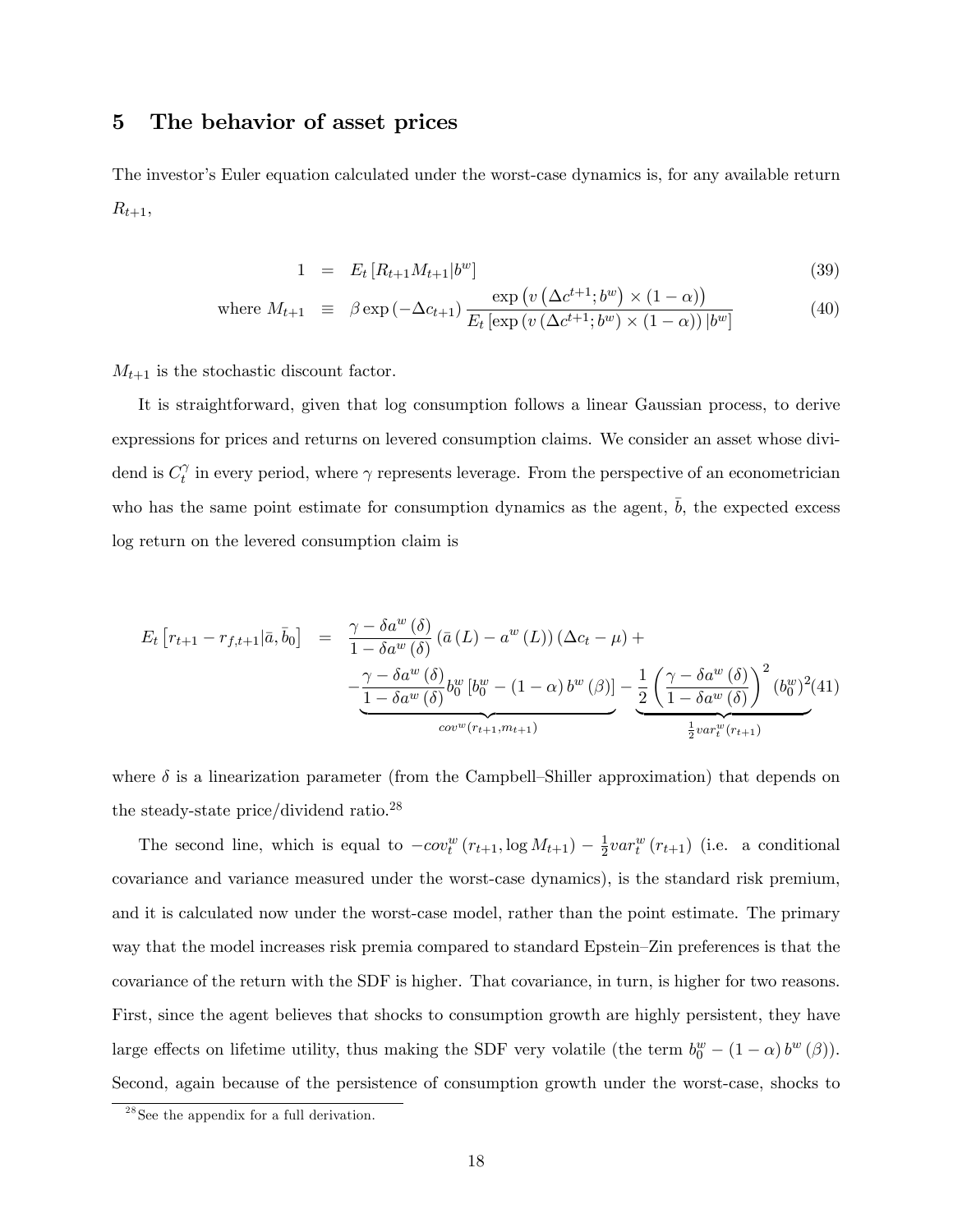## 5 The behavior of asset prices

The investor's Euler equation calculated under the worst-case dynamics is, for any available return $R_{t+1}$,

$$1 = E_t\left[R_{t+1}M_{t+1}|b^w\right] \tag{39}$$

$$\text{where } M_{t+1} \equiv \beta \exp\left(-\Delta c_{t+1}\right) \frac{\exp\left(v\left(\Delta c^{t+1}; b^w\right) \times (1-\alpha)\right)}{E_t\left[\exp\left(v\left(\Delta c^{t+1}; b^w\right) \times (1-\alpha)\right)|b^w\right]} \tag{40}$$

$M_{t+1}$ is the stochastic discount factor.

It is straightforward, given that log consumption follows a linear Gaussian process, to derive expressions for prices and returns on levered consumption claims. We consider an asset whose dividend is $C_t^\gamma$ in every period, where $\gamma$ represents leverage. From the perspective of an econometrician who has the same point estimate for consumption dynamics as the agent, $\bar{b}$, the expected excess log return on the levered consumption claim is

$$\begin{aligned} E_t\left[r_{t+1} - r_{f,t+1}|\bar{a}, \bar{b}_0\right] &= \frac{\gamma - \delta a^w(\delta)}{1 - \delta a^w(\delta)}\left(\bar{a}(L) - a^w(L)\right)(\Delta c_t - \mu) + \\ &\quad - \underbrace{\frac{\gamma - \delta a^w(\delta)}{1 - \delta a^w(\delta)} b_0^w\left[b_0^w - (1-\alpha)\, b^w(\beta)\right]}_{cov^w(r_{t+1}, m_{t+1})} - \underbrace{\frac{1}{2}\left(\frac{\gamma - \delta a^w(\delta)}{1 - \delta a^w(\delta)}\right)^2 (b_0^w)^2}_{\frac{1}{2}var_t^w(r_{t+1})} \end{aligned} \tag{41}$$

where $\delta$ is a linearization parameter (from the Campbell–Shiller approximation) that depends on the steady-state price/dividend ratio.[28]

The second line, which is equal to $-cov_t^w\left(r_{t+1}, \log M_{t+1}\right) - \frac{1}{2}var_t^w\left(r_{t+1}\right)$ (i.e. a conditional covariance and variance measured under the worst-case dynamics), is the standard risk premium, and it is calculated now under the worst-case model, rather than the point estimate. The primary way that the model increases risk premia compared to standard Epstein–Zin preferences is that the covariance of the return with the SDF is higher. That covariance, in turn, is higher for two reasons. First, since the agent believes that shocks to consumption growth are highly persistent, they have large effects on lifetime utility, thus making the SDF very volatile (the term $b_0^w - (1-\alpha)\, b^w(\beta)$). Second, again because of the persistence of consumption growth under the worst-case, shocks to

[28] See the appendix for a full derivation.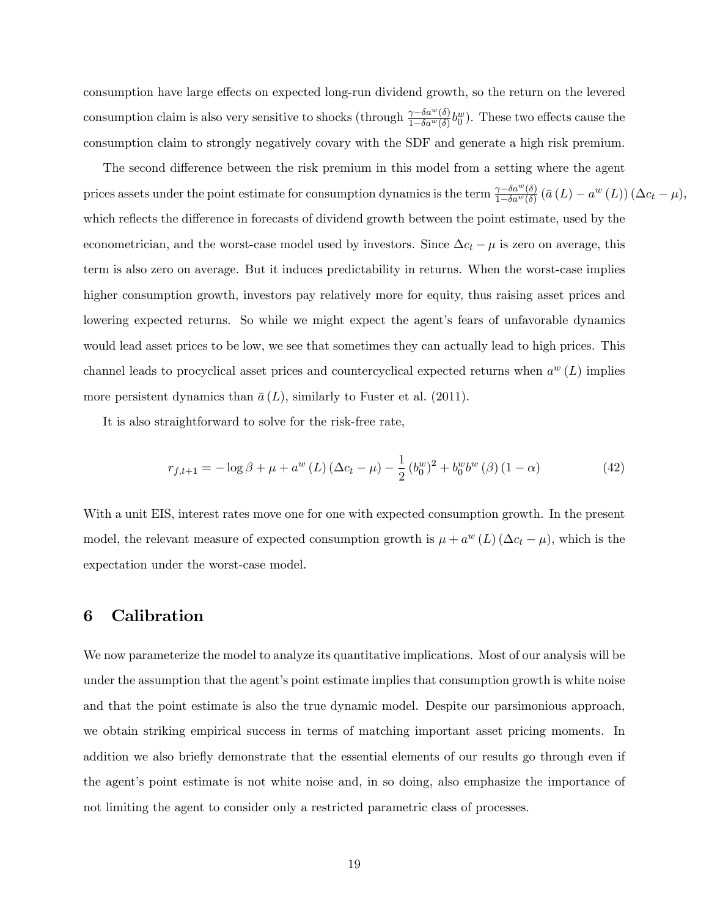consumption have large effects on expected long-run dividend growth, so the return on the levered consumption claim is also very sensitive to shocks (through $\frac{\gamma-\delta a^w(\delta)}{1-\delta a^w(\delta)} b_0^w$). These two effects cause the consumption claim to strongly negatively covary with the SDF and generate a high risk premium.

The second difference between the risk premium in this model from a setting where the agent prices assets under the point estimate for consumption dynamics is the term $\frac{\gamma-\delta a^w(\delta)}{1-\delta a^w(\delta)} \left(\bar{a}\left(L\right) - a^w\left(L\right)\right)\left(\Delta c_t - \mu\right)$, which reflects the difference in forecasts of dividend growth between the point estimate, used by the econometrician, and the worst-case model used by investors. Since $\Delta c_t - \mu$ is zero on average, this term is also zero on average. But it induces predictability in returns. When the worst-case implies higher consumption growth, investors pay relatively more for equity, thus raising asset prices and lowering expected returns. So while we might expect the agent's fears of unfavorable dynamics would lead asset prices to be low, we see that sometimes they can actually lead to high prices. This channel leads to procyclical asset prices and countercyclical expected returns when $a^w\left(L\right)$ implies more persistent dynamics than $\bar{a}\left(L\right)$, similarly to Fuster et al. (2011).

It is also straightforward to solve for the risk-free rate,

$$r_{f,t+1} = -\log\beta + \mu + a^w\left(L\right)\left(\Delta c_t - \mu\right) - \frac{1}{2}\left(b_0^w\right)^2 + b_0^w b^w\left(\beta\right)\left(1-\alpha\right) \tag{42}$$

With a unit EIS, interest rates move one for one with expected consumption growth. In the present model, the relevant measure of expected consumption growth is $\mu + a^w\left(L\right)\left(\Delta c_t - \mu\right)$, which is the expectation under the worst-case model.

# 6 Calibration

We now parameterize the model to analyze its quantitative implications. Most of our analysis will be under the assumption that the agent's point estimate implies that consumption growth is white noise and that the point estimate is also the true dynamic model. Despite our parsimonious approach, we obtain striking empirical success in terms of matching important asset pricing moments. In addition we also briefly demonstrate that the essential elements of our results go through even if the agent's point estimate is not white noise and, in so doing, also emphasize the importance of not limiting the agent to consider only a restricted parametric class of processes.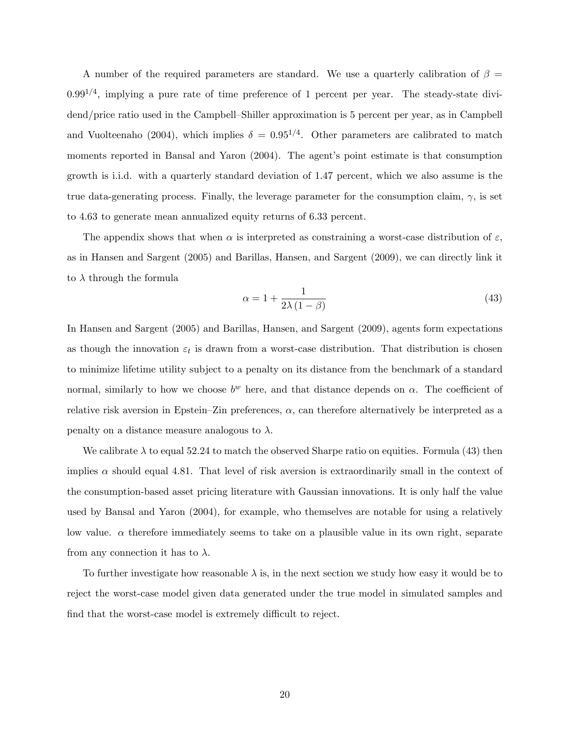A number of the required parameters are standard. We use a quarterly calibration of $\beta = 0.99^{1/4}$, implying a pure rate of time preference of 1 percent per year. The steady-state dividend/price ratio used in the Campbell–Shiller approximation is 5 percent per year, as in Campbell and Vuolteenaho (2004), which implies $\delta = 0.95^{1/4}$. Other parameters are calibrated to match moments reported in Bansal and Yaron (2004). The agent's point estimate is that consumption growth is i.i.d. with a quarterly standard deviation of 1.47 percent, which we also assume is the true data-generating process. Finally, the leverage parameter for the consumption claim, $\gamma$, is set to 4.63 to generate mean annualized equity returns of 6.33 percent.

The appendix shows that when $\alpha$ is interpreted as constraining a worst-case distribution of $\varepsilon$, as in Hansen and Sargent (2005) and Barillas, Hansen, and Sargent (2009), we can directly link it to $\lambda$ through the formula

$$\alpha = 1 + \frac{1}{2\lambda (1 - \beta)} \tag{43}$$

In Hansen and Sargent (2005) and Barillas, Hansen, and Sargent (2009), agents form expectations as though the innovation $\varepsilon_t$ is drawn from a worst-case distribution. That distribution is chosen to minimize lifetime utility subject to a penalty on its distance from the benchmark of a standard normal, similarly to how we choose $b^w$ here, and that distance depends on $\alpha$. The coefficient of relative risk aversion in Epstein–Zin preferences, $\alpha$, can therefore alternatively be interpreted as a penalty on a distance measure analogous to $\lambda$.

We calibrate $\lambda$ to equal 52.24 to match the observed Sharpe ratio on equities. Formula (43) then implies $\alpha$ should equal 4.81. That level of risk aversion is extraordinarily small in the context of the consumption-based asset pricing literature with Gaussian innovations. It is only half the value used by Bansal and Yaron (2004), for example, who themselves are notable for using a relatively low value. $\alpha$ therefore immediately seems to take on a plausible value in its own right, separate from any connection it has to $\lambda$.

To further investigate how reasonable $\lambda$ is, in the next section we study how easy it would be to reject the worst-case model given data generated under the true model in simulated samples and find that the worst-case model is extremely difficult to reject.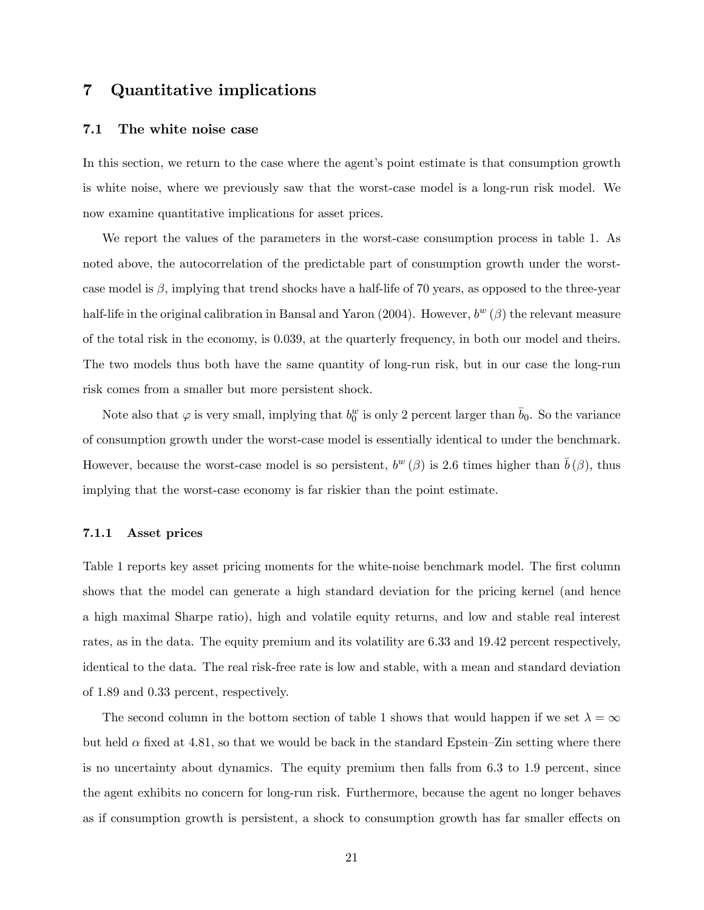# 7 Quantitative implications

## 7.1 The white noise case

In this section, we return to the case where the agent's point estimate is that consumption growth is white noise, where we previously saw that the worst-case model is a long-run risk model. We now examine quantitative implications for asset prices.

We report the values of the parameters in the worst-case consumption process in table 1. As noted above, the autocorrelation of the predictable part of consumption growth under the worst-case model is $\beta$, implying that trend shocks have a half-life of 70 years, as opposed to the three-year half-life in the original calibration in Bansal and Yaron (2004). However, $b^w(\beta)$ the relevant measure of the total risk in the economy, is 0.039, at the quarterly frequency, in both our model and theirs. The two models thus both have the same quantity of long-run risk, but in our case the long-run risk comes from a smaller but more persistent shock.

Note also that $\varphi$ is very small, implying that $b_0^w$ is only 2 percent larger than $\bar{b}_0$. So the variance of consumption growth under the worst-case model is essentially identical to under the benchmark. However, because the worst-case model is so persistent, $b^w(\beta)$ is 2.6 times higher than $\bar{b}(\beta)$, thus implying that the worst-case economy is far riskier than the point estimate.

### 7.1.1 Asset prices

Table 1 reports key asset pricing moments for the white-noise benchmark model. The first column shows that the model can generate a high standard deviation for the pricing kernel (and hence a high maximal Sharpe ratio), high and volatile equity returns, and low and stable real interest rates, as in the data. The equity premium and its volatility are 6.33 and 19.42 percent respectively, identical to the data. The real risk-free rate is low and stable, with a mean and standard deviation of 1.89 and 0.33 percent, respectively.

The second column in the bottom section of table 1 shows that would happen if we set $\lambda = \infty$ but held $\alpha$ fixed at 4.81, so that we would be back in the standard Epstein–Zin setting where there is no uncertainty about dynamics. The equity premium then falls from 6.3 to 1.9 percent, since the agent exhibits no concern for long-run risk. Furthermore, because the agent no longer behaves as if consumption growth is persistent, a shock to consumption growth has far smaller effects on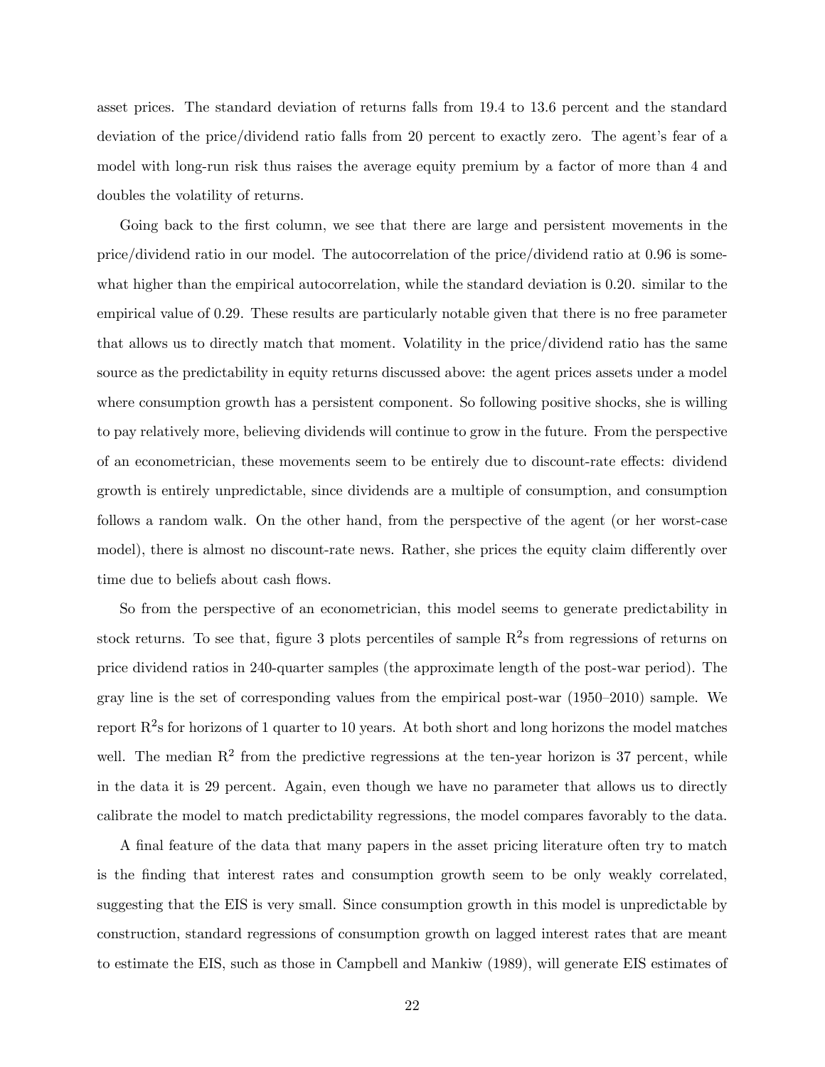asset prices. The standard deviation of returns falls from 19.4 to 13.6 percent and the standard deviation of the price/dividend ratio falls from 20 percent to exactly zero. The agent's fear of a model with long-run risk thus raises the average equity premium by a factor of more than 4 and doubles the volatility of returns.

Going back to the first column, we see that there are large and persistent movements in the price/dividend ratio in our model. The autocorrelation of the price/dividend ratio at 0.96 is somewhat higher than the empirical autocorrelation, while the standard deviation is 0.20. similar to the empirical value of 0.29. These results are particularly notable given that there is no free parameter that allows us to directly match that moment. Volatility in the price/dividend ratio has the same source as the predictability in equity returns discussed above: the agent prices assets under a model where consumption growth has a persistent component. So following positive shocks, she is willing to pay relatively more, believing dividends will continue to grow in the future. From the perspective of an econometrician, these movements seem to be entirely due to discount-rate effects: dividend growth is entirely unpredictable, since dividends are a multiple of consumption, and consumption follows a random walk. On the other hand, from the perspective of the agent (or her worst-case model), there is almost no discount-rate news. Rather, she prices the equity claim differently over time due to beliefs about cash flows.

So from the perspective of an econometrician, this model seems to generate predictability in stock returns. To see that, figure 3 plots percentiles of sample $R^2$s from regressions of returns on price dividend ratios in 240-quarter samples (the approximate length of the post-war period). The gray line is the set of corresponding values from the empirical post-war (1950–2010) sample. We report $R^2$s for horizons of 1 quarter to 10 years. At both short and long horizons the model matches well. The median $R^2$ from the predictive regressions at the ten-year horizon is 37 percent, while in the data it is 29 percent. Again, even though we have no parameter that allows us to directly calibrate the model to match predictability regressions, the model compares favorably to the data.

A final feature of the data that many papers in the asset pricing literature often try to match is the finding that interest rates and consumption growth seem to be only weakly correlated, suggesting that the EIS is very small. Since consumption growth in this model is unpredictable by construction, standard regressions of consumption growth on lagged interest rates that are meant to estimate the EIS, such as those in Campbell and Mankiw (1989), will generate EIS estimates of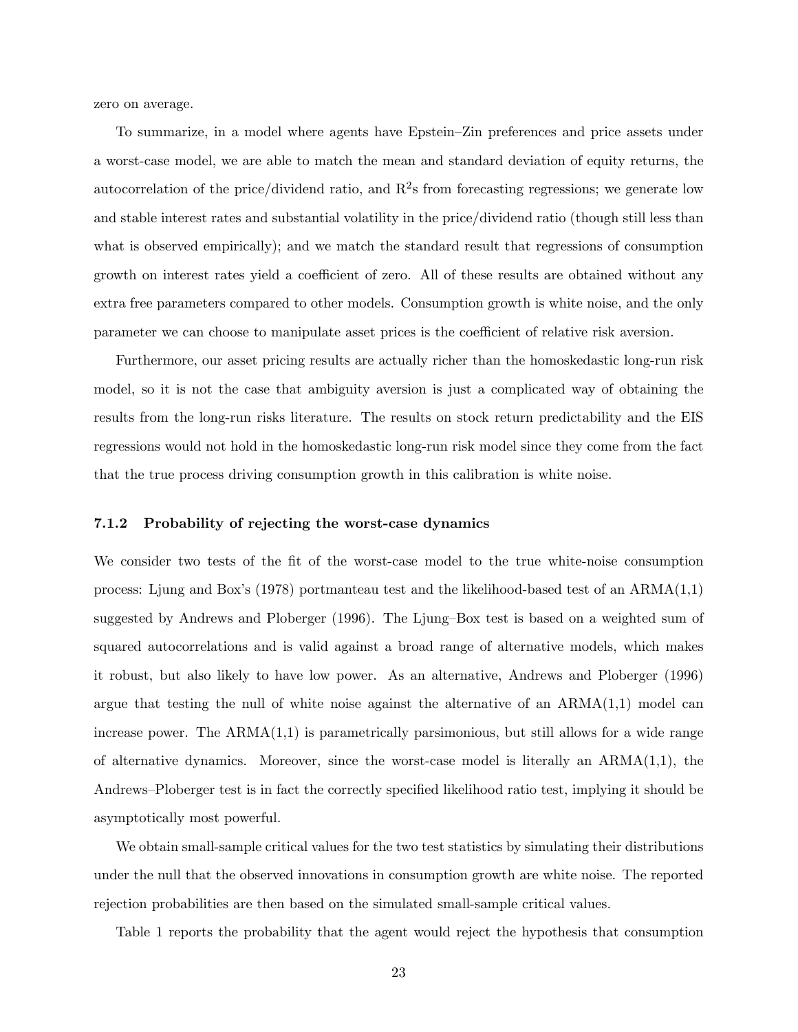zero on average.

To summarize, in a model where agents have Epstein–Zin preferences and price assets under a worst-case model, we are able to match the mean and standard deviation of equity returns, the autocorrelation of the price/dividend ratio, and $R^2$s from forecasting regressions; we generate low and stable interest rates and substantial volatility in the price/dividend ratio (though still less than what is observed empirically); and we match the standard result that regressions of consumption growth on interest rates yield a coefficient of zero. All of these results are obtained without any extra free parameters compared to other models. Consumption growth is white noise, and the only parameter we can choose to manipulate asset prices is the coefficient of relative risk aversion.

Furthermore, our asset pricing results are actually richer than the homoskedastic long-run risk model, so it is not the case that ambiguity aversion is just a complicated way of obtaining the results from the long-run risks literature. The results on stock return predictability and the EIS regressions would not hold in the homoskedastic long-run risk model since they come from the fact that the true process driving consumption growth in this calibration is white noise.

#### 7.1.2 Probability of rejecting the worst-case dynamics

We consider two tests of the fit of the worst-case model to the true white-noise consumption process: Ljung and Box's (1978) portmanteau test and the likelihood-based test of an ARMA(1,1) suggested by Andrews and Ploberger (1996). The Ljung–Box test is based on a weighted sum of squared autocorrelations and is valid against a broad range of alternative models, which makes it robust, but also likely to have low power. As an alternative, Andrews and Ploberger (1996) argue that testing the null of white noise against the alternative of an ARMA(1,1) model can increase power. The ARMA(1,1) is parametrically parsimonious, but still allows for a wide range of alternative dynamics. Moreover, since the worst-case model is literally an ARMA(1,1), the Andrews–Ploberger test is in fact the correctly specified likelihood ratio test, implying it should be asymptotically most powerful.

We obtain small-sample critical values for the two test statistics by simulating their distributions under the null that the observed innovations in consumption growth are white noise. The reported rejection probabilities are then based on the simulated small-sample critical values.

Table 1 reports the probability that the agent would reject the hypothesis that consumption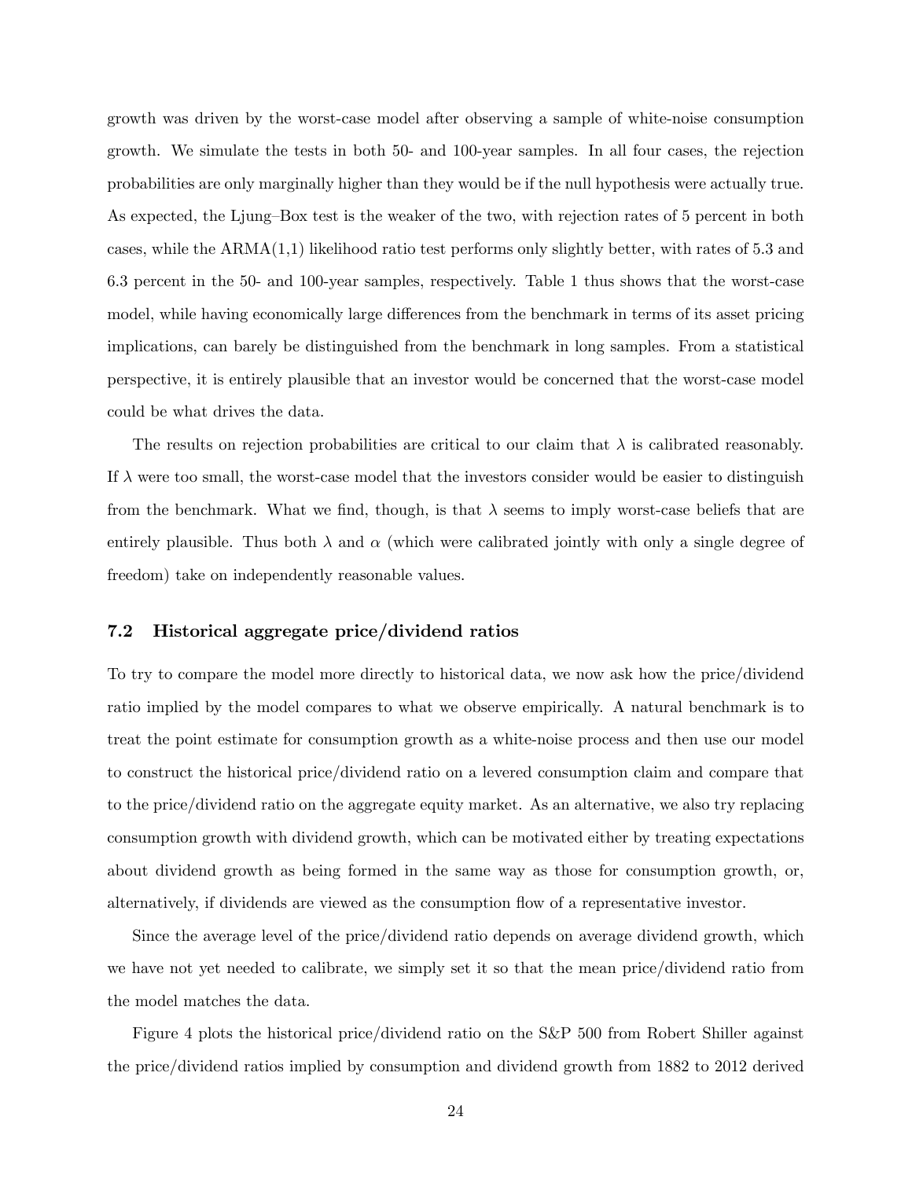growth was driven by the worst-case model after observing a sample of white-noise consumption growth. We simulate the tests in both 50- and 100-year samples. In all four cases, the rejection probabilities are only marginally higher than they would be if the null hypothesis were actually true. As expected, the Ljung–Box test is the weaker of the two, with rejection rates of 5 percent in both cases, while the ARMA(1,1) likelihood ratio test performs only slightly better, with rates of 5.3 and 6.3 percent in the 50- and 100-year samples, respectively. Table 1 thus shows that the worst-case model, while having economically large differences from the benchmark in terms of its asset pricing implications, can barely be distinguished from the benchmark in long samples. From a statistical perspective, it is entirely plausible that an investor would be concerned that the worst-case model could be what drives the data.

The results on rejection probabilities are critical to our claim that $\lambda$ is calibrated reasonably. If $\lambda$ were too small, the worst-case model that the investors consider would be easier to distinguish from the benchmark. What we find, though, is that $\lambda$ seems to imply worst-case beliefs that are entirely plausible. Thus both $\lambda$ and $\alpha$ (which were calibrated jointly with only a single degree of freedom) take on independently reasonable values.

### 7.2 Historical aggregate price/dividend ratios

To try to compare the model more directly to historical data, we now ask how the price/dividend ratio implied by the model compares to what we observe empirically. A natural benchmark is to treat the point estimate for consumption growth as a white-noise process and then use our model to construct the historical price/dividend ratio on a levered consumption claim and compare that to the price/dividend ratio on the aggregate equity market. As an alternative, we also try replacing consumption growth with dividend growth, which can be motivated either by treating expectations about dividend growth as being formed in the same way as those for consumption growth, or, alternatively, if dividends are viewed as the consumption flow of a representative investor.

Since the average level of the price/dividend ratio depends on average dividend growth, which we have not yet needed to calibrate, we simply set it so that the mean price/dividend ratio from the model matches the data.

Figure 4 plots the historical price/dividend ratio on the S&P 500 from Robert Shiller against the price/dividend ratios implied by consumption and dividend growth from 1882 to 2012 derived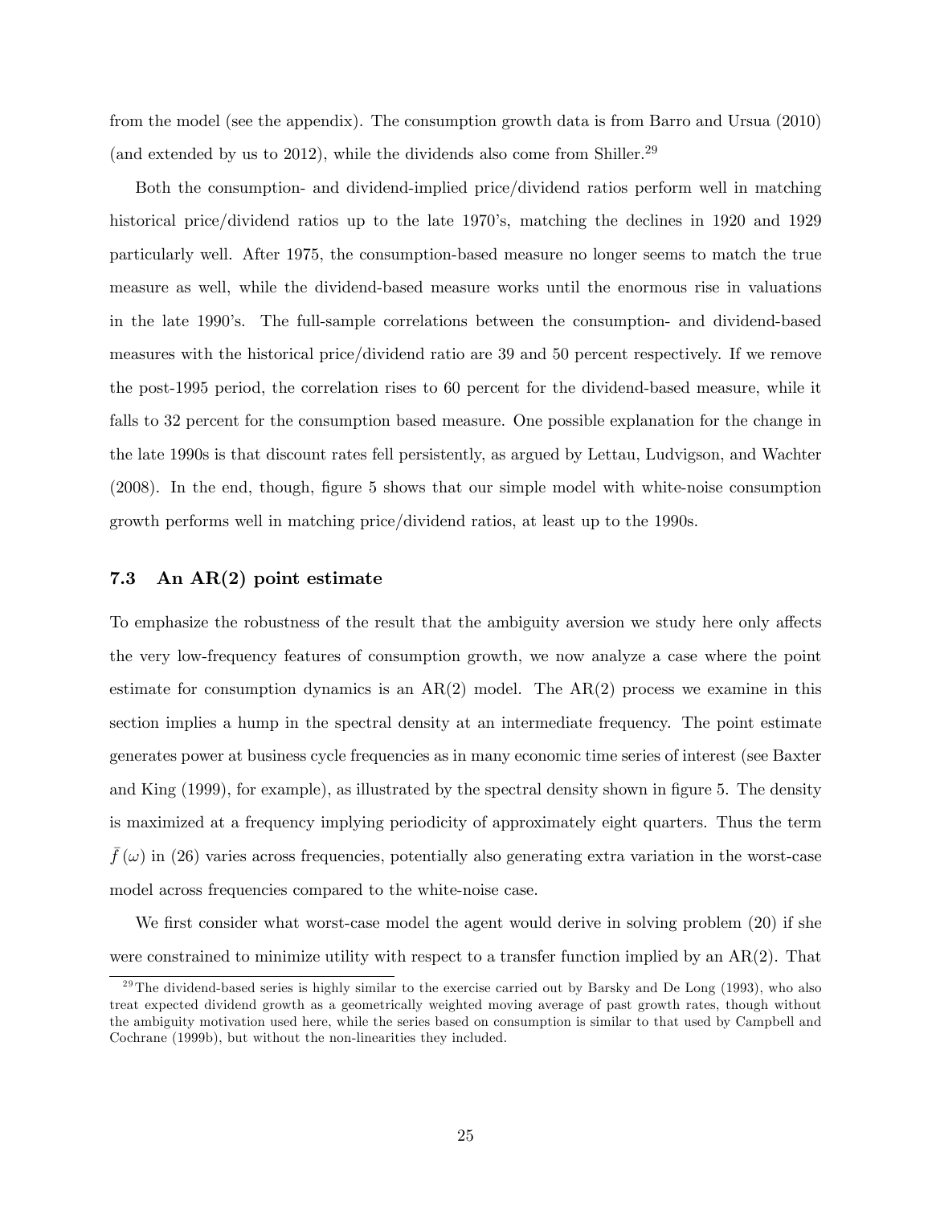from the model (see the appendix). The consumption growth data is from Barro and Ursua (2010) (and extended by us to 2012), while the dividends also come from Shiller.[29]

Both the consumption- and dividend-implied price/dividend ratios perform well in matching historical price/dividend ratios up to the late 1970's, matching the declines in 1920 and 1929 particularly well. After 1975, the consumption-based measure no longer seems to match the true measure as well, while the dividend-based measure works until the enormous rise in valuations in the late 1990's. The full-sample correlations between the consumption- and dividend-based measures with the historical price/dividend ratio are 39 and 50 percent respectively. If we remove the post-1995 period, the correlation rises to 60 percent for the dividend-based measure, while it falls to 32 percent for the consumption based measure. One possible explanation for the change in the late 1990s is that discount rates fell persistently, as argued by Lettau, Ludvigson, and Wachter (2008). In the end, though, figure 5 shows that our simple model with white-noise consumption growth performs well in matching price/dividend ratios, at least up to the 1990s.

### 7.3 An AR(2) point estimate

To emphasize the robustness of the result that the ambiguity aversion we study here only affects the very low-frequency features of consumption growth, we now analyze a case where the point estimate for consumption dynamics is an AR(2) model. The AR(2) process we examine in this section implies a hump in the spectral density at an intermediate frequency. The point estimate generates power at business cycle frequencies as in many economic time series of interest (see Baxter and King (1999), for example), as illustrated by the spectral density shown in figure 5. The density is maximized at a frequency implying periodicity of approximately eight quarters. Thus the term $\bar{f}(\omega)$ in (26) varies across frequencies, potentially also generating extra variation in the worst-case model across frequencies compared to the white-noise case.

We first consider what worst-case model the agent would derive in solving problem (20) if she were constrained to minimize utility with respect to a transfer function implied by an AR(2). That

[29] The dividend-based series is highly similar to the exercise carried out by Barsky and De Long (1993), who also treat expected dividend growth as a geometrically weighted moving average of past growth rates, though without the ambiguity motivation used here, while the series based on consumption is similar to that used by Campbell and Cochrane (1999b), but without the non-linearities they included.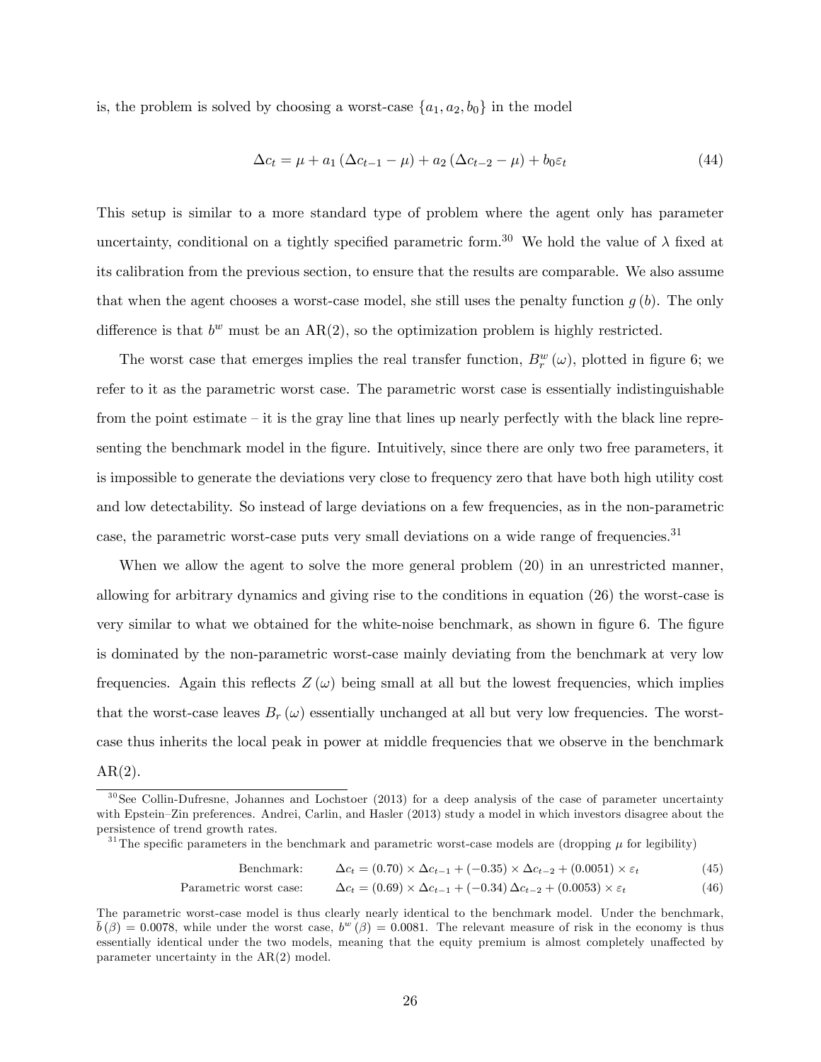is, the problem is solved by choosing a worst-case $\{a_1, a_2, b_0\}$ in the model

$$\Delta c_t = \mu + a_1 (\Delta c_{t-1} - \mu) + a_2 (\Delta c_{t-2} - \mu) + b_0 \varepsilon_t \tag{44}$$

This setup is similar to a more standard type of problem where the agent only has parameter uncertainty, conditional on a tightly specified parametric form.[30] We hold the value of $\lambda$ fixed at its calibration from the previous section, to ensure that the results are comparable. We also assume that when the agent chooses a worst-case model, she still uses the penalty function $g(b)$. The only difference is that $b^w$ must be an AR(2), so the optimization problem is highly restricted.

The worst case that emerges implies the real transfer function, $B_r^w(\omega)$, plotted in figure 6; we refer to it as the parametric worst case. The parametric worst case is essentially indistinguishable from the point estimate – it is the gray line that lines up nearly perfectly with the black line representing the benchmark model in the figure. Intuitively, since there are only two free parameters, it is impossible to generate the deviations very close to frequency zero that have both high utility cost and low detectability. So instead of large deviations on a few frequencies, as in the non-parametric case, the parametric worst-case puts very small deviations on a wide range of frequencies.[31]

When we allow the agent to solve the more general problem (20) in an unrestricted manner, allowing for arbitrary dynamics and giving rise to the conditions in equation (26) the worst-case is very similar to what we obtained for the white-noise benchmark, as shown in figure 6. The figure is dominated by the non-parametric worst-case mainly deviating from the benchmark at very low frequencies. Again this reflects $Z(\omega)$ being small at all but the lowest frequencies, which implies that the worst-case leaves $B_r(\omega)$ essentially unchanged at all but very low frequencies. The worst-case thus inherits the local peak in power at middle frequencies that we observe in the benchmark AR(2).

---

[30] See Collin-Dufresne, Johannes and Lochstoer (2013) for a deep analysis of the case of parameter uncertainty with Epstein–Zin preferences. Andrei, Carlin, and Hasler (2013) study a model in which investors disagree about the persistence of trend growth rates.

[31] The specific parameters in the benchmark and parametric worst-case models are (dropping $\mu$ for legibility)

$$\text{Benchmark:} \quad \Delta c_t = (0.70) \times \Delta c_{t-1} + (-0.35) \times \Delta c_{t-2} + (0.0051) \times \varepsilon_t \tag{45}$$

$$\text{Parametric worst case:} \quad \Delta c_t = (0.69) \times \Delta c_{t-1} + (-0.34) \, \Delta c_{t-2} + (0.0053) \times \varepsilon_t \tag{46}$$

The parametric worst-case model is thus clearly nearly identical to the benchmark model. Under the benchmark, $\bar{b}(\beta) = 0.0078$, while under the worst case, $b^w(\beta) = 0.0081$. The relevant measure of risk in the economy is thus essentially identical under the two models, meaning that the equity premium is almost completely unaffected by parameter uncertainty in the AR(2) model.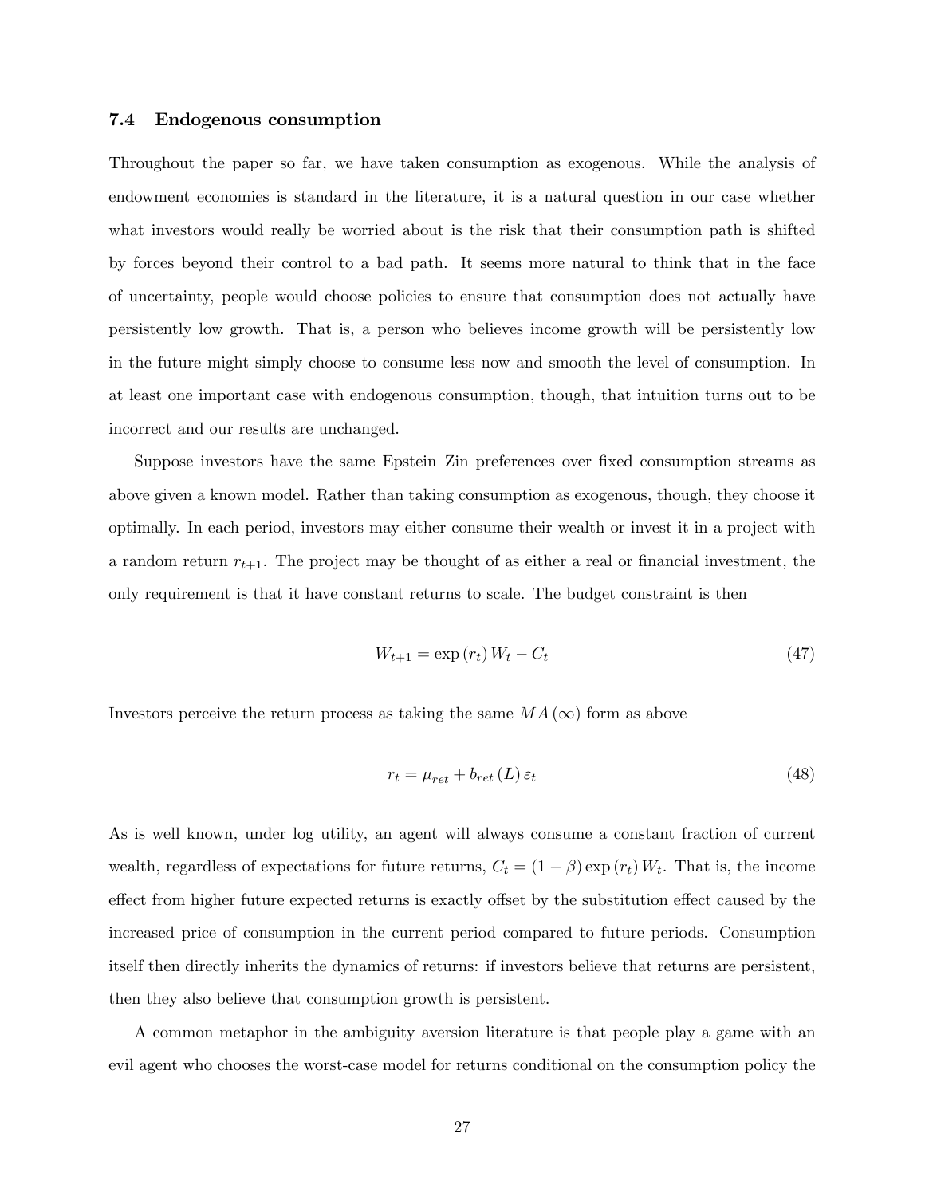### 7.4 Endogenous consumption

Throughout the paper so far, we have taken consumption as exogenous. While the analysis of endowment economies is standard in the literature, it is a natural question in our case whether what investors would really be worried about is the risk that their consumption path is shifted by forces beyond their control to a bad path. It seems more natural to think that in the face of uncertainty, people would choose policies to ensure that consumption does not actually have persistently low growth. That is, a person who believes income growth will be persistently low in the future might simply choose to consume less now and smooth the level of consumption. In at least one important case with endogenous consumption, though, that intuition turns out to be incorrect and our results are unchanged.

Suppose investors have the same Epstein–Zin preferences over fixed consumption streams as above given a known model. Rather than taking consumption as exogenous, though, they choose it optimally. In each period, investors may either consume their wealth or invest it in a project with a random return $r_{t+1}$. The project may be thought of as either a real or financial investment, the only requirement is that it have constant returns to scale. The budget constraint is then

$$W_{t+1} = \exp(r_t) W_t - C_t \tag{47}$$

Investors perceive the return process as taking the same $MA(\infty)$ form as above

$$r_t = \mu_{ret} + b_{ret}(L) \varepsilon_t \tag{48}$$

As is well known, under log utility, an agent will always consume a constant fraction of current wealth, regardless of expectations for future returns, $C_t = (1 - \beta) \exp(r_t) W_t$. That is, the income effect from higher future expected returns is exactly offset by the substitution effect caused by the increased price of consumption in the current period compared to future periods. Consumption itself then directly inherits the dynamics of returns: if investors believe that returns are persistent, then they also believe that consumption growth is persistent.

A common metaphor in the ambiguity aversion literature is that people play a game with an evil agent who chooses the worst-case model for returns conditional on the consumption policy the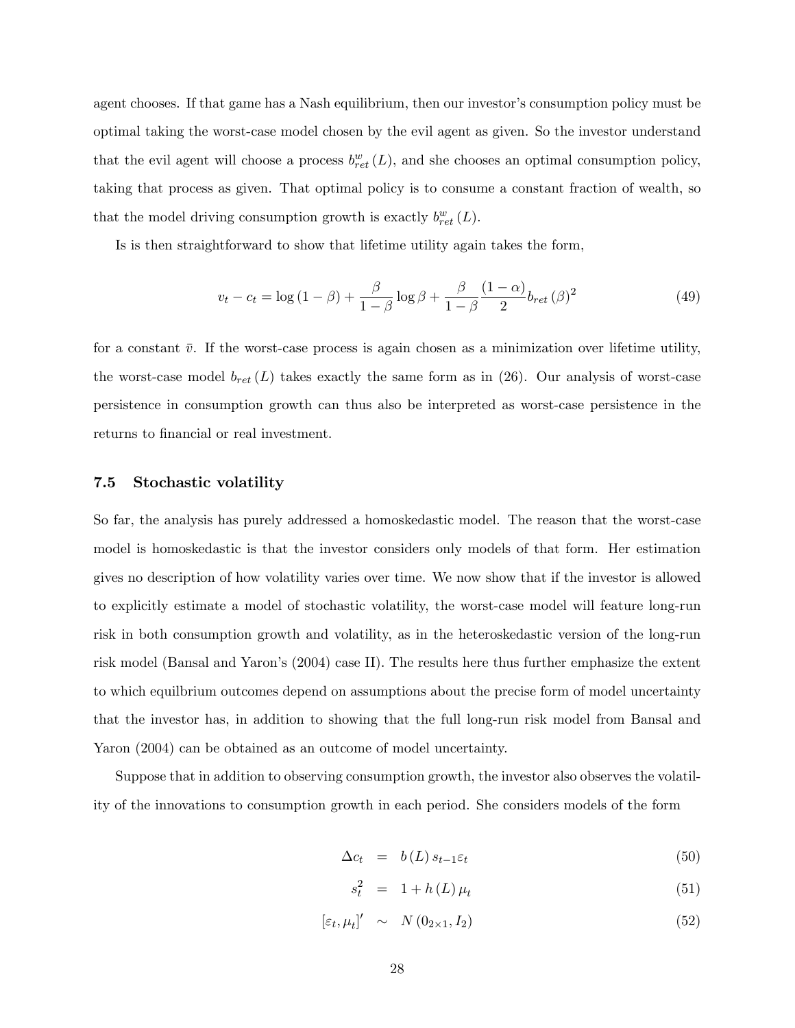agent chooses. If that game has a Nash equilibrium, then our investor's consumption policy must be optimal taking the worst-case model chosen by the evil agent as given. So the investor understand that the evil agent will choose a process $b_{ret}^{w}(L)$, and she chooses an optimal consumption policy, taking that process as given. That optimal policy is to consume a constant fraction of wealth, so that the model driving consumption growth is exactly $b_{ret}^{w}(L)$.

Is is then straightforward to show that lifetime utility again takes the form,

$$v_t - c_t = \log(1-\beta) + \frac{\beta}{1-\beta}\log\beta + \frac{\beta}{1-\beta}\frac{(1-\alpha)}{2}b_{ret}(\beta)^2 \tag{49}$$

for a constant $\bar{v}$. If the worst-case process is again chosen as a minimization over lifetime utility, the worst-case model $b_{ret}(L)$ takes exactly the same form as in (26). Our analysis of worst-case persistence in consumption growth can thus also be interpreted as worst-case persistence in the returns to financial or real investment.

### 7.5 Stochastic volatility

So far, the analysis has purely addressed a homoskedastic model. The reason that the worst-case model is homoskedastic is that the investor considers only models of that form. Her estimation gives no description of how volatility varies over time. We now show that if the investor is allowed to explicitly estimate a model of stochastic volatility, the worst-case model will feature long-run risk in both consumption growth and volatility, as in the heteroskedastic version of the long-run risk model (Bansal and Yaron's (2004) case II). The results here thus further emphasize the extent to which equilibrium outcomes depend on assumptions about the precise form of model uncertainty that the investor has, in addition to showing that the full long-run risk model from Bansal and Yaron (2004) can be obtained as an outcome of model uncertainty.

Suppose that in addition to observing consumption growth, the investor also observes the volatility of the innovations to consumption growth in each period. She considers models of the form

$$\Delta c_t = b(L)\, s_{t-1}\varepsilon_t \tag{50}$$

$$s_t^2 = 1 + h(L)\,\mu_t \tag{51}$$

$$[\varepsilon_t, \mu_t]' \sim N(0_{2\times 1}, I_2) \tag{52}$$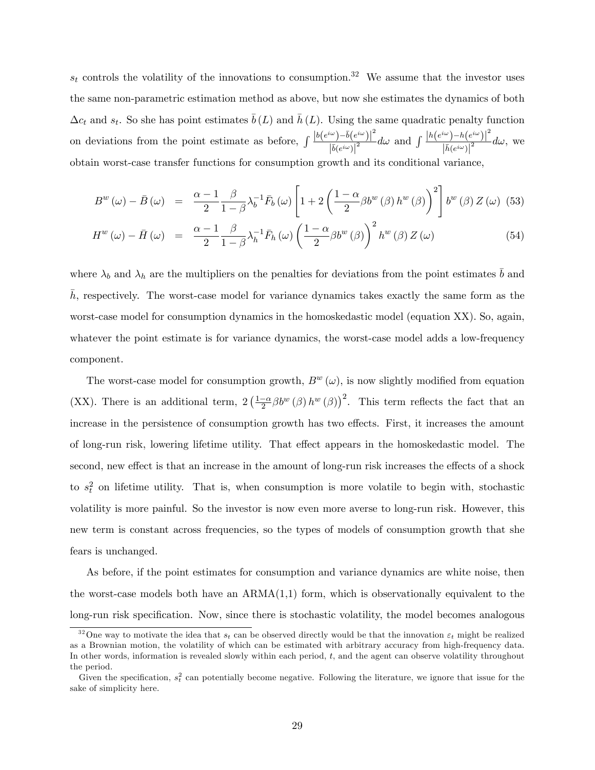$s_t$ controls the volatility of the innovations to consumption.[32] We assume that the investor uses the same non-parametric estimation method as above, but now she estimates the dynamics of both $\Delta c_t$ and $s_t$. So she has point estimates $\bar{b}(L)$ and $\bar{h}(L)$. Using the same quadratic penalty function on deviations from the point estimate as before, $\int \frac{\left|b(e^{i\omega})-\bar{b}(e^{i\omega})\right|^2}{\left|\bar{b}(e^{i\omega})\right|^2}d\omega$ and $\int \frac{\left|h(e^{i\omega})-h(e^{i\omega})\right|^2}{\left|\bar{h}(e^{i\omega})\right|^2}d\omega$, we obtain worst-case transfer functions for consumption growth and its conditional variance,

$$B^w(\omega) - \bar{B}(\omega) = \frac{\alpha-1}{2}\frac{\beta}{1-\beta}\lambda_b^{-1}\bar{F}_b(\omega)\left[1+2\left(\frac{1-\alpha}{2}\beta b^w(\beta)h^w(\beta)\right)^2\right]b^w(\beta)Z(\omega) \quad (53)$$

$$H^w(\omega) - \bar{H}(\omega) = \frac{\alpha-1}{2}\frac{\beta}{1-\beta}\lambda_h^{-1}\bar{F}_h(\omega)\left(\frac{1-\alpha}{2}\beta b^w(\beta)\right)^2 h^w(\beta)Z(\omega) \quad (54)$$

where $\lambda_b$ and $\lambda_h$ are the multipliers on the penalties for deviations from the point estimates $\bar{b}$ and $\bar{h}$, respectively. The worst-case model for variance dynamics takes exactly the same form as the worst-case model for consumption dynamics in the homoskedastic model (equation XX). So, again, whatever the point estimate is for variance dynamics, the worst-case model adds a low-frequency component.

The worst-case model for consumption growth, $B^w(\omega)$, is now slightly modified from equation (XX). There is an additional term, $2\left(\frac{1-\alpha}{2}\beta b^w(\beta)h^w(\beta)\right)^2$. This term reflects the fact that an increase in the persistence of consumption growth has two effects. First, it increases the amount of long-run risk, lowering lifetime utility. That effect appears in the homoskedastic model. The second, new effect is that an increase in the amount of long-run risk increases the effects of a shock to $s_t^2$ on lifetime utility. That is, when consumption is more volatile to begin with, stochastic volatility is more painful. So the investor is now even more averse to long-run risk. However, this new term is constant across frequencies, so the types of models of consumption growth that she fears is unchanged.

As before, if the point estimates for consumption and variance dynamics are white noise, then the worst-case models both have an ARMA(1,1) form, which is observationally equivalent to the long-run risk specification. Now, since there is stochastic volatility, the model becomes analogous

[32] One way to motivate the idea that $s_t$ can be observed directly would be that the innovation $\varepsilon_t$ might be realized as a Brownian motion, the volatility of which can be estimated with arbitrary accuracy from high-frequency data. In other words, information is revealed slowly within each period, $t$, and the agent can observe volatility throughout the period.

Given the specification, $s_t^2$ can potentially become negative. Following the literature, we ignore that issue for the sake of simplicity here.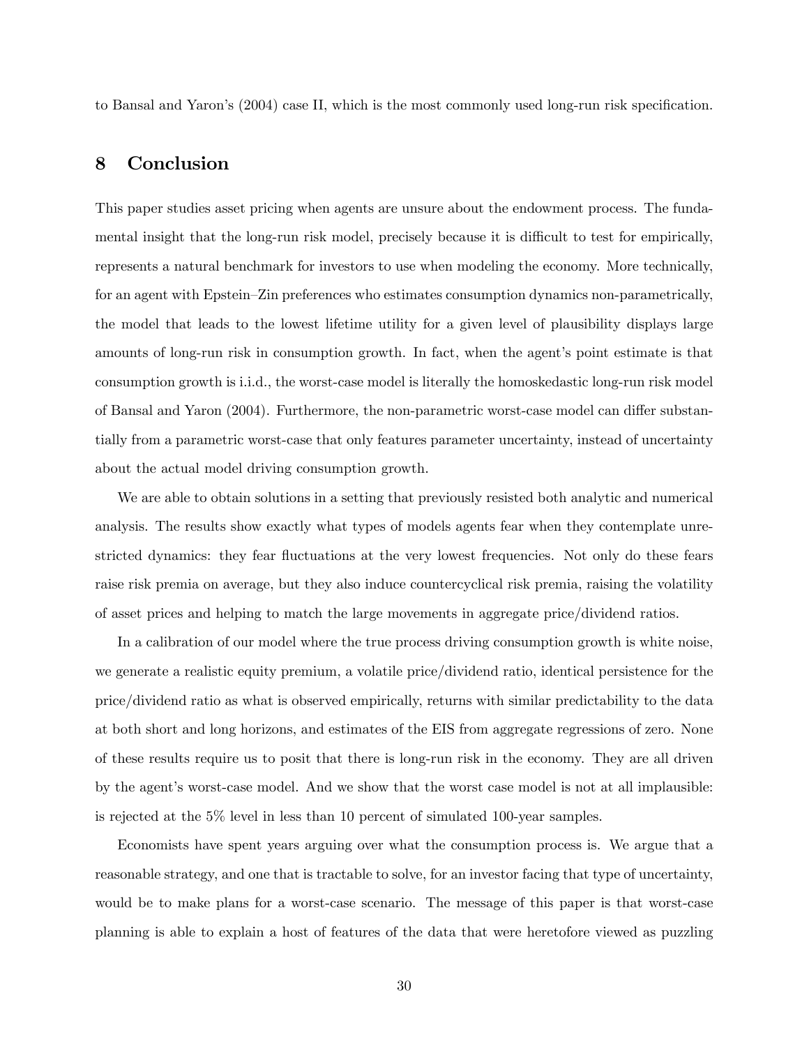to Bansal and Yaron's (2004) case II, which is the most commonly used long-run risk specification.

## 8 Conclusion

This paper studies asset pricing when agents are unsure about the endowment process. The fundamental insight that the long-run risk model, precisely because it is difficult to test for empirically, represents a natural benchmark for investors to use when modeling the economy. More technically, for an agent with Epstein–Zin preferences who estimates consumption dynamics non-parametrically, the model that leads to the lowest lifetime utility for a given level of plausibility displays large amounts of long-run risk in consumption growth. In fact, when the agent's point estimate is that consumption growth is i.i.d., the worst-case model is literally the homoskedastic long-run risk model of Bansal and Yaron (2004). Furthermore, the non-parametric worst-case model can differ substantially from a parametric worst-case that only features parameter uncertainty, instead of uncertainty about the actual model driving consumption growth.

We are able to obtain solutions in a setting that previously resisted both analytic and numerical analysis. The results show exactly what types of models agents fear when they contemplate unrestricted dynamics: they fear fluctuations at the very lowest frequencies. Not only do these fears raise risk premia on average, but they also induce countercyclical risk premia, raising the volatility of asset prices and helping to match the large movements in aggregate price/dividend ratios.

In a calibration of our model where the true process driving consumption growth is white noise, we generate a realistic equity premium, a volatile price/dividend ratio, identical persistence for the price/dividend ratio as what is observed empirically, returns with similar predictability to the data at both short and long horizons, and estimates of the EIS from aggregate regressions of zero. None of these results require us to posit that there is long-run risk in the economy. They are all driven by the agent's worst-case model. And we show that the worst case model is not at all implausible: is rejected at the 5% level in less than 10 percent of simulated 100-year samples.

Economists have spent years arguing over what the consumption process is. We argue that a reasonable strategy, and one that is tractable to solve, for an investor facing that type of uncertainty, would be to make plans for a worst-case scenario. The message of this paper is that worst-case planning is able to explain a host of features of the data that were heretofore viewed as puzzling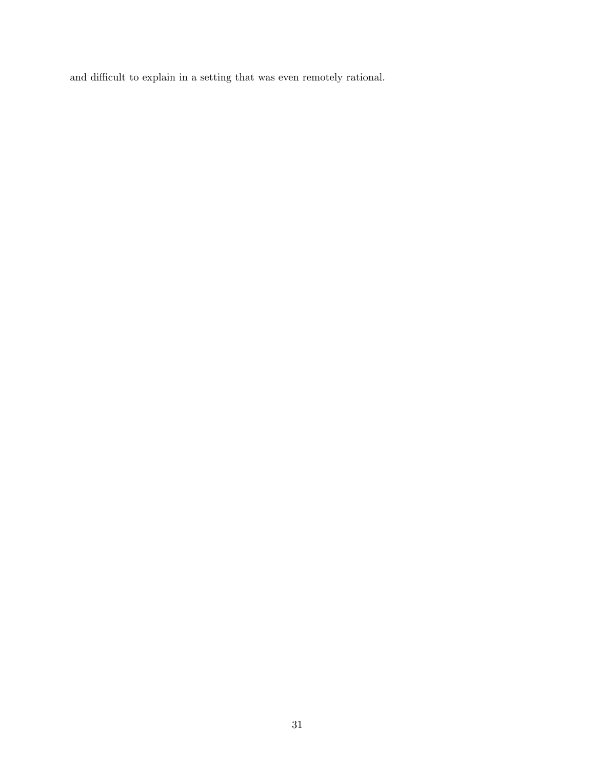and difficult to explain in a setting that was even remotely rational.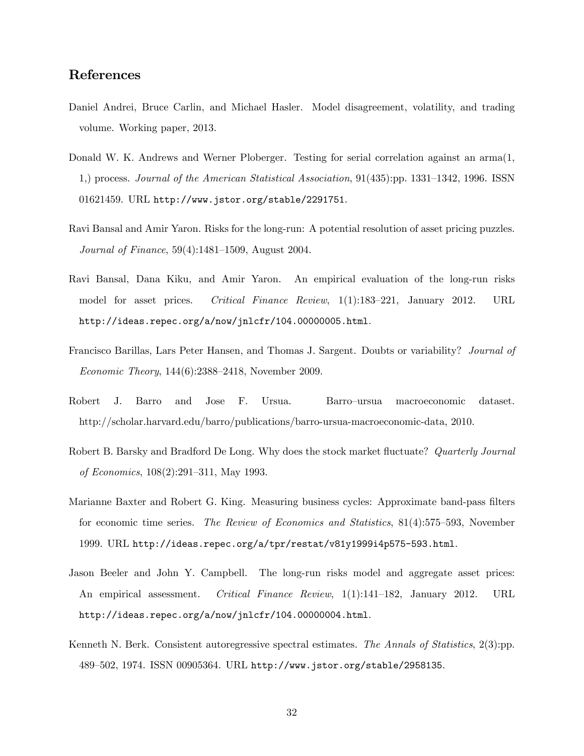## References

Daniel Andrei, Bruce Carlin, and Michael Hasler. Model disagreement, volatility, and trading volume. Working paper, 2013.

Donald W. K. Andrews and Werner Ploberger. Testing for serial correlation against an arma(1, 1,) process. *Journal of the American Statistical Association*, 91(435):pp. 1331–1342, 1996. ISSN 01621459. URL http://www.jstor.org/stable/2291751.

Ravi Bansal and Amir Yaron. Risks for the long-run: A potential resolution of asset pricing puzzles. *Journal of Finance*, 59(4):1481–1509, August 2004.

Ravi Bansal, Dana Kiku, and Amir Yaron. An empirical evaluation of the long-run risks model for asset prices. *Critical Finance Review*, 1(1):183–221, January 2012. URL http://ideas.repec.org/a/now/jnlcfr/104.00000005.html.

Francisco Barillas, Lars Peter Hansen, and Thomas J. Sargent. Doubts or variability? *Journal of Economic Theory*, 144(6):2388–2418, November 2009.

Robert J. Barro and Jose F. Ursua. Barro–ursua macroeconomic dataset. http://scholar.harvard.edu/barro/publications/barro-ursua-macroeconomic-data, 2010.

Robert B. Barsky and Bradford De Long. Why does the stock market fluctuate? *Quarterly Journal of Economics*, 108(2):291–311, May 1993.

Marianne Baxter and Robert G. King. Measuring business cycles: Approximate band-pass filters for economic time series. *The Review of Economics and Statistics*, 81(4):575–593, November 1999. URL http://ideas.repec.org/a/tpr/restat/v81y1999i4p575-593.html.

Jason Beeler and John Y. Campbell. The long-run risks model and aggregate asset prices: An empirical assessment. *Critical Finance Review*, 1(1):141–182, January 2012. URL http://ideas.repec.org/a/now/jnlcfr/104.00000004.html.

Kenneth N. Berk. Consistent autoregressive spectral estimates. *The Annals of Statistics*, 2(3):pp. 489–502, 1974. ISSN 00905364. URL http://www.jstor.org/stable/2958135.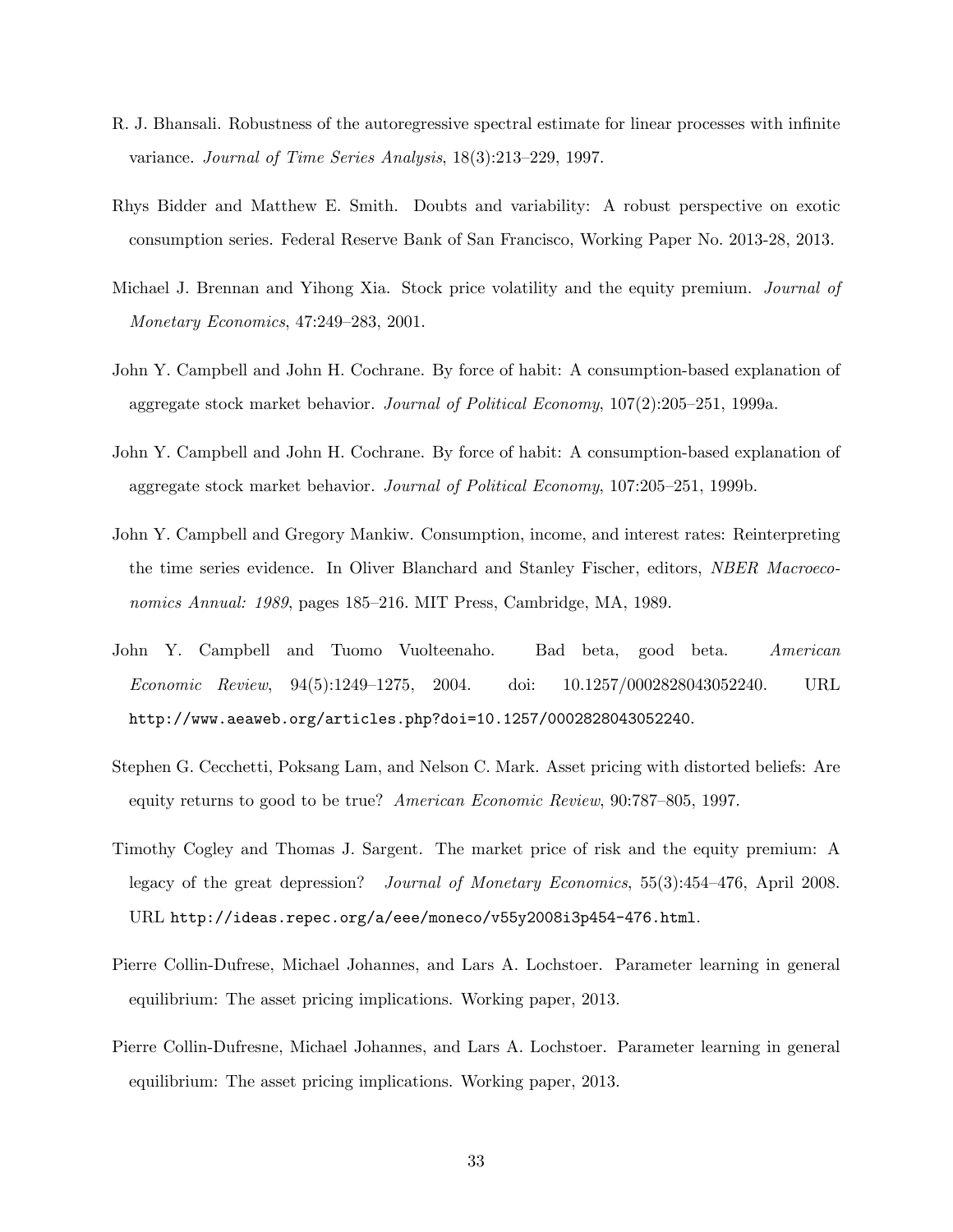R. J. Bhansali. Robustness of the autoregressive spectral estimate for linear processes with infinite variance. *Journal of Time Series Analysis*, 18(3):213–229, 1997.

Rhys Bidder and Matthew E. Smith. Doubts and variability: A robust perspective on exotic consumption series. Federal Reserve Bank of San Francisco, Working Paper No. 2013-28, 2013.

Michael J. Brennan and Yihong Xia. Stock price volatility and the equity premium. *Journal of Monetary Economics*, 47:249–283, 2001.

John Y. Campbell and John H. Cochrane. By force of habit: A consumption-based explanation of aggregate stock market behavior. *Journal of Political Economy*, 107(2):205–251, 1999a.

John Y. Campbell and John H. Cochrane. By force of habit: A consumption-based explanation of aggregate stock market behavior. *Journal of Political Economy*, 107:205–251, 1999b.

John Y. Campbell and Gregory Mankiw. Consumption, income, and interest rates: Reinterpreting the time series evidence. In Oliver Blanchard and Stanley Fischer, editors, *NBER Macroeconomics Annual: 1989*, pages 185–216. MIT Press, Cambridge, MA, 1989.

John Y. Campbell and Tuomo Vuolteenaho. Bad beta, good beta. *American Economic Review*, 94(5):1249–1275, 2004. doi: 10.1257/0002828043052240. URL http://www.aeaweb.org/articles.php?doi=10.1257/0002828043052240.

Stephen G. Cecchetti, Poksang Lam, and Nelson C. Mark. Asset pricing with distorted beliefs: Are equity returns to good to be true? *American Economic Review*, 90:787–805, 1997.

Timothy Cogley and Thomas J. Sargent. The market price of risk and the equity premium: A legacy of the great depression? *Journal of Monetary Economics*, 55(3):454–476, April 2008. URL http://ideas.repec.org/a/eee/moneco/v55y2008i3p454-476.html.

Pierre Collin-Dufrese, Michael Johannes, and Lars A. Lochstoer. Parameter learning in general equilibrium: The asset pricing implications. Working paper, 2013.

Pierre Collin-Dufresne, Michael Johannes, and Lars A. Lochstoer. Parameter learning in general equilibrium: The asset pricing implications. Working paper, 2013.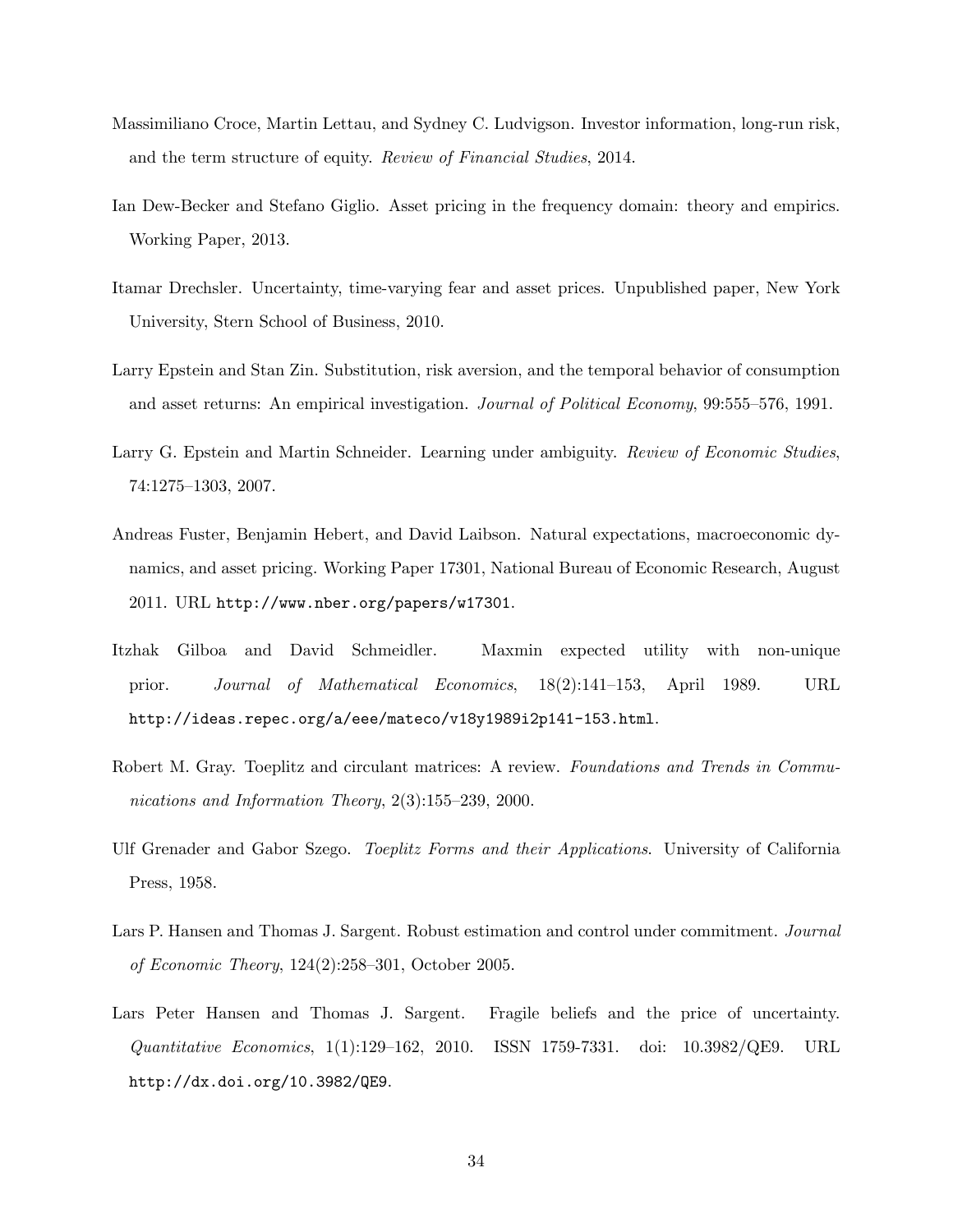Massimiliano Croce, Martin Lettau, and Sydney C. Ludvigson. Investor information, long-run risk, and the term structure of equity. *Review of Financial Studies*, 2014.

Ian Dew-Becker and Stefano Giglio. Asset pricing in the frequency domain: theory and empirics. Working Paper, 2013.

Itamar Drechsler. Uncertainty, time-varying fear and asset prices. Unpublished paper, New York University, Stern School of Business, 2010.

Larry Epstein and Stan Zin. Substitution, risk aversion, and the temporal behavior of consumption and asset returns: An empirical investigation. *Journal of Political Economy*, 99:555–576, 1991.

Larry G. Epstein and Martin Schneider. Learning under ambiguity. *Review of Economic Studies*, 74:1275–1303, 2007.

Andreas Fuster, Benjamin Hebert, and David Laibson. Natural expectations, macroeconomic dynamics, and asset pricing. Working Paper 17301, National Bureau of Economic Research, August 2011. URL http://www.nber.org/papers/w17301.

Itzhak Gilboa and David Schmeidler. Maxmin expected utility with non-unique prior. *Journal of Mathematical Economics*, 18(2):141–153, April 1989. URL http://ideas.repec.org/a/eee/mateco/v18y1989i2p141-153.html.

Robert M. Gray. Toeplitz and circulant matrices: A review. *Foundations and Trends in Communications and Information Theory*, 2(3):155–239, 2000.

Ulf Grenader and Gabor Szego. *Toeplitz Forms and their Applications*. University of California Press, 1958.

Lars P. Hansen and Thomas J. Sargent. Robust estimation and control under commitment. *Journal of Economic Theory*, 124(2):258–301, October 2005.

Lars Peter Hansen and Thomas J. Sargent. Fragile beliefs and the price of uncertainty. *Quantitative Economics*, 1(1):129–162, 2010. ISSN 1759-7331. doi: 10.3982/QE9. URL http://dx.doi.org/10.3982/QE9.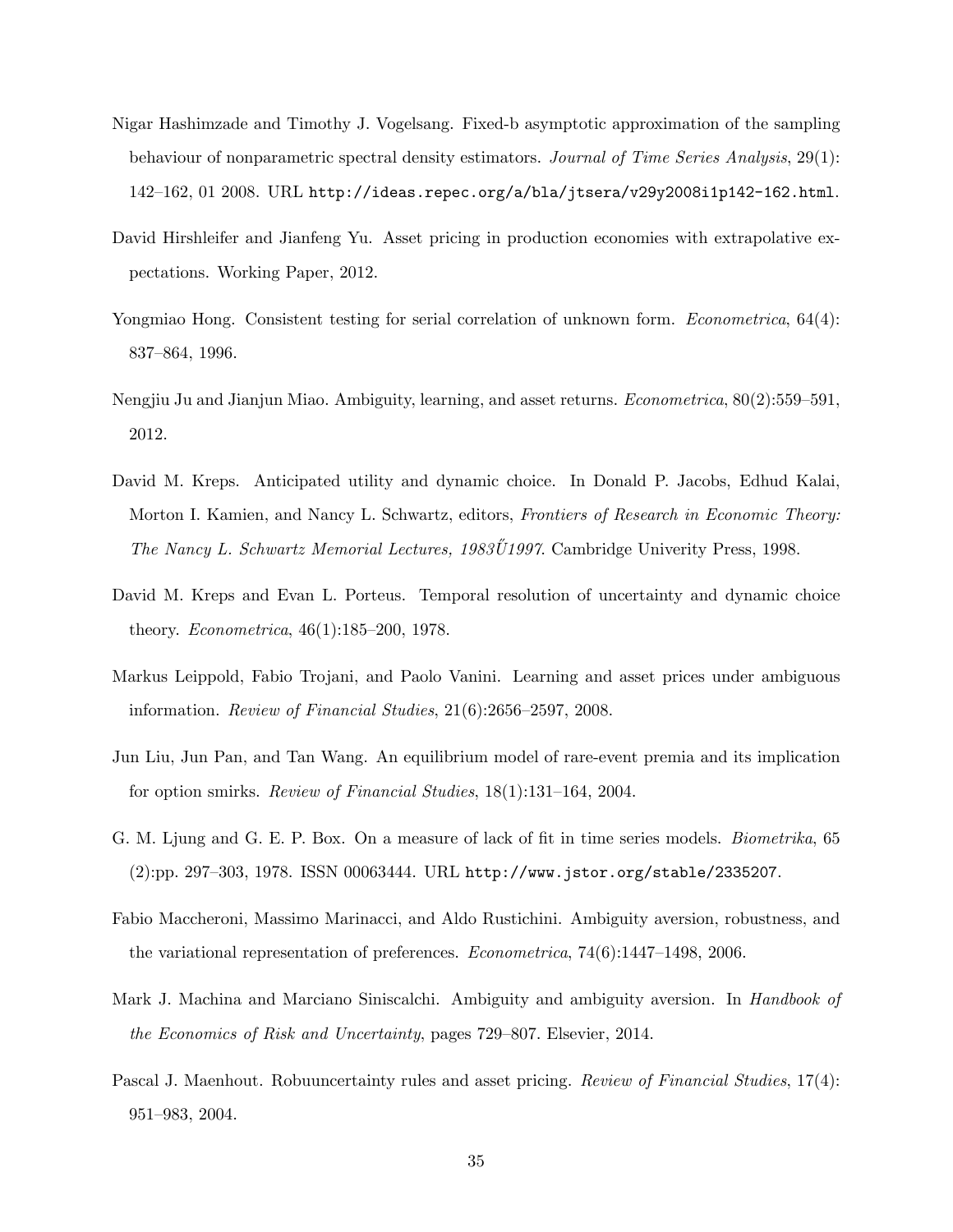Nigar Hashimzade and Timothy J. Vogelsang. Fixed-b asymptotic approximation of the sampling behaviour of nonparametric spectral density estimators. *Journal of Time Series Analysis*, 29(1): 142–162, 01 2008. URL http://ideas.repec.org/a/bla/jtsera/v29y2008i1p142-162.html.

David Hirshleifer and Jianfeng Yu. Asset pricing in production economies with extrapolative expectations. Working Paper, 2012.

Yongmiao Hong. Consistent testing for serial correlation of unknown form. *Econometrica*, 64(4): 837–864, 1996.

Nengjiu Ju and Jianjun Miao. Ambiguity, learning, and asset returns. *Econometrica*, 80(2):559–591, 2012.

David M. Kreps. Anticipated utility and dynamic choice. In Donald P. Jacobs, Edhud Kalai, Morton I. Kamien, and Nancy L. Schwartz, editors, *Frontiers of Research in Economic Theory: The Nancy L. Schwartz Memorial Lectures, 1983Ű1997*. Cambridge Univerity Press, 1998.

David M. Kreps and Evan L. Porteus. Temporal resolution of uncertainty and dynamic choice theory. *Econometrica*, 46(1):185–200, 1978.

Markus Leippold, Fabio Trojani, and Paolo Vanini. Learning and asset prices under ambiguous information. *Review of Financial Studies*, 21(6):2656–2597, 2008.

Jun Liu, Jun Pan, and Tan Wang. An equilibrium model of rare-event premia and its implication for option smirks. *Review of Financial Studies*, 18(1):131–164, 2004.

G. M. Ljung and G. E. P. Box. On a measure of lack of fit in time series models. *Biometrika*, 65 (2):pp. 297–303, 1978. ISSN 00063444. URL http://www.jstor.org/stable/2335207.

Fabio Maccheroni, Massimo Marinacci, and Aldo Rustichini. Ambiguity aversion, robustness, and the variational representation of preferences. *Econometrica*, 74(6):1447–1498, 2006.

Mark J. Machina and Marciano Siniscalchi. Ambiguity and ambiguity aversion. In *Handbook of the Economics of Risk and Uncertainty*, pages 729–807. Elsevier, 2014.

Pascal J. Maenhout. Robuuncertainty rules and asset pricing. *Review of Financial Studies*, 17(4): 951–983, 2004.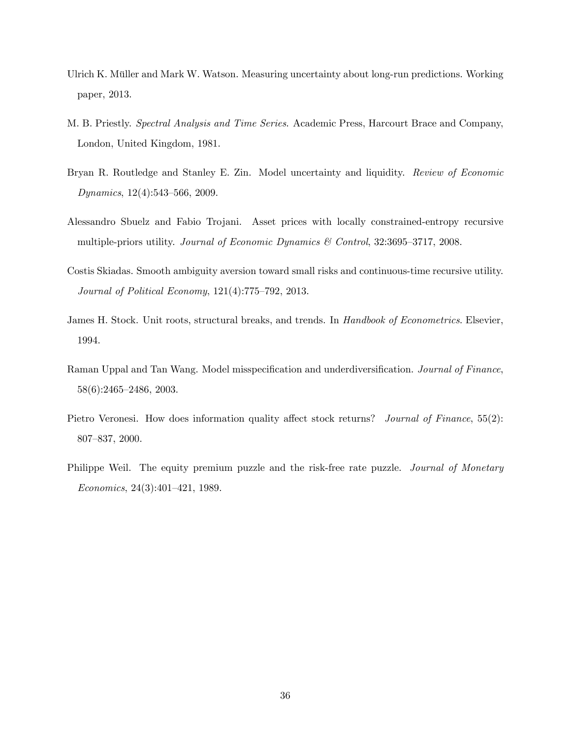Ulrich K. Müller and Mark W. Watson. Measuring uncertainty about long-run predictions. Working paper, 2013.

M. B. Priestly. *Spectral Analysis and Time Series*. Academic Press, Harcourt Brace and Company, London, United Kingdom, 1981.

Bryan R. Routledge and Stanley E. Zin. Model uncertainty and liquidity. *Review of Economic Dynamics*, 12(4):543–566, 2009.

Alessandro Sbuelz and Fabio Trojani. Asset prices with locally constrained-entropy recursive multiple-priors utility. *Journal of Economic Dynamics & Control*, 32:3695–3717, 2008.

Costis Skiadas. Smooth ambiguity aversion toward small risks and continuous-time recursive utility. *Journal of Political Economy*, 121(4):775–792, 2013.

James H. Stock. Unit roots, structural breaks, and trends. In *Handbook of Econometrics*. Elsevier, 1994.

Raman Uppal and Tan Wang. Model misspecification and underdiversification. *Journal of Finance*, 58(6):2465–2486, 2003.

Pietro Veronesi. How does information quality affect stock returns? *Journal of Finance*, 55(2): 807–837, 2000.

Philippe Weil. The equity premium puzzle and the risk-free rate puzzle. *Journal of Monetary Economics*, 24(3):401–421, 1989.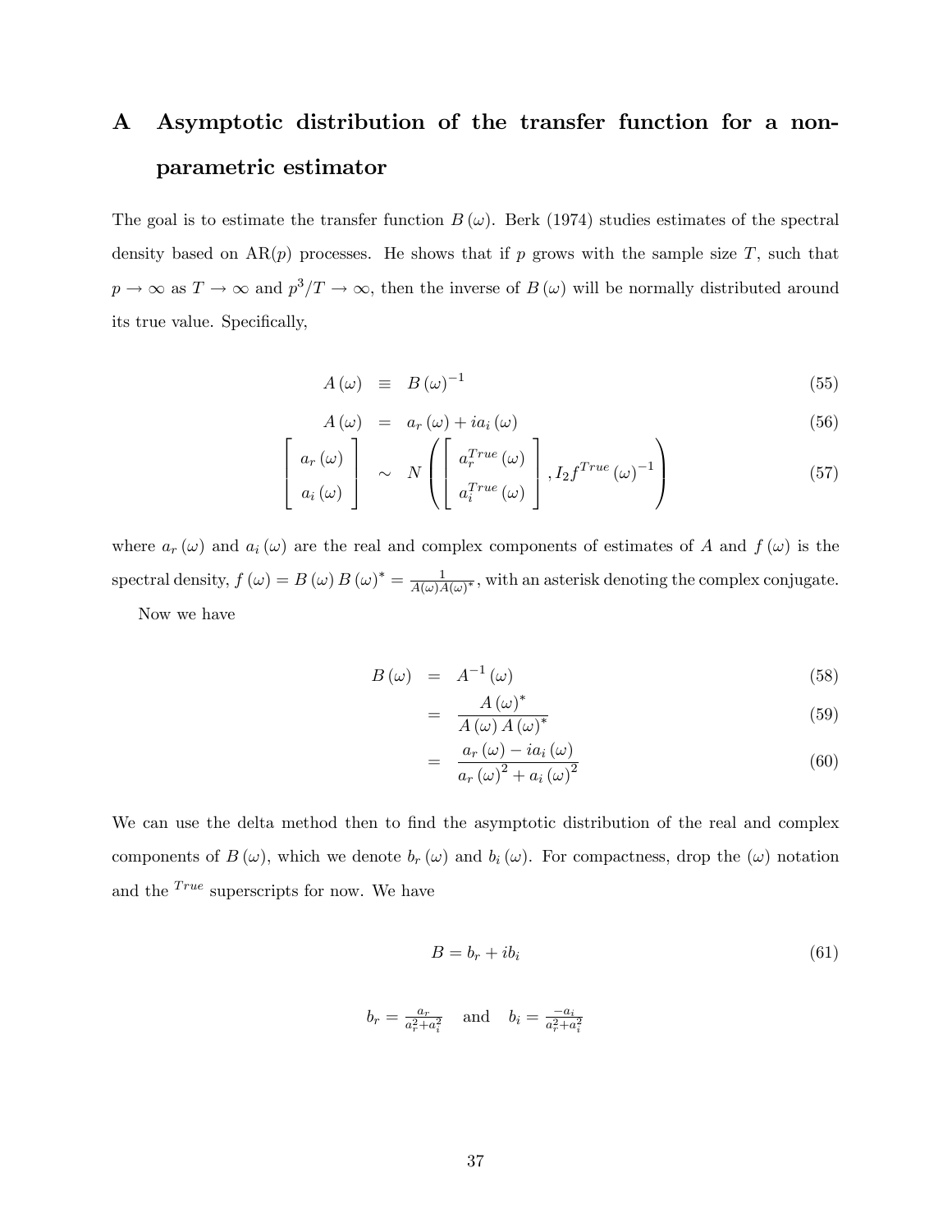# A Asymptotic distribution of the transfer function for a non-parametric estimator

The goal is to estimate the transfer function $B(\omega)$. Berk (1974) studies estimates of the spectral density based on AR($p$) processes. He shows that if $p$ grows with the sample size $T$, such that $p \to \infty$ as $T \to \infty$ and $p^3/T \to \infty$, then the inverse of $B(\omega)$ will be normally distributed around its true value. Specifically,

$$A(\omega) \equiv B(\omega)^{-1} \tag{55}$$

$$A(\omega) = a_r(\omega) + i a_i(\omega) \tag{56}$$

$$\begin{bmatrix} a_r(\omega) \\ a_i(\omega) \end{bmatrix} \sim N\left( \begin{bmatrix} a_r^{True}(\omega) \\ a_i^{True}(\omega) \end{bmatrix}, I_2 f^{True}(\omega)^{-1} \right) \tag{57}$$

where $a_r(\omega)$ and $a_i(\omega)$ are the real and complex components of estimates of $A$ and $f(\omega)$ is the spectral density, $f(\omega) = B(\omega) B(\omega)^* = \frac{1}{A(\omega)A(\omega)^*}$, with an asterisk denoting the complex conjugate.

Now we have

$$B(\omega) = A^{-1}(\omega) \tag{58}$$

$$= \frac{A(\omega)^*}{A(\omega) A(\omega)^*} \tag{59}$$

$$= \frac{a_r(\omega) - i a_i(\omega)}{a_r(\omega)^2 + a_i(\omega)^2} \tag{60}$$

We can use the delta method then to find the asymptotic distribution of the real and complex components of $B(\omega)$, which we denote $b_r(\omega)$ and $b_i(\omega)$. For compactness, drop the $(\omega)$ notation and the $^{True}$ superscripts for now. We have

$$B = b_r + i b_i \tag{61}$$

$$b_r = \frac{a_r}{a_r^2 + a_i^2} \quad \text{and} \quad b_i = \frac{-a_i}{a_r^2 + a_i^2}$$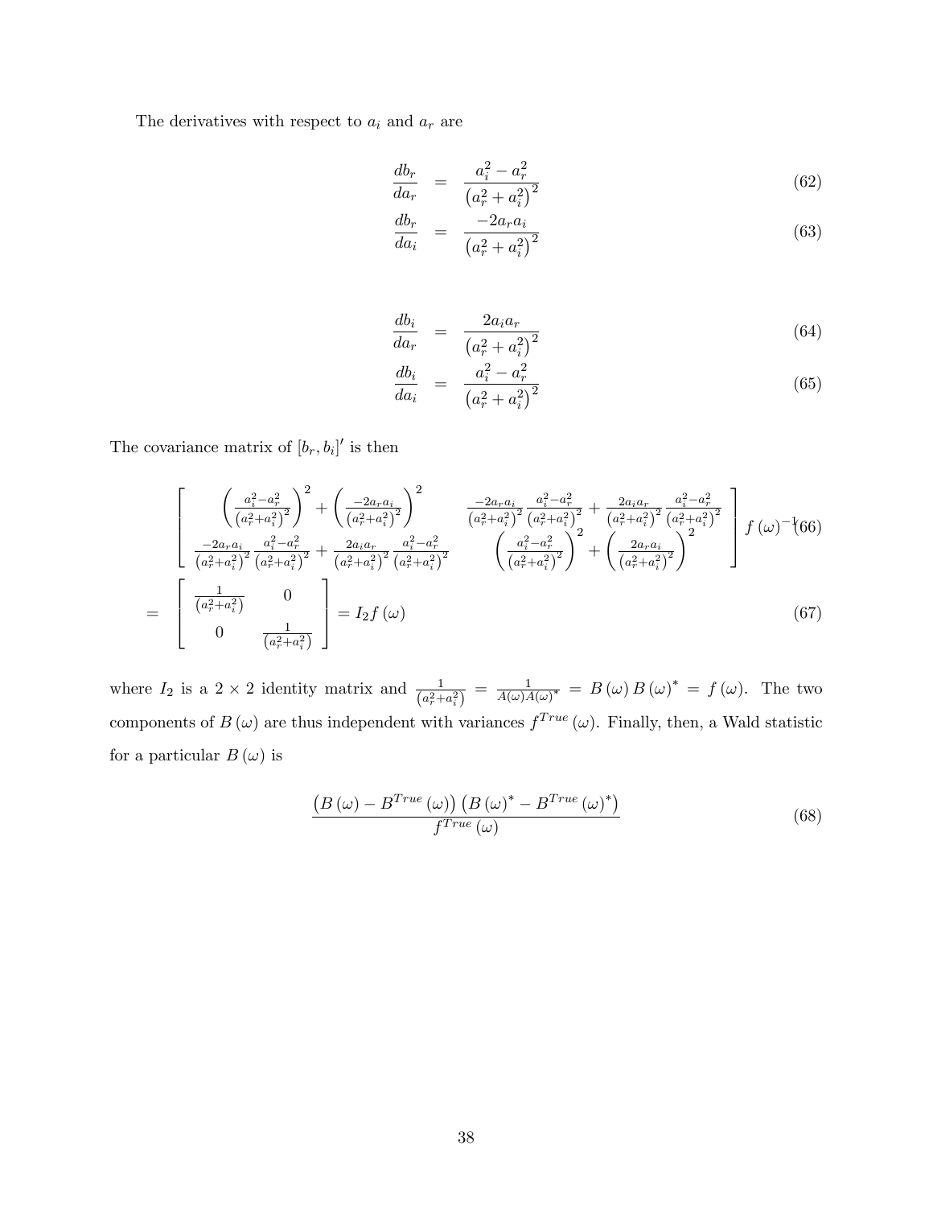The derivatives with respect to $a_i$ and $a_r$ are

$$\frac{db_r}{da_r} = \frac{a_i^2 - a_r^2}{\left(a_r^2 + a_i^2\right)^2} \tag{62}$$

$$\frac{db_r}{da_i} = \frac{-2a_r a_i}{\left(a_r^2 + a_i^2\right)^2} \tag{63}$$

$$\frac{db_i}{da_r} = \frac{2a_i a_r}{\left(a_r^2 + a_i^2\right)^2} \tag{64}$$

$$\frac{db_i}{da_i} = \frac{a_i^2 - a_r^2}{\left(a_r^2 + a_i^2\right)^2} \tag{65}$$

The covariance matrix of $[b_r, b_i]'$ is then

$$\begin{bmatrix} \left(\frac{a_i^2-a_r^2}{\left(a_r^2+a_i^2\right)^2}\right)^2 + \left(\frac{-2a_r a_i}{\left(a_r^2+a_i^2\right)^2}\right)^2 & \frac{-2a_r a_i}{\left(a_r^2+a_i^2\right)^2}\frac{a_i^2-a_r^2}{\left(a_r^2+a_i^2\right)^2} + \frac{2a_i a_r}{\left(a_r^2+a_i^2\right)^2}\frac{a_i^2-a_r^2}{\left(a_r^2+a_i^2\right)^2} \\ \frac{-2a_r a_i}{\left(a_r^2+a_i^2\right)^2}\frac{a_i^2-a_r^2}{\left(a_r^2+a_i^2\right)^2} + \frac{2a_i a_r}{\left(a_r^2+a_i^2\right)^2}\frac{a_i^2-a_r^2}{\left(a_r^2+a_i^2\right)^2} & \left(\frac{a_i^2-a_r^2}{\left(a_r^2+a_i^2\right)^2}\right)^2 + \left(\frac{2a_r a_i}{\left(a_r^2+a_i^2\right)^2}\right)^2 \end{bmatrix} f(\omega)^{-1} \tag{66}$$

$$= \begin{bmatrix} \frac{1}{\left(a_r^2+a_i^2\right)} & 0 \\ 0 & \frac{1}{\left(a_r^2+a_i^2\right)} \end{bmatrix} = I_2 f(\omega) \tag{67}$$

where $I_2$ is a $2 \times 2$ identity matrix and $\frac{1}{\left(a_r^2+a_i^2\right)} = \frac{1}{A(\omega)A(\omega)^*} = B(\omega)B(\omega)^* = f(\omega)$. The two components of $B(\omega)$ are thus independent with variances $f^{True}(\omega)$. Finally, then, a Wald statistic for a particular $B(\omega)$ is

$$\frac{\left(B(\omega) - B^{True}(\omega)\right)\left(B(\omega)^* - B^{True}(\omega)^*\right)}{f^{True}(\omega)} \tag{68}$$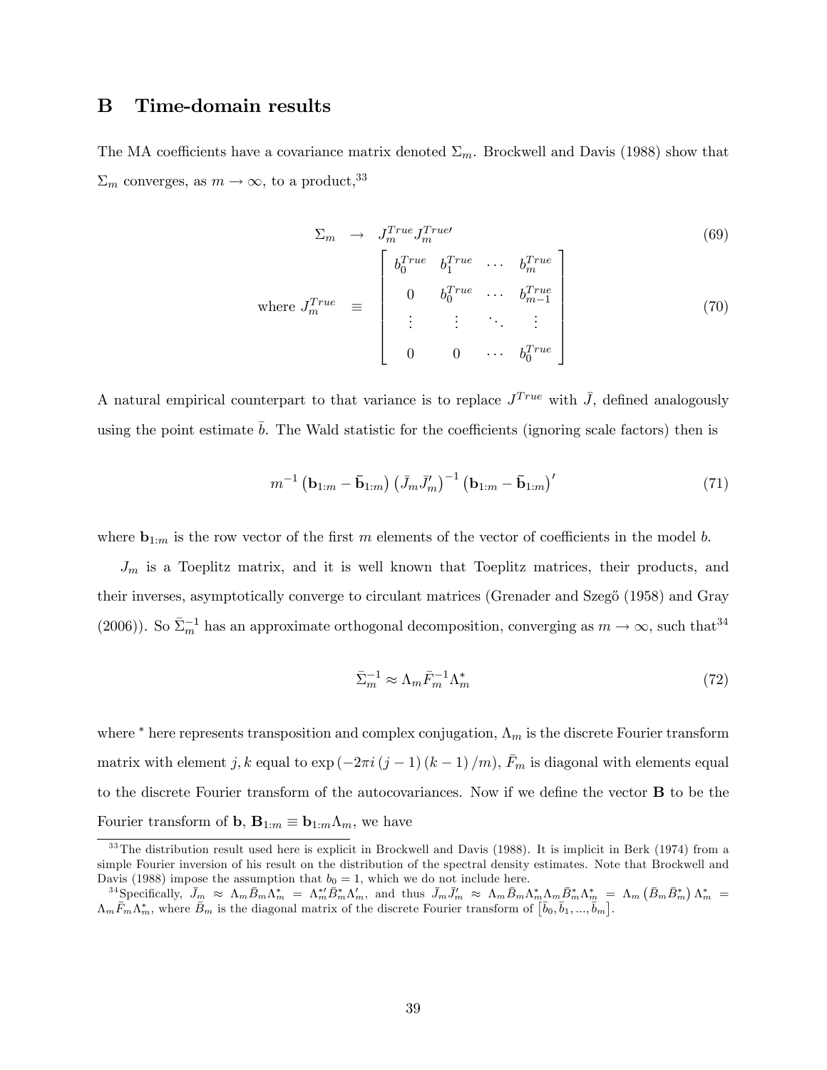# B Time-domain results

The MA coefficients have a covariance matrix denoted $\Sigma_m$. Brockwell and Davis (1988) show that $\Sigma_m$ converges, as $m \to \infty$, to a product,[33]

$$\Sigma_m \quad \to \quad J_m^{True} J_m^{True\prime} \tag{69}$$

$$\text{where } J_m^{True} \quad \equiv \quad \begin{bmatrix} b_0^{True} & b_1^{True} & \cdots & b_m^{True} \\ 0 & b_0^{True} & \cdots & b_{m-1}^{True} \\ \vdots & \vdots & \ddots & \vdots \\ 0 & 0 & \cdots & b_0^{True} \end{bmatrix} \tag{70}$$

A natural empirical counterpart to that variance is to replace $J^{True}$ with $\bar{J}$, defined analogously using the point estimate $\bar{b}$. The Wald statistic for the coefficients (ignoring scale factors) then is

$$m^{-1} \left( \mathbf{b}_{1:m} - \bar{\mathbf{b}}_{1:m} \right) \left( \bar{J}_m \bar{J}_m' \right)^{-1} \left( \mathbf{b}_{1:m} - \bar{\mathbf{b}}_{1:m} \right)' \tag{71}$$

where $\mathbf{b}_{1:m}$ is the row vector of the first $m$ elements of the vector of coefficients in the model $b$.

$J_m$ is a Toeplitz matrix, and it is well known that Toeplitz matrices, their products, and their inverses, asymptotically converge to circulant matrices (Grenader and Szegő (1958) and Gray (2006)). So $\bar{\Sigma}_m^{-1}$ has an approximate orthogonal decomposition, converging as $m \to \infty$, such that[34]

$$\bar{\Sigma}_m^{-1} \approx \Lambda_m \bar{F}_m^{-1} \Lambda_m^* \tag{72}$$

where $^*$ here represents transposition and complex conjugation, $\Lambda_m$ is the discrete Fourier transform matrix with element $j, k$ equal to $\exp\left(-2\pi i \left(j-1\right)\left(k-1\right)/m\right)$, $\bar{F}_m$ is diagonal with elements equal to the discrete Fourier transform of the autocovariances. Now if we define the vector $\mathbf{B}$ to be the Fourier transform of $\mathbf{b}$, $\mathbf{B}_{1:m} \equiv \mathbf{b}_{1:m} \Lambda_m$, we have

---

[33] The distribution result used here is explicit in Brockwell and Davis (1988). It is implicit in Berk (1974) from a simple Fourier inversion of his result on the distribution of the spectral density estimates. Note that Brockwell and Davis (1988) impose the assumption that $b_0 = 1$, which we do not include here.

[34] Specifically, $\bar{J}_m \approx \Lambda_m \bar{B}_m \Lambda_m^* = \Lambda_m^{*\prime} \bar{B}_m^* \Lambda_m'$, and thus $\bar{J}_m \bar{J}_m' \approx \Lambda_m \bar{B}_m \Lambda_m^* \Lambda_m \bar{B}_m^* \Lambda_m^* = \Lambda_m \left( \bar{B}_m \bar{B}_m^* \right) \Lambda_m^* = \Lambda_m \bar{F}_m \Lambda_m^*$, where $\bar{B}_m$ is the diagonal matrix of the discrete Fourier transform of $\left[\bar{b}_0, \bar{b}_1, ..., \bar{b}_m\right]$.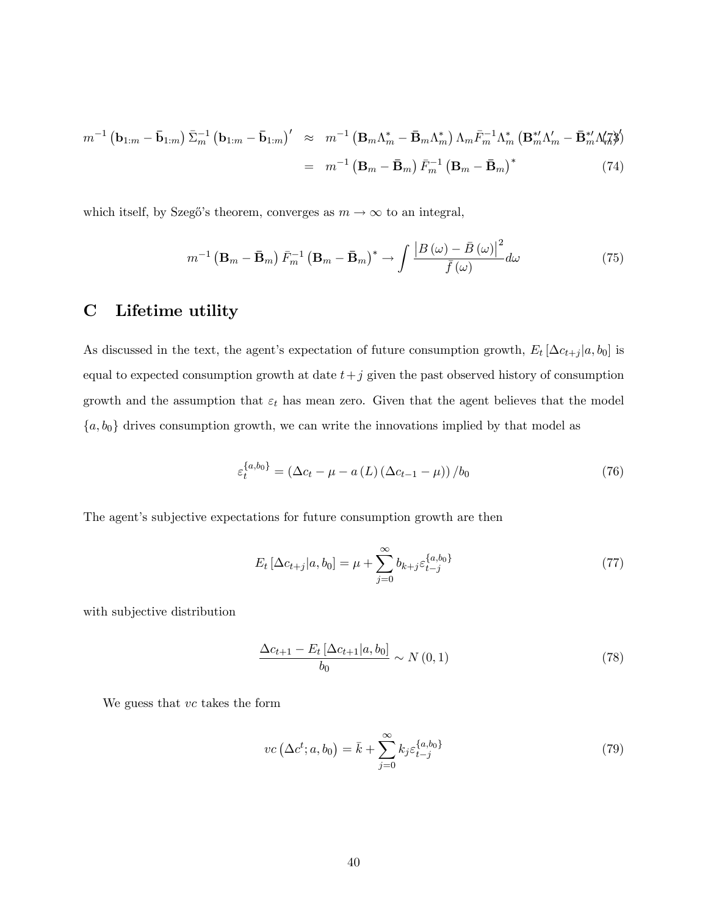$$m^{-1}\left(\mathbf{b}_{1:m}-\bar{\mathbf{b}}_{1:m}\right)\bar{\Sigma}_m^{-1}\left(\mathbf{b}_{1:m}-\bar{\mathbf{b}}_{1:m}\right)' \approx m^{-1}\left(\mathbf{B}_m\Lambda_m^*-\bar{\mathbf{B}}_m\Lambda_m^*\right)\Lambda_m\bar{F}_m^{-1}\Lambda_m^*\left(\mathbf{B}_m^{*\prime}\Lambda_m'-\bar{\mathbf{B}}_m^{*\prime}\Lambda_m'\right)' \tag{73}$$

$$= m^{-1}\left(\mathbf{B}_m-\bar{\mathbf{B}}_m\right)\bar{F}_m^{-1}\left(\mathbf{B}_m-\bar{\mathbf{B}}_m\right)^* \tag{74}$$

which itself, by Szegő's theorem, converges as $m\to\infty$ to an integral,

$$m^{-1}\left(\mathbf{B}_m-\bar{\mathbf{B}}_m\right)\bar{F}_m^{-1}\left(\mathbf{B}_m-\bar{\mathbf{B}}_m\right)^* \to \int \frac{\left|B(\omega)-\bar{B}(\omega)\right|^2}{\bar{f}(\omega)}d\omega \tag{75}$$

# C Lifetime utility

As discussed in the text, the agent's expectation of future consumption growth, $E_t[\Delta c_{t+j}|a,b_0]$ is equal to expected consumption growth at date $t+j$ given the past observed history of consumption growth and the assumption that $\varepsilon_t$ has mean zero. Given that the agent believes that the model $\{a,b_0\}$ drives consumption growth, we can write the innovations implied by that model as

$$\varepsilon_t^{\{a,b_0\}} = \left(\Delta c_t - \mu - a(L)\left(\Delta c_{t-1}-\mu\right)\right)/b_0 \tag{76}$$

The agent's subjective expectations for future consumption growth are then

$$E_t[\Delta c_{t+j}|a,b_0] = \mu + \sum_{j=0}^{\infty} b_{k+j}\varepsilon_{t-j}^{\{a,b_0\}} \tag{77}$$

with subjective distribution

$$\frac{\Delta c_{t+1} - E_t[\Delta c_{t+1}|a,b_0]}{b_0} \sim N(0,1) \tag{78}$$

We guess that $vc$ takes the form

$$vc\left(\Delta c^t;a,b_0\right) = \bar{k} + \sum_{j=0}^{\infty} k_j\varepsilon_{t-j}^{\{a,b_0\}} \tag{79}$$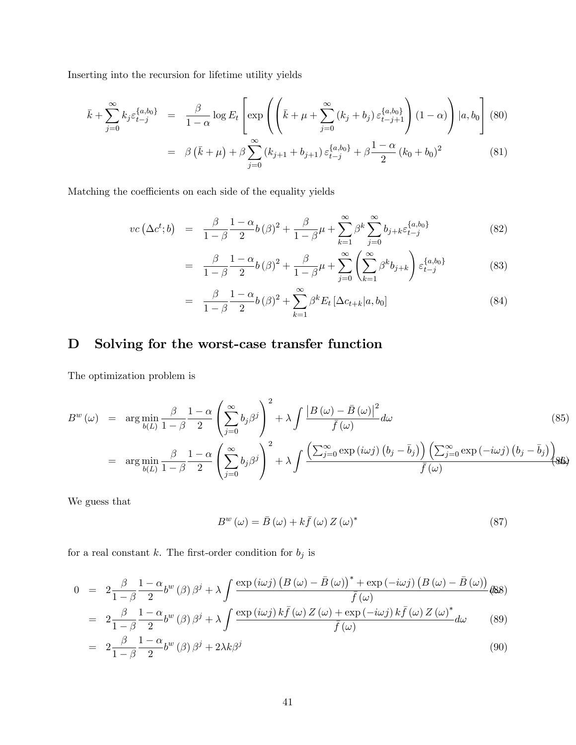Inserting into the recursion for lifetime utility yields

$$
\begin{aligned}
\bar{k}+\sum_{j=0}^{\infty} k_j \varepsilon_{t-j}^{\{a,b_0\}} &= \frac{\beta}{1-\alpha}\log E_t\left[\exp\left(\left(\bar{k}+\mu+\sum_{j=0}^{\infty}\left(k_j+b_j\right)\varepsilon_{t-j+1}^{\{a,b_0\}}\right)(1-\alpha)\right)|a,b_0\right] &(80)\\
&= \beta\left(\bar{k}+\mu\right)+\beta\sum_{j=0}^{\infty}\left(k_{j+1}+b_{j+1}\right)\varepsilon_{t-j}^{\{a,b_0\}}+\beta\frac{1-\alpha}{2}\left(k_0+b_0\right)^2 &(81)
\end{aligned}
$$

Matching the coefficients on each side of the equality yields

$$
\begin{aligned}
vc\left(\Delta c^t;b\right) &= \frac{\beta}{1-\beta}\frac{1-\alpha}{2}b\left(\beta\right)^2+\frac{\beta}{1-\beta}\mu+\sum_{k=1}^{\infty}\beta^k\sum_{j=0}^{\infty}b_{j+k}\varepsilon_{t-j}^{\{a,b_0\}} &(82)\\
&= \frac{\beta}{1-\beta}\frac{1-\alpha}{2}b\left(\beta\right)^2+\frac{\beta}{1-\beta}\mu+\sum_{j=0}^{\infty}\left(\sum_{k=1}^{\infty}\beta^k b_{j+k}\right)\varepsilon_{t-j}^{\{a,b_0\}} &(83)\\
&= \frac{\beta}{1-\beta}\frac{1-\alpha}{2}b\left(\beta\right)^2+\sum_{k=1}^{\infty}\beta^k E_t\left[\Delta c_{t+k}|a,b_0\right] &(84)
\end{aligned}
$$

# D Solving for the worst-case transfer function

The optimization problem is

$$
\begin{aligned}
B^w(\omega) &= \arg\min_{b(L)}\frac{\beta}{1-\beta}\frac{1-\alpha}{2}\left(\sum_{j=0}^{\infty}b_j\beta^j\right)^2+\lambda\int\frac{\left|B(\omega)-\bar{B}(\omega)\right|^2}{\bar{f}(\omega)}d\omega &(85)\\
&= \arg\min_{b(L)}\frac{\beta}{1-\beta}\frac{1-\alpha}{2}\left(\sum_{j=0}^{\infty}b_j\beta^j\right)^2+\lambda\int\frac{\left(\sum_{j=0}^{\infty}\exp(i\omega j)\left(b_j-\bar{b}_j\right)\right)\left(\sum_{j=0}^{\infty}\exp(-i\omega j)\left(b_j-\bar{b}_j\right)\right)}{\bar{f}(\omega)} &(86)
\end{aligned}
$$

We guess that

$$
B^w(\omega)=\bar{B}(\omega)+k\bar{f}(\omega)Z(\omega)^* \tag{87}
$$

for a real constant $k$. The first-order condition for $b_j$ is

$$
\begin{aligned}
0 &= 2\frac{\beta}{1-\beta}\frac{1-\alpha}{2}b^w(\beta)\beta^j+\lambda\int\frac{\exp(i\omega j)\left(B(\omega)-\bar{B}(\omega)\right)^*+\exp(-i\omega j)\left(B(\omega)-\bar{B}(\omega)\right)}{\bar{f}(\omega)} &(88)\\
&= 2\frac{\beta}{1-\beta}\frac{1-\alpha}{2}b^w(\beta)\beta^j+\lambda\int\frac{\exp(i\omega j)k\bar{f}(\omega)Z(\omega)+\exp(-i\omega j)k\bar{f}(\omega)Z(\omega)^*}{\bar{f}(\omega)}d\omega &(89)\\
&= 2\frac{\beta}{1-\beta}\frac{1-\alpha}{2}b^w(\beta)\beta^j+2\lambda k\beta^j &(90)
\end{aligned}
$$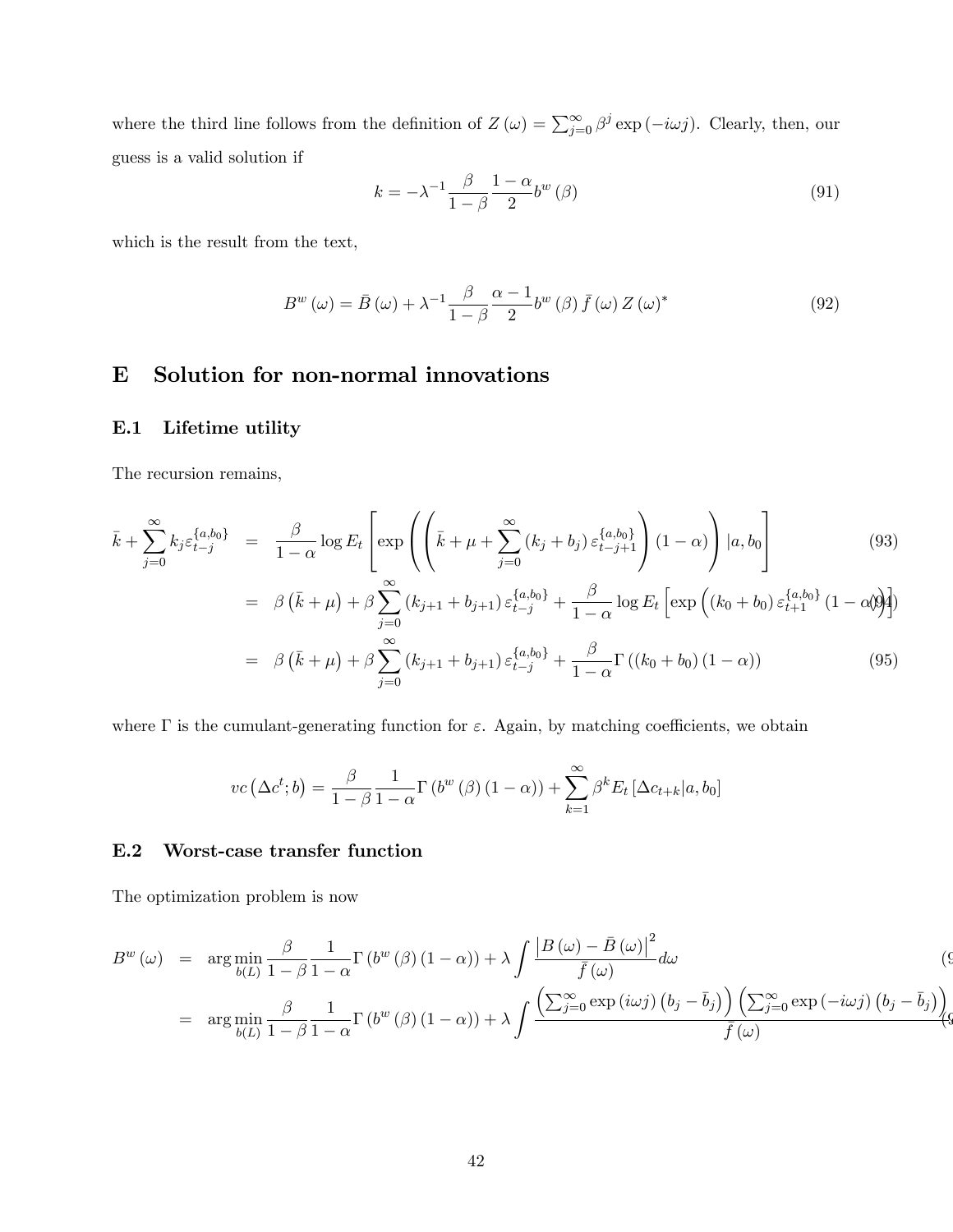where the third line follows from the definition of $Z(\omega) = \sum_{j=0}^{\infty} \beta^j \exp(-i\omega j)$. Clearly, then, our guess is a valid solution if

$$k = -\lambda^{-1} \frac{\beta}{1-\beta} \frac{1-\alpha}{2} b^w(\beta) \tag{91}$$

which is the result from the text,

$$B^w(\omega) = \bar{B}(\omega) + \lambda^{-1} \frac{\beta}{1-\beta} \frac{\alpha - 1}{2} b^w(\beta) \bar{f}(\omega) Z(\omega)^* \tag{92}$$

# E Solution for non-normal innovations

## E.1 Lifetime utility

The recursion remains,

$$\begin{aligned}
\bar{k} + \sum_{j=0}^{\infty} k_j \varepsilon_{t-j}^{\{a,b_0\}} &= \frac{\beta}{1-\alpha} \log E_t \left[ \exp \left( \left( \bar{k} + \mu + \sum_{j=0}^{\infty} (k_j + b_j) \varepsilon_{t-j+1}^{\{a,b_0\}} \right) (1-\alpha) \right) | a, b_0 \right] && (93) \\
&= \beta(\bar{k} + \mu) + \beta \sum_{j=0}^{\infty} (k_{j+1} + b_{j+1}) \varepsilon_{t-j}^{\{a,b_0\}} + \frac{\beta}{1-\alpha} \log E_t \left[ \exp \left( (k_0 + b_0) \varepsilon_{t+1}^{\{a,b_0\}} (1-\alpha) \right) \right] && (94) \\
&= \beta(\bar{k} + \mu) + \beta \sum_{j=0}^{\infty} (k_{j+1} + b_{j+1}) \varepsilon_{t-j}^{\{a,b_0\}} + \frac{\beta}{1-\alpha} \Gamma((k_0 + b_0)(1-\alpha)) && (95)
\end{aligned}$$

where $\Gamma$ is the cumulant-generating function for $\varepsilon$. Again, by matching coefficients, we obtain

$$vc(\Delta c^t; b) = \frac{\beta}{1-\beta} \frac{1}{1-\alpha} \Gamma(b^w(\beta)(1-\alpha)) + \sum_{k=1}^{\infty} \beta^k E_t[\Delta c_{t+k} | a, b_0]$$

## E.2 Worst-case transfer function

The optimization problem is now

$$\begin{aligned}
B^w(\omega) &= \arg\min_{b(L)} \frac{\beta}{1-\beta} \frac{1}{1-\alpha} \Gamma(b^w(\beta)(1-\alpha)) + \lambda \int \frac{|B(\omega) - \bar{B}(\omega)|^2}{\bar{f}(\omega)} d\omega && (96) \\
&= \arg\min_{b(L)} \frac{\beta}{1-\beta} \frac{1}{1-\alpha} \Gamma(b^w(\beta)(1-\alpha)) + \lambda \int \frac{\left( \sum_{j=0}^{\infty} \exp(i\omega j)(b_j - \bar{b}_j) \right) \left( \sum_{j=0}^{\infty} \exp(-i\omega j)(b_j - \bar{b}_j) \right)}{\bar{f}(\omega)} && (97)
\end{aligned}$$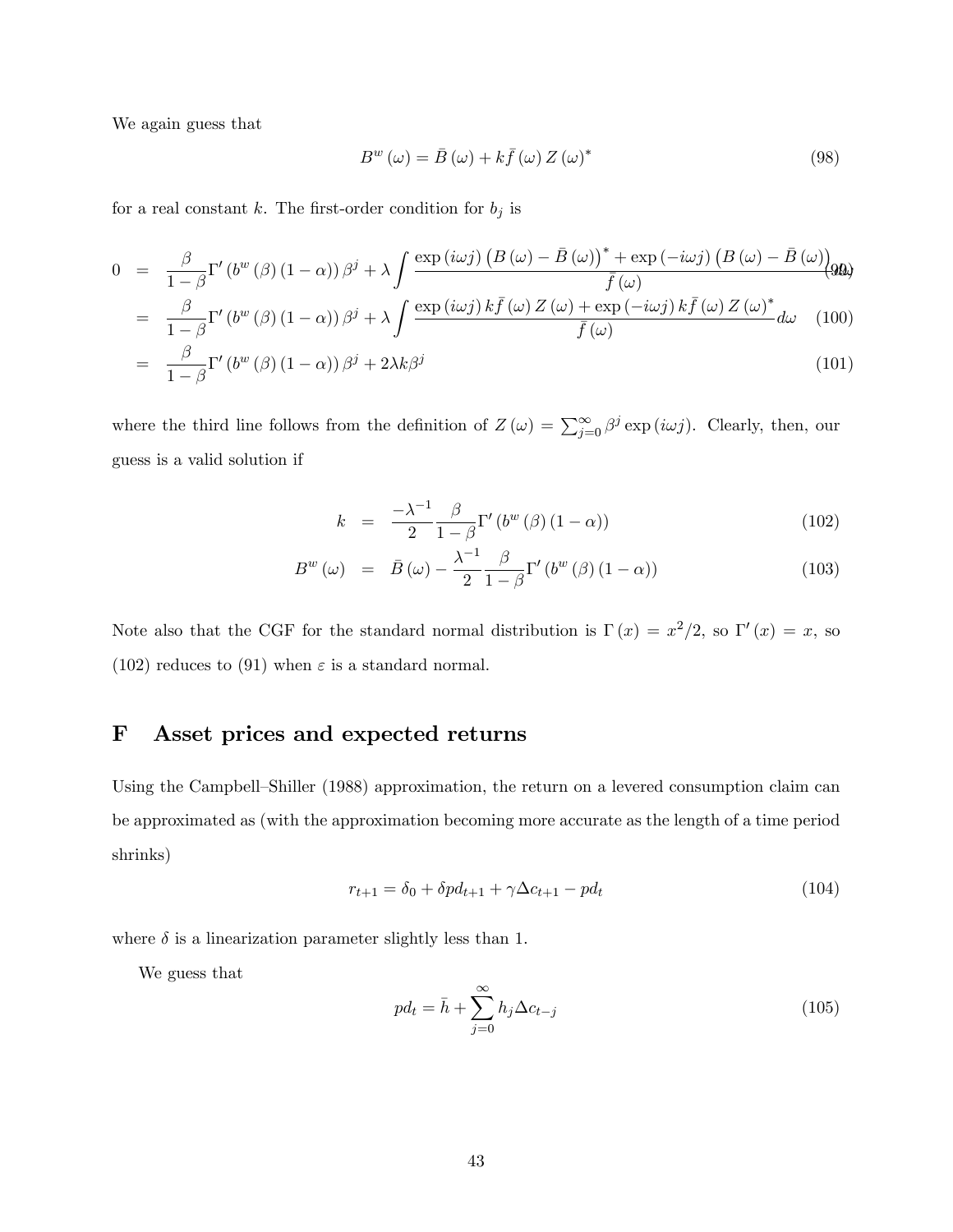We again guess that

$$B^w(\omega) = \bar{B}(\omega) + k\bar{f}(\omega) Z(\omega)^* \tag{98}$$

for a real constant $k$. The first-order condition for $b_j$ is

$$
\begin{aligned}
0 &= \frac{\beta}{1-\beta}\Gamma'(b^w(\beta)(1-\alpha))\beta^j + \lambda \int \frac{\exp(i\omega j)\left(B(\omega) - \bar{B}(\omega)\right)^* + \exp(-i\omega j)\left(B(\omega) - \bar{B}(\omega)\right)}{\bar{f}(\omega)} d\omega & (99)\\
&= \frac{\beta}{1-\beta}\Gamma'(b^w(\beta)(1-\alpha))\beta^j + \lambda \int \frac{\exp(i\omega j) k\bar{f}(\omega) Z(\omega) + \exp(-i\omega j) k\bar{f}(\omega) Z(\omega)^*}{\bar{f}(\omega)} d\omega & (100)\\
&= \frac{\beta}{1-\beta}\Gamma'(b^w(\beta)(1-\alpha))\beta^j + 2\lambda k \beta^j & (101)
\end{aligned}
$$

where the third line follows from the definition of $Z(\omega) = \sum_{j=0}^{\infty} \beta^j \exp(i\omega j)$. Clearly, then, our guess is a valid solution if

$$
\begin{aligned}
k &= \frac{-\lambda^{-1}}{2}\frac{\beta}{1-\beta}\Gamma'(b^w(\beta)(1-\alpha)) & (102)\\
B^w(\omega) &= \bar{B}(\omega) - \frac{\lambda^{-1}}{2}\frac{\beta}{1-\beta}\Gamma'(b^w(\beta)(1-\alpha)) & (103)
\end{aligned}
$$

Note also that the CGF for the standard normal distribution is $\Gamma(x) = x^2/2$, so $\Gamma'(x) = x$, so (102) reduces to (91) when $\varepsilon$ is a standard normal.

# F Asset prices and expected returns

Using the Campbell–Shiller (1988) approximation, the return on a levered consumption claim can be approximated as (with the approximation becoming more accurate as the length of a time period shrinks)

$$r_{t+1} = \delta_0 + \delta pd_{t+1} + \gamma \Delta c_{t+1} - pd_t \tag{104}$$

where $\delta$ is a linearization parameter slightly less than 1.

We guess that

$$pd_t = \bar{h} + \sum_{j=0}^{\infty} h_j \Delta c_{t-j} \tag{105}$$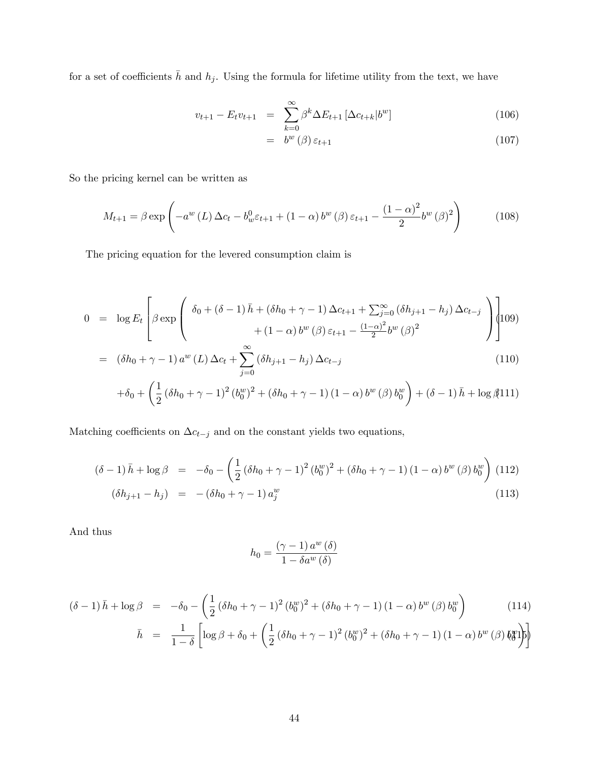for a set of coefficients $\bar{h}$ and $h_j$. Using the formula for lifetime utility from the text, we have

$$
\begin{aligned}
v_{t+1} - E_t v_{t+1} &= \sum_{k=0}^{\infty} \beta^k \Delta E_{t+1} \left[ \Delta c_{t+k} | b^w \right] & (106) \\
&= b^w(\beta) \varepsilon_{t+1} & (107)
\end{aligned}
$$

So the pricing kernel can be written as

$$
M_{t+1} = \beta \exp \left( -a^w(L) \Delta c_t - b_w^0 \varepsilon_{t+1} + (1-\alpha) b^w(\beta) \varepsilon_{t+1} - \frac{(1-\alpha)^2}{2} b^w(\beta)^2 \right) \tag{108}
$$

The pricing equation for the levered consumption claim is

$$
\begin{aligned}
0 &= \log E_t \left[ \beta \exp \left( \begin{array}{c} \delta_0 + (\delta - 1)\bar{h} + (\delta h_0 + \gamma - 1) \Delta c_{t+1} + \sum_{j=0}^{\infty} (\delta h_{j+1} - h_j) \Delta c_{t-j} \\ + (1-\alpha) b^w(\beta) \varepsilon_{t+1} - \frac{(1-\alpha)^2}{2} b^w(\beta)^2 \end{array} \right) \right] & (109) \\
&= (\delta h_0 + \gamma - 1) a^w(L) \Delta c_t + \sum_{j=0}^{\infty} (\delta h_{j+1} - h_j) \Delta c_{t-j} & (110) \\
&\quad + \delta_0 + \left( \frac{1}{2} (\delta h_0 + \gamma - 1)^2 (b_0^w)^2 + (\delta h_0 + \gamma - 1)(1-\alpha) b^w(\beta) b_0^w \right) + (\delta - 1)\bar{h} + \log \beta & (111)
\end{aligned}
$$

Matching coefficients on $\Delta c_{t-j}$ and on the constant yields two equations,

$$
\begin{aligned}
(\delta - 1)\bar{h} + \log \beta &= -\delta_0 - \left( \frac{1}{2} (\delta h_0 + \gamma - 1)^2 (b_0^w)^2 + (\delta h_0 + \gamma - 1)(1-\alpha) b^w(\beta) b_0^w \right) & (112) \\
(\delta h_{j+1} - h_j) &= -(\delta h_0 + \gamma - 1) a_j^w & (113)
\end{aligned}
$$

And thus

$$
h_0 = \frac{(\gamma - 1) a^w(\delta)}{1 - \delta a^w(\delta)}
$$

$$
\begin{aligned}
(\delta - 1)\bar{h} + \log \beta &= -\delta_0 - \left( \frac{1}{2} (\delta h_0 + \gamma - 1)^2 (b_0^w)^2 + (\delta h_0 + \gamma - 1)(1-\alpha) b^w(\beta) b_0^w \right) & (114) \\
\bar{h} &= \frac{1}{1-\delta} \left[ \log \beta + \delta_0 + \left( \frac{1}{2} (\delta h_0 + \gamma - 1)^2 (b_0^w)^2 + (\delta h_0 + \gamma - 1)(1-\alpha) b^w(\beta) b_0^w \right) \right] & (115)
\end{aligned}
$$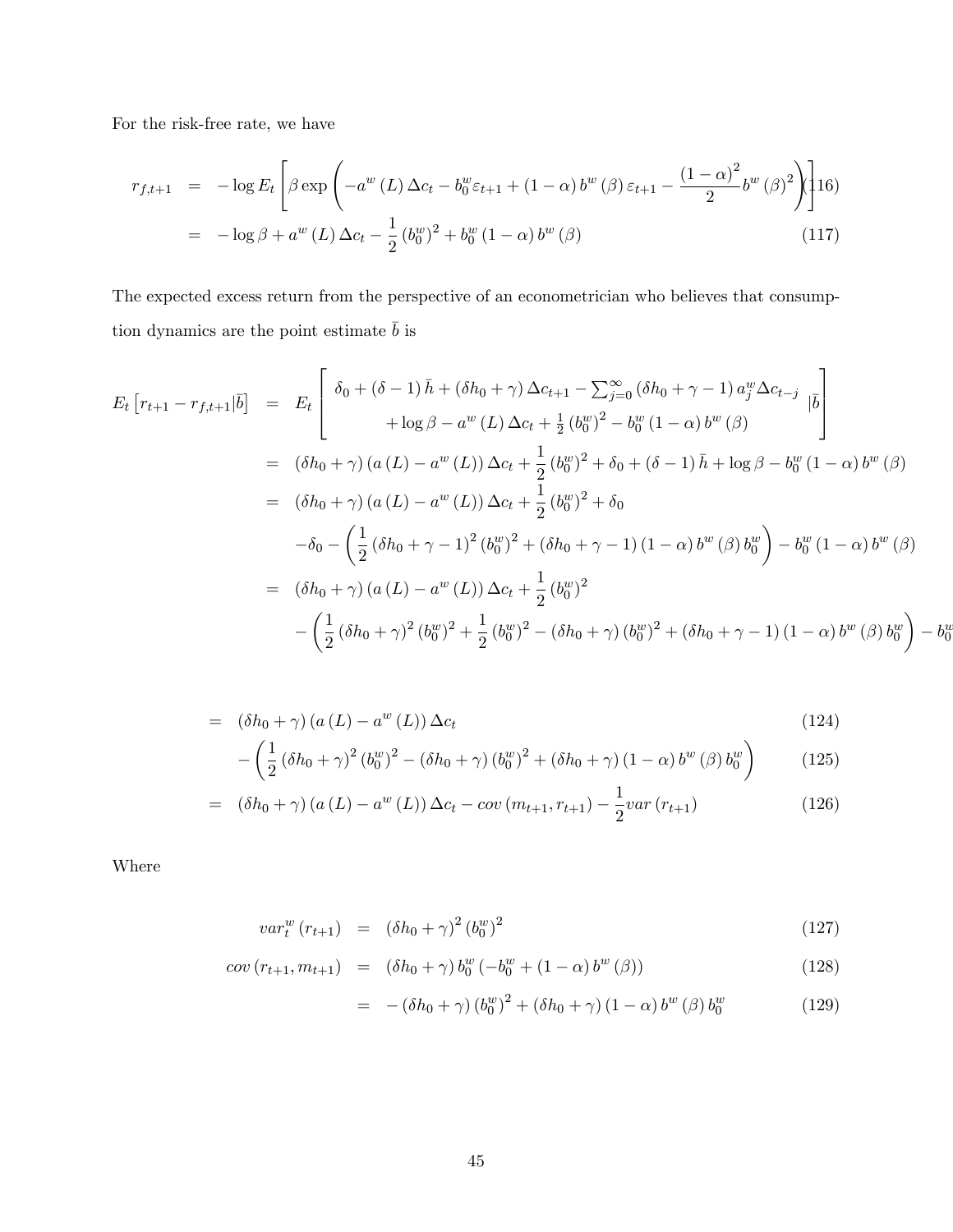For the risk-free rate, we have

$$
\begin{aligned}
r_{f,t+1} &= -\log E_t\left[\beta \exp\left(-a^w(L)\Delta c_t - b_0^w \varepsilon_{t+1} + (1-\alpha) b^w(\beta)\varepsilon_{t+1} - \frac{(1-\alpha)^2}{2} b^w(\beta)^2\right)\right] && (116)\\
&= -\log \beta + a^w(L)\Delta c_t - \frac{1}{2}\left(b_0^w\right)^2 + b_0^w (1-\alpha) b^w(\beta) && (117)
\end{aligned}
$$

The expected excess return from the perspective of an econometrician who believes that consumption dynamics are the point estimate $\bar{b}$ is

$$
\begin{aligned}
E_t\left[r_{t+1} - r_{f,t+1} | \bar{b}\right] &= E_t\left[\begin{array}{c} \delta_0 + (\delta - 1)\bar{h} + (\delta h_0 + \gamma)\Delta c_{t+1} - \sum_{j=0}^{\infty}(\delta h_0 + \gamma - 1) a_j^w \Delta c_{t-j} \\ + \log \beta - a^w(L)\Delta c_t + \frac{1}{2}\left(b_0^w\right)^2 - b_0^w(1-\alpha) b^w(\beta) \end{array} | \bar{b}\right] \\
&= (\delta h_0 + \gamma)(a(L) - a^w(L))\Delta c_t + \frac{1}{2}\left(b_0^w\right)^2 + \delta_0 + (\delta - 1)\bar{h} + \log \beta - b_0^w (1-\alpha) b^w(\beta) \\
&= (\delta h_0 + \gamma)(a(L) - a^w(L))\Delta c_t + \frac{1}{2}\left(b_0^w\right)^2 + \delta_0 \\
&\quad - \delta_0 - \left(\frac{1}{2}(\delta h_0 + \gamma - 1)^2 \left(b_0^w\right)^2 + (\delta h_0 + \gamma - 1)(1-\alpha) b^w(\beta) b_0^w\right) - b_0^w(1-\alpha) b^w(\beta) \\
&= (\delta h_0 + \gamma)(a(L) - a^w(L))\Delta c_t + \frac{1}{2}\left(b_0^w\right)^2 \\
&\quad - \left(\frac{1}{2}(\delta h_0 + \gamma)^2 \left(b_0^w\right)^2 + \frac{1}{2}\left(b_0^w\right)^2 - (\delta h_0 + \gamma)\left(b_0^w\right)^2 + (\delta h_0 + \gamma - 1)(1-\alpha) b^w(\beta) b_0^w\right) - b_0^w
\end{aligned}
$$

$$
\begin{aligned}
&= (\delta h_0 + \gamma)(a(L) - a^w(L))\Delta c_t && (124)\\
&\quad - \left(\frac{1}{2}(\delta h_0 + \gamma)^2 \left(b_0^w\right)^2 - (\delta h_0 + \gamma)\left(b_0^w\right)^2 + (\delta h_0 + \gamma)(1-\alpha) b^w(\beta) b_0^w\right) && (125)\\
&= (\delta h_0 + \gamma)(a(L) - a^w(L))\Delta c_t - cov(m_{t+1}, r_{t+1}) - \frac{1}{2} var(r_{t+1}) && (126)
\end{aligned}
$$

Where

$$
\begin{aligned}
var_t^w(r_{t+1}) &= (\delta h_0 + \gamma)^2 \left(b_0^w\right)^2 && (127)\\
cov(r_{t+1}, m_{t+1}) &= (\delta h_0 + \gamma) b_0^w \left(-b_0^w + (1-\alpha) b^w(\beta)\right) && (128)\\
&= -(\delta h_0 + \gamma)\left(b_0^w\right)^2 + (\delta h_0 + \gamma)(1-\alpha) b^w(\beta) b_0^w && (129)
\end{aligned}
$$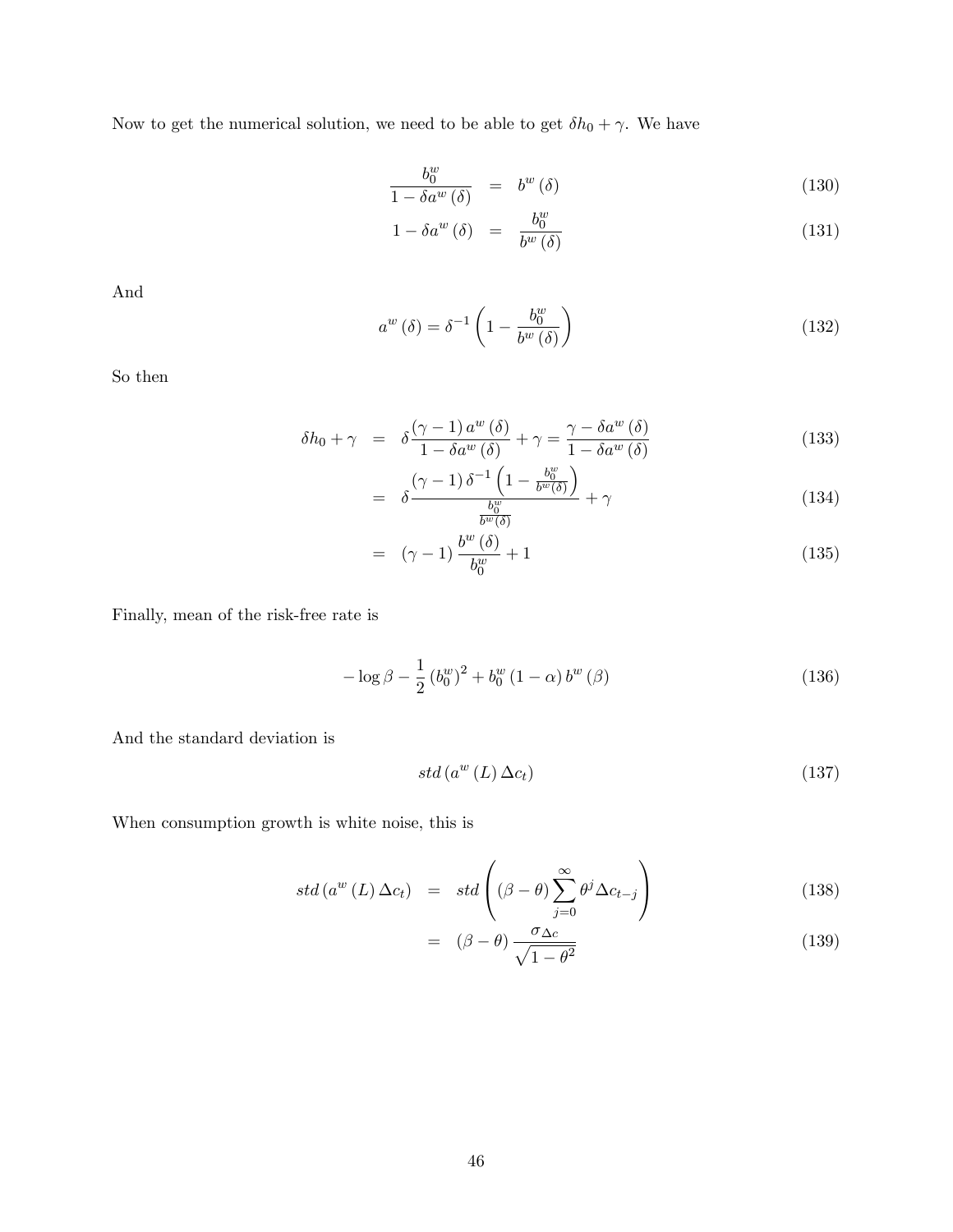Now to get the numerical solution, we need to be able to get $\delta h_0 + \gamma$. We have

$$
\begin{aligned}
\frac{b_0^w}{1 - \delta a^w(\delta)} &= b^w(\delta) &(130)\\
1 - \delta a^w(\delta) &= \frac{b_0^w}{b^w(\delta)} &(131)
\end{aligned}
$$

And

$$
a^w(\delta) = \delta^{-1}\left(1 - \frac{b_0^w}{b^w(\delta)}\right) \tag{132}
$$

So then

$$
\begin{aligned}
\delta h_0 + \gamma &= \delta \frac{(\gamma - 1) a^w(\delta)}{1 - \delta a^w(\delta)} + \gamma = \frac{\gamma - \delta a^w(\delta)}{1 - \delta a^w(\delta)} &(133)\\
&= \delta \frac{(\gamma - 1)\delta^{-1}\left(1 - \frac{b_0^w}{b^w(\delta)}\right)}{\frac{b_0^w}{b^w(\delta)}} + \gamma &(134)\\
&= (\gamma - 1)\frac{b^w(\delta)}{b_0^w} + 1 &(135)
\end{aligned}
$$

Finally, mean of the risk-free rate is

$$
-\log\beta - \frac{1}{2}\left(b_0^w\right)^2 + b_0^w (1 - \alpha) b^w(\beta) \tag{136}
$$

And the standard deviation is

$$
std\left(a^w(L)\Delta c_t\right) \tag{137}
$$

When consumption growth is white noise, this is

$$
\begin{aligned}
std\left(a^w(L)\Delta c_t\right) &= std\left((\beta - \theta)\sum_{j=0}^{\infty}\theta^j \Delta c_{t-j}\right) &(138)\\
&= (\beta - \theta)\frac{\sigma_{\Delta c}}{\sqrt{1 - \theta^2}} &(139)
\end{aligned}
$$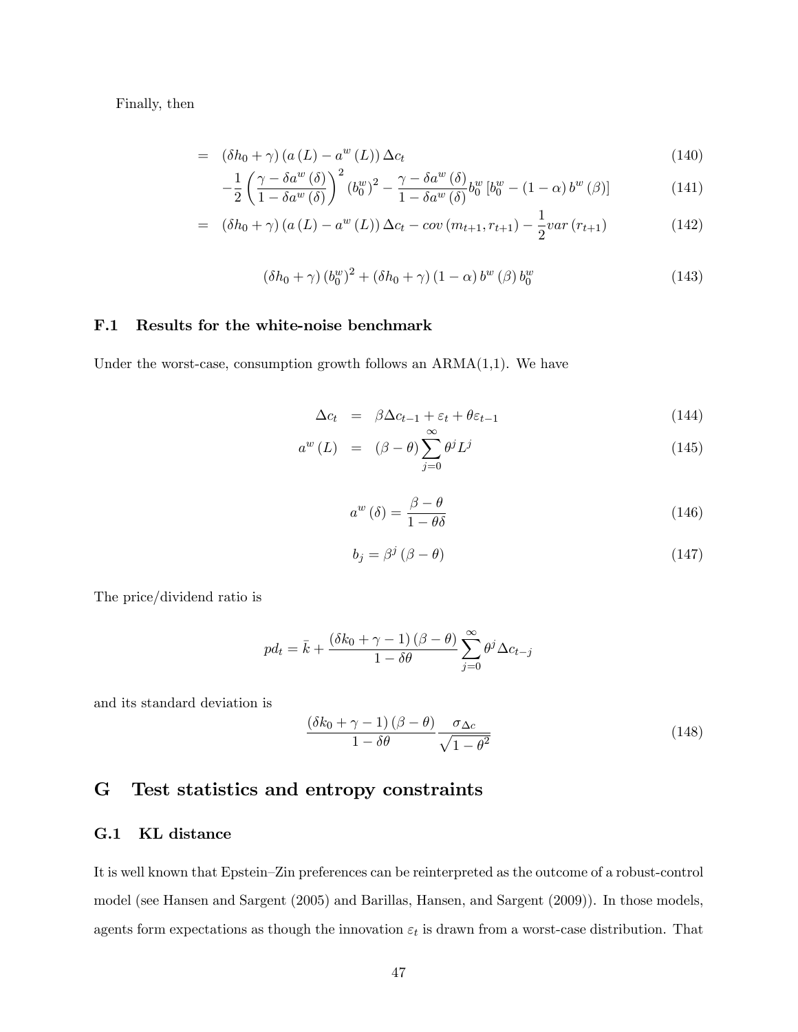Finally, then

$$
\begin{aligned}
&= \left(\delta h_0 + \gamma\right)\left(a\left(L\right) - a^w\left(L\right)\right)\Delta c_t && (140)\\
&\quad -\frac{1}{2}\left(\frac{\gamma - \delta a^w\left(\delta\right)}{1 - \delta a^w\left(\delta\right)}\right)^2 \left(b_0^w\right)^2 - \frac{\gamma - \delta a^w\left(\delta\right)}{1 - \delta a^w\left(\delta\right)} b_0^w \left[b_0^w - \left(1-\alpha\right) b^w\left(\beta\right)\right] && (141)\\
&= \left(\delta h_0 + \gamma\right)\left(a\left(L\right) - a^w\left(L\right)\right)\Delta c_t - cov\left(m_{t+1}, r_{t+1}\right) - \frac{1}{2} var\left(r_{t+1}\right) && (142)
\end{aligned}
$$

$$
\left(\delta h_0 + \gamma\right)\left(b_0^w\right)^2 + \left(\delta h_0 + \gamma\right)\left(1-\alpha\right) b^w\left(\beta\right) b_0^w \tag{143}
$$

### F.1 Results for the white-noise benchmark

Under the worst-case, consumption growth follows an ARMA(1,1). We have

$$
\begin{aligned}
\Delta c_t &= \beta \Delta c_{t-1} + \varepsilon_t + \theta \varepsilon_{t-1} && (144)\\
a^w\left(L\right) &= \left(\beta - \theta\right)\sum_{j=0}^{\infty} \theta^j L^j && (145)
\end{aligned}
$$

$$
a^w\left(\delta\right) = \frac{\beta - \theta}{1 - \theta\delta} \tag{146}
$$

$$
b_j = \beta^j \left(\beta - \theta\right) \tag{147}
$$

The price/dividend ratio is

$$
pd_t = \bar{k} + \frac{\left(\delta k_0 + \gamma - 1\right)\left(\beta - \theta\right)}{1 - \delta\theta}\sum_{j=0}^{\infty} \theta^j \Delta c_{t-j}
$$

and its standard deviation is

$$
\frac{\left(\delta k_0 + \gamma - 1\right)\left(\beta - \theta\right)}{1 - \delta\theta}\frac{\sigma_{\Delta c}}{\sqrt{1-\theta^2}} \tag{148}
$$

## G Test statistics and entropy constraints

### G.1 KL distance

It is well known that Epstein–Zin preferences can be reinterpreted as the outcome of a robust-control model (see Hansen and Sargent (2005) and Barillas, Hansen, and Sargent (2009)). In those models, agents form expectations as though the innovation $\varepsilon_t$ is drawn from a worst-case distribution. That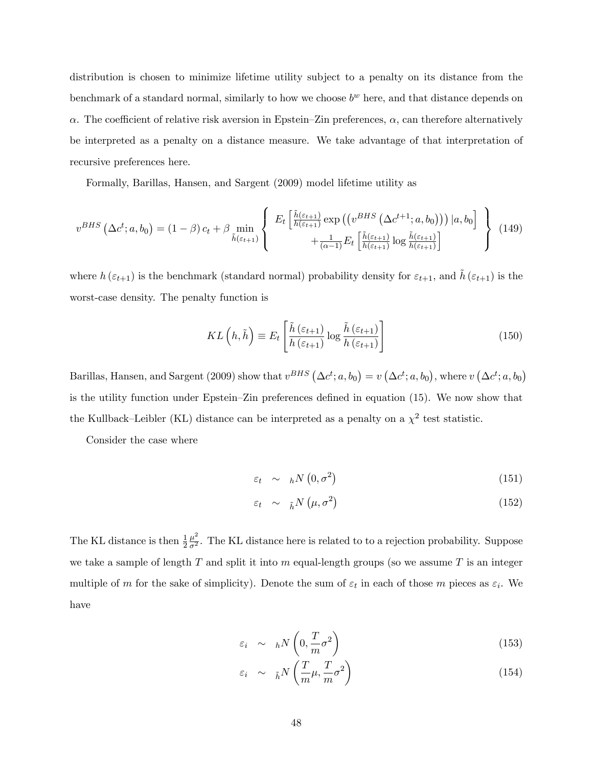distribution is chosen to minimize lifetime utility subject to a penalty on its distance from the benchmark of a standard normal, similarly to how we choose $b^w$ here, and that distance depends on $\alpha$. The coefficient of relative risk aversion in Epstein–Zin preferences, $\alpha$, can therefore alternatively be interpreted as a penalty on a distance measure. We take advantage of that interpretation of recursive preferences here.

Formally, Barillas, Hansen, and Sargent (2009) model lifetime utility as

$$v^{BHS}\left(\Delta c^t; a, b_0\right) = (1-\beta)\, c_t + \beta \min_{\tilde{h}(\varepsilon_{t+1})} \left\{ \begin{array}{c} E_t\left[\frac{\tilde{h}(\varepsilon_{t+1})}{h(\varepsilon_{t+1})} \exp\left(\left(v^{BHS}\left(\Delta c^{t+1}; a, b_0\right)\right)\right) | a, b_0\right] \\ +\frac{1}{(\alpha-1)} E_t\left[\frac{\tilde{h}(\varepsilon_{t+1})}{h(\varepsilon_{t+1})} \log \frac{\tilde{h}(\varepsilon_{t+1})}{h(\varepsilon_{t+1})}\right] \end{array} \right\} \tag{149}$$

where $h(\varepsilon_{t+1})$ is the benchmark (standard normal) probability density for $\varepsilon_{t+1}$, and $\tilde{h}(\varepsilon_{t+1})$ is the worst-case density. The penalty function is

$$KL\left(h, \tilde{h}\right) \equiv E_t\left[\frac{\tilde{h}(\varepsilon_{t+1})}{h(\varepsilon_{t+1})} \log \frac{\tilde{h}(\varepsilon_{t+1})}{h(\varepsilon_{t+1})}\right] \tag{150}$$

Barillas, Hansen, and Sargent (2009) show that $v^{BHS}\left(\Delta c^t; a, b_0\right) = v\left(\Delta c^t; a, b_0\right)$, where $v\left(\Delta c^t; a, b_0\right)$ is the utility function under Epstein–Zin preferences defined in equation (15). We now show that the Kullback–Leibler (KL) distance can be interpreted as a penalty on a $\chi^2$ test statistic.

Consider the case where

$$\varepsilon_t \sim {}_h N\left(0, \sigma^2\right) \tag{151}$$

$$\varepsilon_t \sim {}_{\tilde{h}} N\left(\mu, \sigma^2\right) \tag{152}$$

The KL distance is then $\frac{1}{2}\frac{\mu^2}{\sigma^2}$. The KL distance here is related to to a rejection probability. Suppose we take a sample of length $T$ and split it into $m$ equal-length groups (so we assume $T$ is an integer multiple of $m$ for the sake of simplicity). Denote the sum of $\varepsilon_t$ in each of those $m$ pieces as $\varepsilon_i$. We have

$$\varepsilon_i \sim {}_h N\left(0, \frac{T}{m}\sigma^2\right) \tag{153}$$

$$\varepsilon_i \sim {}_{\tilde{h}} N\left(\frac{T}{m}\mu, \frac{T}{m}\sigma^2\right) \tag{154}$$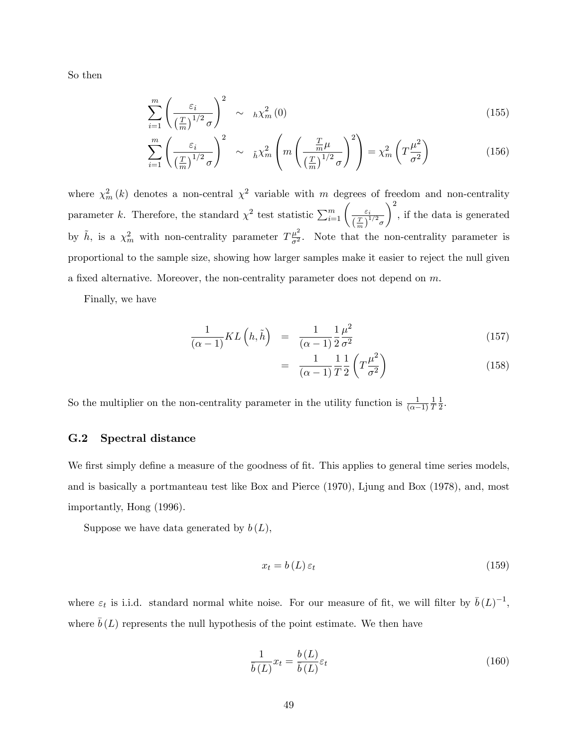So then

$$\sum_{i=1}^{m}\left(\frac{\varepsilon_i}{\left(\frac{T}{m}\right)^{1/2}\sigma}\right)^2 \sim {}_{h}\chi_m^2\left(0\right) \tag{155}$$

$$\sum_{i=1}^{m}\left(\frac{\varepsilon_i}{\left(\frac{T}{m}\right)^{1/2}\sigma}\right)^2 \sim {}_{\tilde{h}}\chi_m^2\left(m\left(\frac{\frac{T}{m}\mu}{\left(\frac{T}{m}\right)^{1/2}\sigma}\right)^2\right)=\chi_m^2\left(T\frac{\mu^2}{\sigma^2}\right) \tag{156}$$

where $\chi_m^2(k)$ denotes a non-central $\chi^2$ variable with $m$ degrees of freedom and non-centrality parameter $k$. Therefore, the standard $\chi^2$ test statistic $\sum_{i=1}^{m}\left(\frac{\varepsilon_i}{\left(\frac{T}{m}\right)^{1/2}\sigma}\right)^2$, if the data is generated by $\tilde{h}$, is a $\chi_m^2$ with non-centrality parameter $T\frac{\mu^2}{\sigma^2}$. Note that the non-centrality parameter is proportional to the sample size, showing how larger samples make it easier to reject the null given a fixed alternative. Moreover, the non-centrality parameter does not depend on $m$.

Finally, we have

$$\frac{1}{(\alpha-1)}KL\left(h,\tilde{h}\right) = \frac{1}{(\alpha-1)}\frac{1}{2}\frac{\mu^2}{\sigma^2} \tag{157}$$

$$= \frac{1}{(\alpha-1)}\frac{1}{T}\frac{1}{2}\left(T\frac{\mu^2}{\sigma^2}\right) \tag{158}$$

So the multiplier on the non-centrality parameter in the utility function is $\frac{1}{(\alpha-1)}\frac{1}{T}\frac{1}{2}$.

## G.2 Spectral distance

We first simply define a measure of the goodness of fit. This applies to general time series models, and is basically a portmanteau test like Box and Pierce (1970), Ljung and Box (1978), and, most importantly, Hong (1996).

Suppose we have data generated by $b(L)$,

$$x_t = b(L)\,\varepsilon_t \tag{159}$$

where $\varepsilon_t$ is i.i.d. standard normal white noise. For our measure of fit, we will filter by $\bar{b}(L)^{-1}$, where $\bar{b}(L)$ represents the null hypothesis of the point estimate. We then have

$$\frac{1}{\bar{b}(L)}x_t = \frac{b(L)}{\bar{b}(L)}\varepsilon_t \tag{160}$$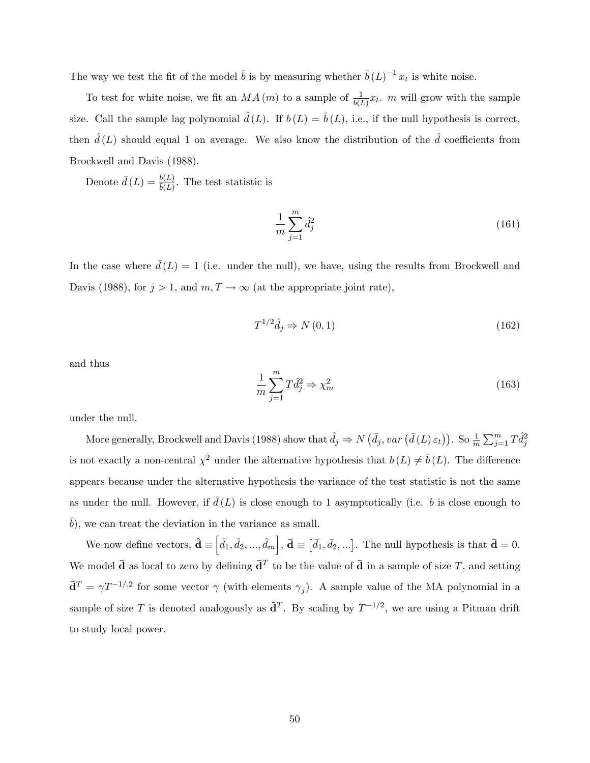The way we test the fit of the model $\bar{b}$ is by measuring whether $\bar{b}(L)^{-1} x_t$ is white noise.

To test for white noise, we fit an $MA(m)$ to a sample of $\frac{1}{\bar{b}(L)} x_t$. $m$ will grow with the sample size. Call the sample lag polynomial $\hat{d}(L)$. If $b(L) = \bar{b}(L)$, i.e., if the null hypothesis is correct, then $\hat{d}(L)$ should equal 1 on average. We also know the distribution of the $\hat{d}$ coefficients from Brockwell and Davis (1988).

Denote $\bar{d}(L) = \frac{b(L)}{\bar{b}(L)}$. The test statistic is

$$\frac{1}{m} \sum_{j=1}^{m} \hat{d}_j^2 \tag{161}$$

In the case where $\bar{d}(L) = 1$ (i.e. under the null), we have, using the results from Brockwell and Davis (1988), for $j > 1$, and $m, T \to \infty$ (at the appropriate joint rate),

$$T^{1/2} \hat{d}_j \Rightarrow N(0, 1) \tag{162}$$

and thus

$$\frac{1}{m} \sum_{j=1}^{m} T \hat{d}_j^2 \Rightarrow \chi_m^2 \tag{163}$$

under the null.

More generally, Brockwell and Davis (1988) show that $\hat{d}_j \Rightarrow N\left(\bar{d}_j, var\left(\bar{d}(L)\varepsilon_t\right)\right)$. So $\frac{1}{m}\sum_{j=1}^{m} T\hat{d}_j^2$ is not exactly a non-central $\chi^2$ under the alternative hypothesis that $b(L) \neq \bar{b}(L)$. The difference appears because under the alternative hypothesis the variance of the test statistic is not the same as under the null. However, if $\bar{d}(L)$ is close enough to 1 asymptotically (i.e. $b$ is close enough to $\bar{b}$), we can treat the deviation in the variance as small.

We now define vectors, $\hat{\mathbf{d}} \equiv \left[\hat{d}_1, \hat{d}_2, ..., \hat{d}_m\right]$, $\bar{\mathbf{d}} \equiv \left[\bar{d}_1, \bar{d}_2, ...\right]$. The null hypothesis is that $\bar{\mathbf{d}} = 0$. We model $\bar{\mathbf{d}}$ as local to zero by defining $\bar{\mathbf{d}}^T$ to be the value of $\bar{\mathbf{d}}$ in a sample of size $T$, and setting $\bar{\mathbf{d}}^T = \gamma T^{-1/.2}$ for some vector $\gamma$ (with elements $\gamma_j$). A sample value of the MA polynomial in a sample of size $T$ is denoted analogously as $\hat{\mathbf{d}}^T$. By scaling by $T^{-1/2}$, we are using a Pitman drift to study local power.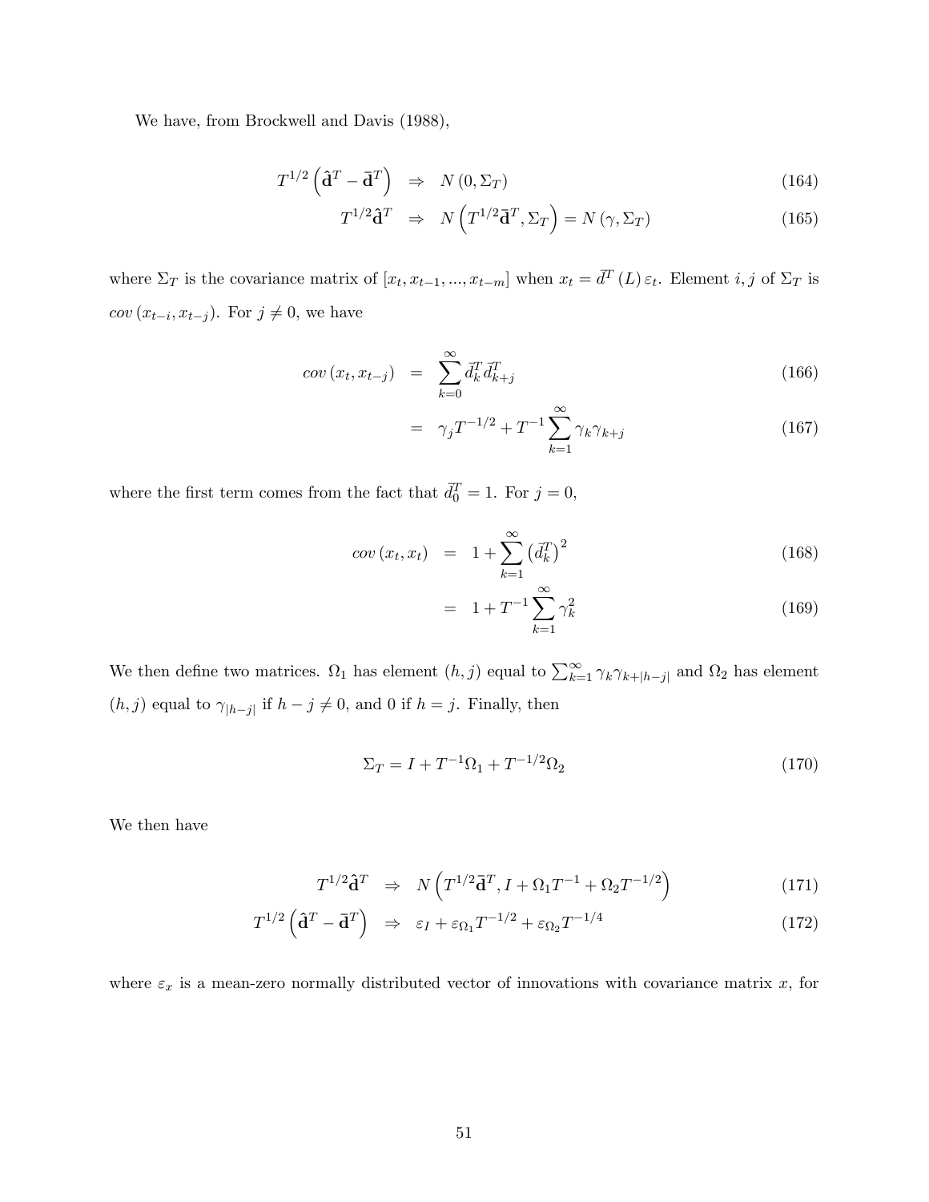We have, from Brockwell and Davis (1988),

$$T^{1/2}\left(\hat{\mathbf{d}}^T - \bar{\mathbf{d}}^T\right) \Rightarrow N\left(0, \Sigma_T\right) \tag{164}$$

$$T^{1/2}\hat{\mathbf{d}}^T \Rightarrow N\left(T^{1/2}\bar{\mathbf{d}}^T, \Sigma_T\right) = N\left(\gamma, \Sigma_T\right) \tag{165}$$

where $\Sigma_T$ is the covariance matrix of $[x_t, x_{t-1}, ..., x_{t-m}]$ when $x_t = \bar{d}^T(L)\varepsilon_t$. Element $i, j$ of $\Sigma_T$ is $cov(x_{t-i}, x_{t-j})$. For $j \neq 0$, we have

$$cov(x_t, x_{t-j}) = \sum_{k=0}^{\infty} \bar{d}_k^T \bar{d}_{k+j}^T \tag{166}$$

$$= \gamma_j T^{-1/2} + T^{-1}\sum_{k=1}^{\infty} \gamma_k \gamma_{k+j} \tag{167}$$

where the first term comes from the fact that $\bar{d}_0^T = 1$. For $j = 0$,

$$cov(x_t, x_t) = 1 + \sum_{k=1}^{\infty}\left(\bar{d}_k^T\right)^2 \tag{168}$$

$$= 1 + T^{-1}\sum_{k=1}^{\infty}\gamma_k^2 \tag{169}$$

We then define two matrices. $\Omega_1$ has element $(h, j)$ equal to $\sum_{k=1}^{\infty}\gamma_k\gamma_{k+|h-j|}$ and $\Omega_2$ has element $(h, j)$ equal to $\gamma_{|h-j|}$ if $h - j \neq 0$, and 0 if $h = j$. Finally, then

$$\Sigma_T = I + T^{-1}\Omega_1 + T^{-1/2}\Omega_2 \tag{170}$$

We then have

$$T^{1/2}\hat{\mathbf{d}}^T \Rightarrow N\left(T^{1/2}\bar{\mathbf{d}}^T, I + \Omega_1 T^{-1} + \Omega_2 T^{-1/2}\right) \tag{171}$$

$$T^{1/2}\left(\hat{\mathbf{d}}^T - \bar{\mathbf{d}}^T\right) \Rightarrow \varepsilon_I + \varepsilon_{\Omega_1}T^{-1/2} + \varepsilon_{\Omega_2}T^{-1/4} \tag{172}$$

where $\varepsilon_x$ is a mean-zero normally distributed vector of innovations with covariance matrix $x$, for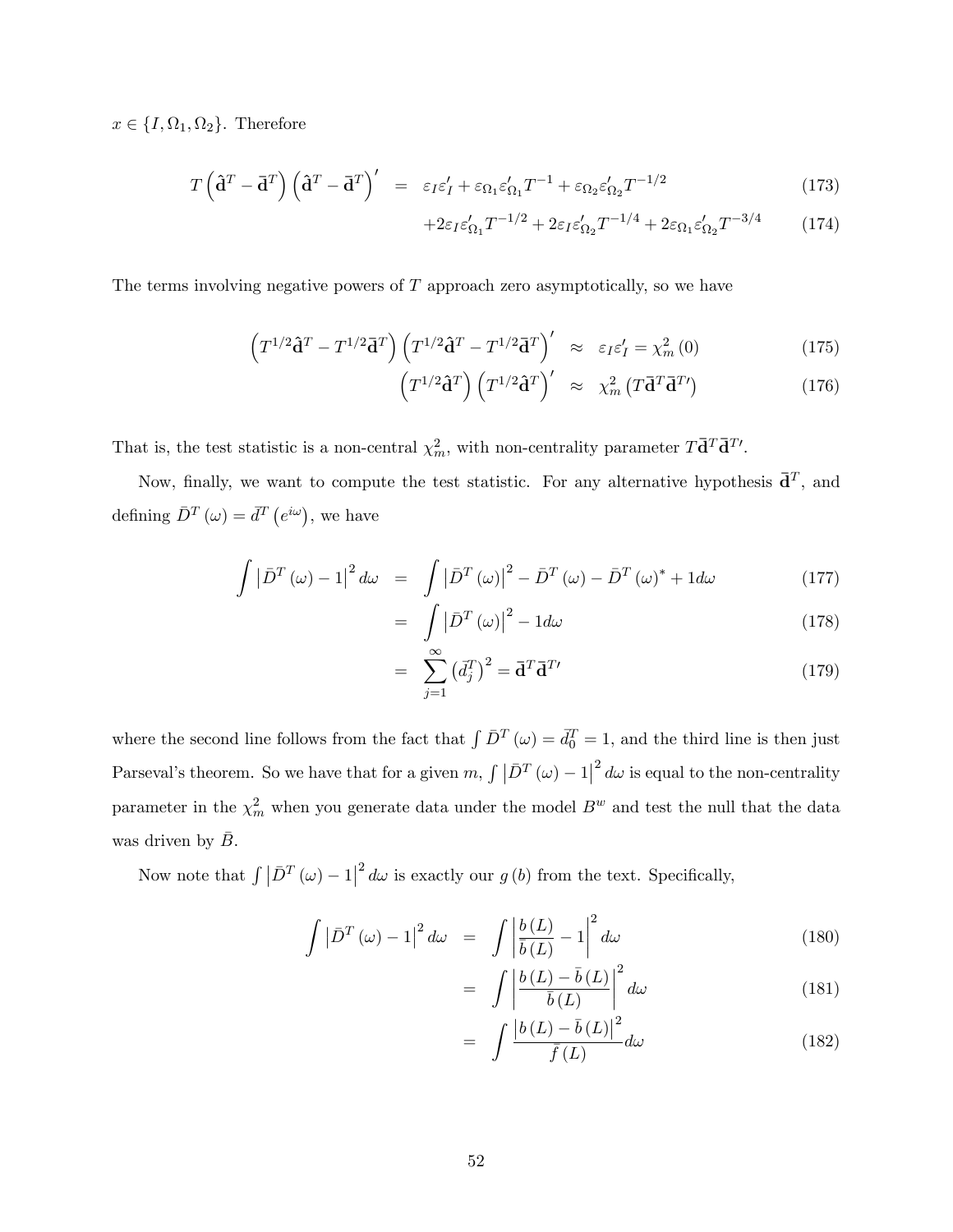$x \in \{I, \Omega_1, \Omega_2\}$. Therefore

$$
\begin{aligned}
T\left(\hat{\mathbf{d}}^T - \bar{\mathbf{d}}^T\right)\left(\hat{\mathbf{d}}^T - \bar{\mathbf{d}}^T\right)' &= \varepsilon_I \varepsilon_I' + \varepsilon_{\Omega_1}\varepsilon_{\Omega_1}' T^{-1} + \varepsilon_{\Omega_2}\varepsilon_{\Omega_2}' T^{-1/2} && (173)\\
&\quad + 2\varepsilon_I \varepsilon_{\Omega_1}' T^{-1/2} + 2\varepsilon_I \varepsilon_{\Omega_2}' T^{-1/4} + 2\varepsilon_{\Omega_1}\varepsilon_{\Omega_2}' T^{-3/4} && (174)
\end{aligned}
$$

The terms involving negative powers of $T$ approach zero asymptotically, so we have

$$
\begin{aligned}
\left(T^{1/2}\hat{\mathbf{d}}^T - T^{1/2}\bar{\mathbf{d}}^T\right)\left(T^{1/2}\hat{\mathbf{d}}^T - T^{1/2}\bar{\mathbf{d}}^T\right)' &\approx \varepsilon_I \varepsilon_I' = \chi_m^2(0) && (175)\\
\left(T^{1/2}\hat{\mathbf{d}}^T\right)\left(T^{1/2}\hat{\mathbf{d}}^T\right)' &\approx \chi_m^2\left(T\bar{\mathbf{d}}^T\bar{\mathbf{d}}^{T\prime}\right) && (176)
\end{aligned}
$$

That is, the test statistic is a non-central $\chi_m^2$, with non-centrality parameter $T\bar{\mathbf{d}}^T\bar{\mathbf{d}}^{T\prime}$.

Now, finally, we want to compute the test statistic. For any alternative hypothesis $\bar{\mathbf{d}}^T$, and defining $\bar{D}^T(\omega) = \bar{d}^T\left(e^{i\omega}\right)$, we have

$$
\begin{aligned}
\int \left|\bar{D}^T(\omega) - 1\right|^2 d\omega &= \int \left|\bar{D}^T(\omega)\right|^2 - \bar{D}^T(\omega) - \bar{D}^T(\omega)^* + 1 d\omega && (177)\\
&= \int \left|\bar{D}^T(\omega)\right|^2 - 1 d\omega && (178)\\
&= \sum_{j=1}^{\infty}\left(\bar{d}_j^T\right)^2 = \bar{\mathbf{d}}^T\bar{\mathbf{d}}^{T\prime} && (179)
\end{aligned}
$$

where the second line follows from the fact that $\int \bar{D}^T(\omega) = \bar{d}_0^T = 1$, and the third line is then just Parseval's theorem. So we have that for a given $m$, $\int \left|\bar{D}^T(\omega) - 1\right|^2 d\omega$ is equal to the non-centrality parameter in the $\chi_m^2$ when you generate data under the model $B^w$ and test the null that the data was driven by $\bar{B}$.

Now note that $\int \left|\bar{D}^T(\omega) - 1\right|^2 d\omega$ is exactly our $g(b)$ from the text. Specifically,

$$
\begin{aligned}
\int \left|\bar{D}^T(\omega) - 1\right|^2 d\omega &= \int \left|\frac{b(L)}{\bar{b}(L)} - 1\right|^2 d\omega && (180)\\
&= \int \left|\frac{b(L) - \bar{b}(L)}{\bar{b}(L)}\right|^2 d\omega && (181)\\
&= \int \frac{\left|b(L) - \bar{b}(L)\right|^2}{\bar{f}(L)} d\omega && (182)
\end{aligned}
$$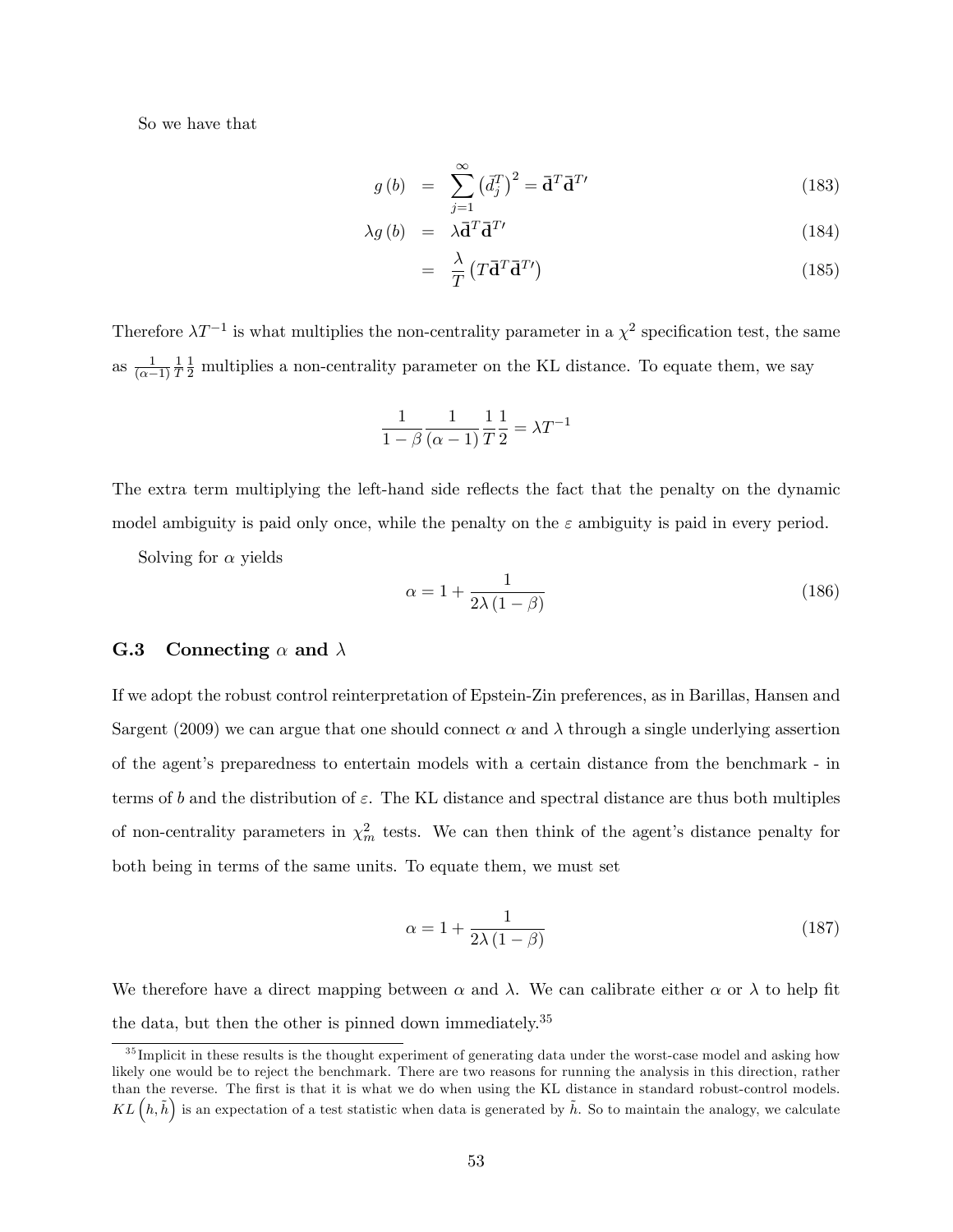So we have that

$$
\begin{aligned}
g(b) &= \sum_{j=1}^{\infty} \left(\bar{d}_j^T\right)^2 = \bar{\mathbf{d}}^T \bar{\mathbf{d}}^{T\prime} && (183) \\
\lambda g(b) &= \lambda \bar{\mathbf{d}}^T \bar{\mathbf{d}}^{T\prime} && (184) \\
&= \frac{\lambda}{T}\left(T \bar{\mathbf{d}}^T \bar{\mathbf{d}}^{T\prime}\right) && (185)
\end{aligned}
$$

Therefore $\lambda T^{-1}$ is what multiplies the non-centrality parameter in a $\chi^2$ specification test, the same as $\frac{1}{(\alpha-1)}\frac{1}{T}\frac{1}{2}$ multiplies a non-centrality parameter on the KL distance. To equate them, we say

$$
\frac{1}{1-\beta}\frac{1}{(\alpha-1)}\frac{1}{T}\frac{1}{2} = \lambda T^{-1}
$$

The extra term multiplying the left-hand side reflects the fact that the penalty on the dynamic model ambiguity is paid only once, while the penalty on the $\varepsilon$ ambiguity is paid in every period.

Solving for $\alpha$ yields

$$
\alpha = 1 + \frac{1}{2\lambda(1-\beta)} \tag{186}
$$

### G.3 Connecting $\alpha$ and $\lambda$

If we adopt the robust control reinterpretation of Epstein-Zin preferences, as in Barillas, Hansen and Sargent (2009) we can argue that one should connect $\alpha$ and $\lambda$ through a single underlying assertion of the agent's preparedness to entertain models with a certain distance from the benchmark - in terms of $b$ and the distribution of $\varepsilon$. The KL distance and spectral distance are thus both multiples of non-centrality parameters in $\chi^2_m$ tests. We can then think of the agent's distance penalty for both being in terms of the same units. To equate them, we must set

$$
\alpha = 1 + \frac{1}{2\lambda(1-\beta)} \tag{187}
$$

We therefore have a direct mapping between $\alpha$ and $\lambda$. We can calibrate either $\alpha$ or $\lambda$ to help fit the data, but then the other is pinned down immediately.[35]

[35] Implicit in these results is the thought experiment of generating data under the worst-case model and asking how likely one would be to reject the benchmark. There are two reasons for running the analysis in this direction, rather than the reverse. The first is that it is what we do when using the KL distance in standard robust-control models. $KL\left(h, \tilde{h}\right)$ is an expectation of a test statistic when data is generated by $\tilde{h}$. So to maintain the analogy, we calculate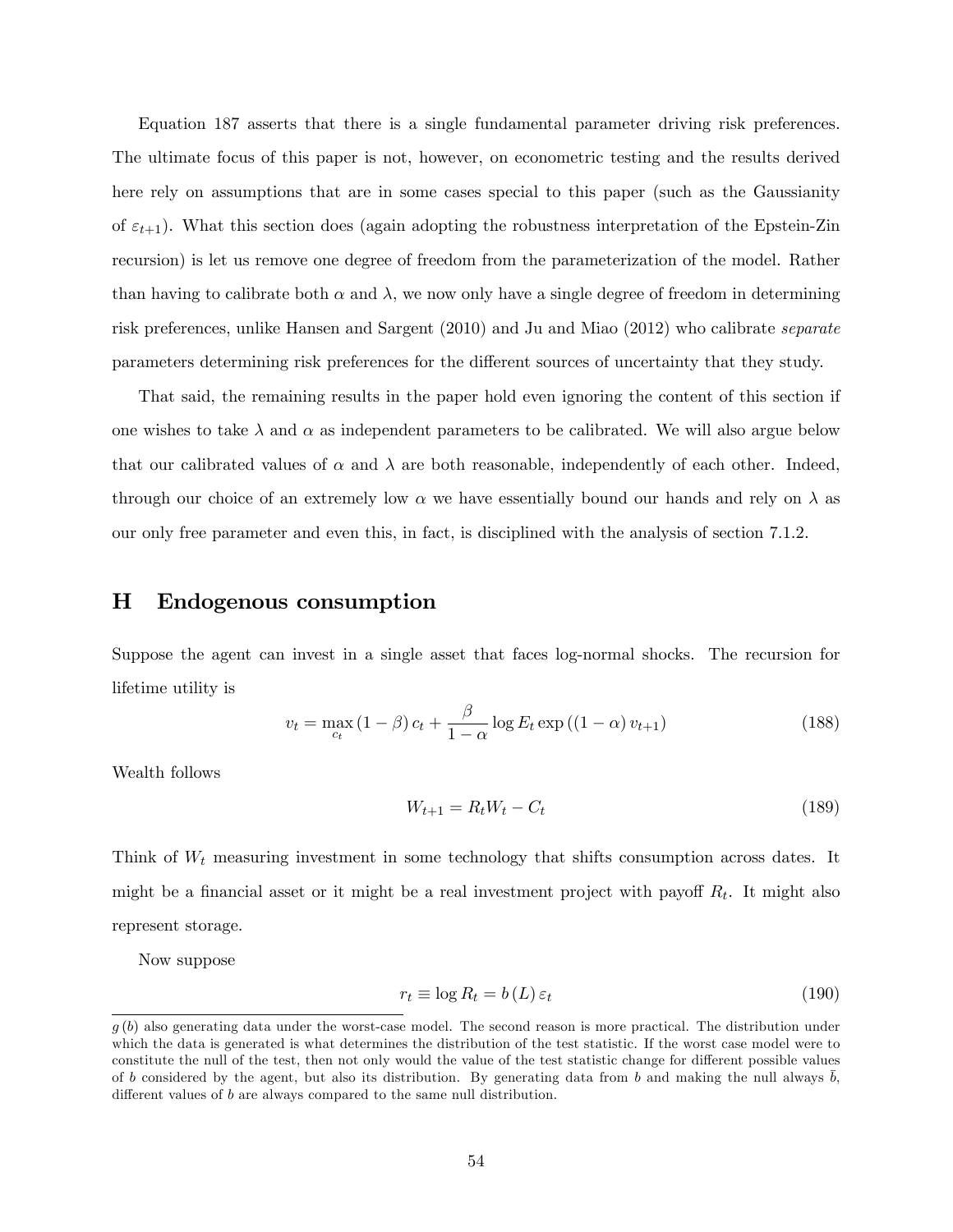Equation 187 asserts that there is a single fundamental parameter driving risk preferences. The ultimate focus of this paper is not, however, on econometric testing and the results derived here rely on assumptions that are in some cases special to this paper (such as the Gaussianity of $\varepsilon_{t+1}$). What this section does (again adopting the robustness interpretation of the Epstein-Zin recursion) is let us remove one degree of freedom from the parameterization of the model. Rather than having to calibrate both $\alpha$ and $\lambda$, we now only have a single degree of freedom in determining risk preferences, unlike Hansen and Sargent (2010) and Ju and Miao (2012) who calibrate *separate* parameters determining risk preferences for the different sources of uncertainty that they study.

That said, the remaining results in the paper hold even ignoring the content of this section if one wishes to take $\lambda$ and $\alpha$ as independent parameters to be calibrated. We will also argue below that our calibrated values of $\alpha$ and $\lambda$ are both reasonable, independently of each other. Indeed, through our choice of an extremely low $\alpha$ we have essentially bound our hands and rely on $\lambda$ as our only free parameter and even this, in fact, is disciplined with the analysis of section 7.1.2.

# H Endogenous consumption

Suppose the agent can invest in a single asset that faces log-normal shocks. The recursion for lifetime utility is

$$v_t = \max_{c_t} (1-\beta) c_t + \frac{\beta}{1-\alpha} \log E_t \exp((1-\alpha) v_{t+1}) \tag{188}$$

Wealth follows

$$W_{t+1} = R_t W_t - C_t \tag{189}$$

Think of $W_t$ measuring investment in some technology that shifts consumption across dates. It might be a financial asset or it might be a real investment project with payoff $R_t$. It might also represent storage.

Now suppose

$$r_t \equiv \log R_t = b(L) \varepsilon_t \tag{190}$$

$g(b)$ also generating data under the worst-case model. The second reason is more practical. The distribution under which the data is generated is what determines the distribution of the test statistic. If the worst case model were to constitute the null of the test, then not only would the value of the test statistic change for different possible values of $b$ considered by the agent, but also its distribution. By generating data from $b$ and making the null always $\bar{b}$, different values of $b$ are always compared to the same null distribution.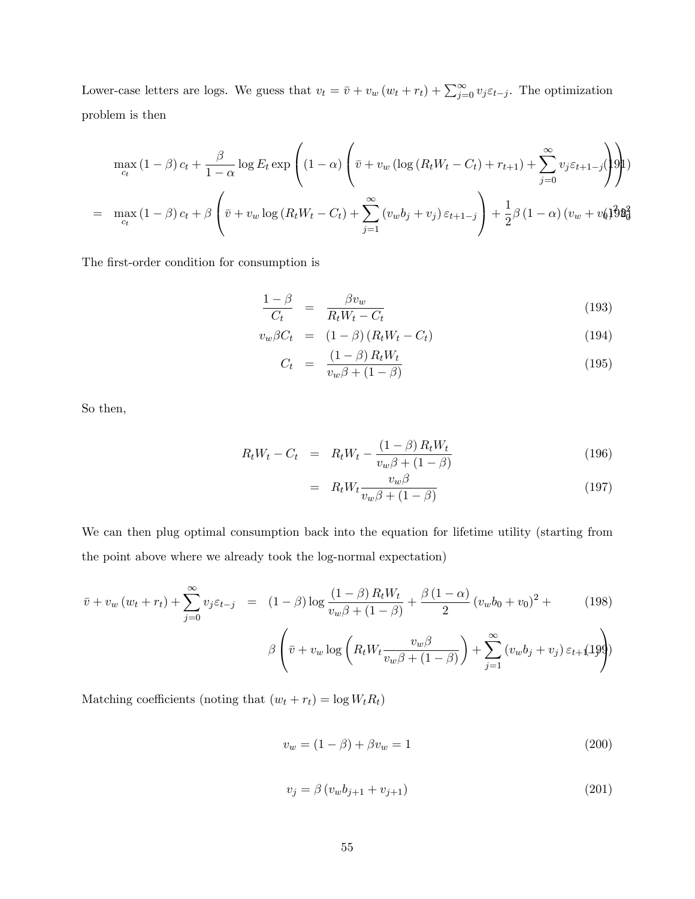Lower-case letters are logs. We guess that $v_t = \bar{v} + v_w (w_t + r_t) + \sum_{j=0}^{\infty} v_j \varepsilon_{t-j}$. The optimization problem is then

$$\max_{c_t} (1-\beta) c_t + \frac{\beta}{1-\alpha} \log E_t \exp\left( (1-\alpha) \left( \bar{v} + v_w \left( \log (R_t W_t - C_t) + r_{t+1} \right) + \sum_{j=0}^{\infty} v_j \varepsilon_{t+1-j} \right) \right) \tag{191}$$

$$= \max_{c_t} (1-\beta) c_t + \beta \left( \bar{v} + v_w \log (R_t W_t - C_t) + \sum_{j=1}^{\infty} (v_w b_j + v_j) \varepsilon_{t+1-j} \right) + \frac{1}{2} \beta (1-\alpha) (v_w + v_0)^2 \sigma_0^2 \tag{192}$$

The first-order condition for consumption is

$$\frac{1-\beta}{C_t} = \frac{\beta v_w}{R_t W_t - C_t} \tag{193}$$

$$v_w \beta C_t = (1-\beta)(R_t W_t - C_t) \tag{194}$$

$$C_t = \frac{(1-\beta) R_t W_t}{v_w \beta + (1-\beta)} \tag{195}$$

So then,

$$R_t W_t - C_t = R_t W_t - \frac{(1-\beta) R_t W_t}{v_w \beta + (1-\beta)} \tag{196}$$

$$= R_t W_t \frac{v_w \beta}{v_w \beta + (1-\beta)} \tag{197}$$

We can then plug optimal consumption back into the equation for lifetime utility (starting from the point above where we already took the log-normal expectation)

$$\bar{v} + v_w (w_t + r_t) + \sum_{j=0}^{\infty} v_j \varepsilon_{t-j} = (1-\beta) \log \frac{(1-\beta) R_t W_t}{v_w \beta + (1-\beta)} + \frac{\beta (1-\alpha)}{2} (v_w b_0 + v_0)^2 + \tag{198}$$

$$\beta \left( \bar{v} + v_w \log \left( R_t W_t \frac{v_w \beta}{v_w \beta + (1-\beta)} \right) + \sum_{j=1}^{\infty} (v_w b_j + v_j) \varepsilon_{t+1-j} \right) \tag{199}$$

Matching coefficients (noting that $(w_t + r_t) = \log W_t R_t$)

$$v_w = (1-\beta) + \beta v_w = 1 \tag{200}$$

$$v_j = \beta (v_w b_{j+1} + v_{j+1}) \tag{201}$$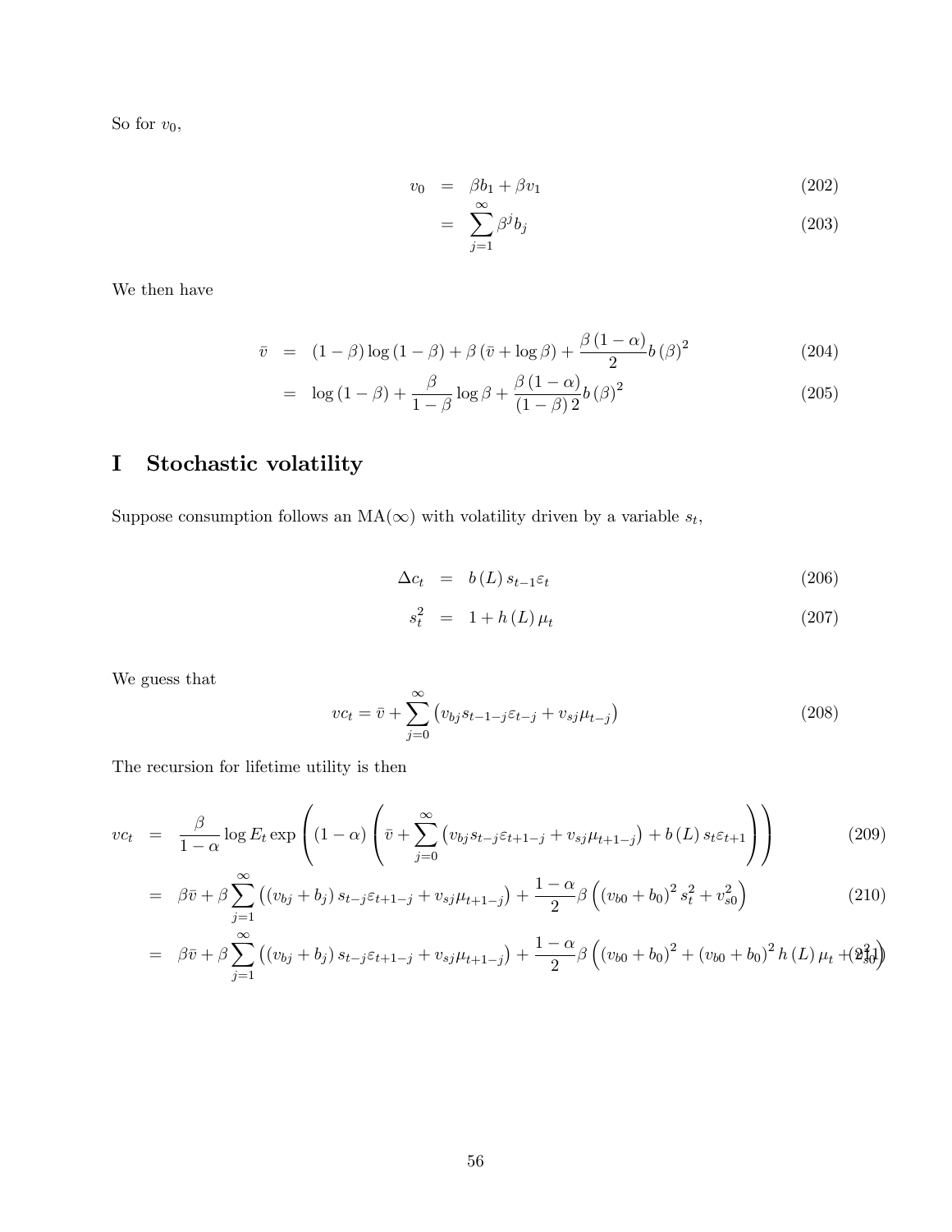So for $v_0$,

$$
\begin{aligned}
v_0 &= \beta b_1 + \beta v_1 && (202)\\
&= \sum_{j=1}^{\infty} \beta^j b_j && (203)
\end{aligned}
$$

We then have

$$
\begin{aligned}
\bar{v} &= (1-\beta)\log(1-\beta) + \beta(\bar{v} + \log\beta) + \frac{\beta(1-\alpha)}{2} b(\beta)^2 && (204)\\
&= \log(1-\beta) + \frac{\beta}{1-\beta}\log\beta + \frac{\beta(1-\alpha)}{(1-\beta)2} b(\beta)^2 && (205)
\end{aligned}
$$

# I Stochastic volatility

Suppose consumption follows an MA($\infty$) with volatility driven by a variable $s_t$,

$$
\begin{aligned}
\Delta c_t &= b(L) s_{t-1}\varepsilon_t && (206)\\
s_t^2 &= 1 + h(L)\mu_t && (207)
\end{aligned}
$$

We guess that

$$
vc_t = \bar{v} + \sum_{j=0}^{\infty} \left( v_{bj} s_{t-1-j}\varepsilon_{t-j} + v_{sj}\mu_{t-j} \right) \tag{208}
$$

The recursion for lifetime utility is then

$$
\begin{aligned}
vc_t &= \frac{\beta}{1-\alpha}\log E_t \exp\left( (1-\alpha)\left( \bar{v} + \sum_{j=0}^{\infty}\left( v_{bj} s_{t-j}\varepsilon_{t+1-j} + v_{sj}\mu_{t+1-j}\right) + b(L) s_t \varepsilon_{t+1} \right)\right) && (209)\\
&= \beta\bar{v} + \beta\sum_{j=1}^{\infty}\left( (v_{bj} + b_j) s_{t-j}\varepsilon_{t+1-j} + v_{sj}\mu_{t+1-j}\right) + \frac{1-\alpha}{2}\beta\left( (v_{b0}+b_0)^2 s_t^2 + v_{s0}^2 \right) && (210)\\
&= \beta\bar{v} + \beta\sum_{j=1}^{\infty}\left( (v_{bj} + b_j) s_{t-j}\varepsilon_{t+1-j} + v_{sj}\mu_{t+1-j}\right) + \frac{1-\alpha}{2}\beta\left( (v_{b0}+b_0)^2 + (v_{b0}+b_0)^2 h(L)\mu_t + v_{s0}^2 \right) && (211)
\end{aligned}
$$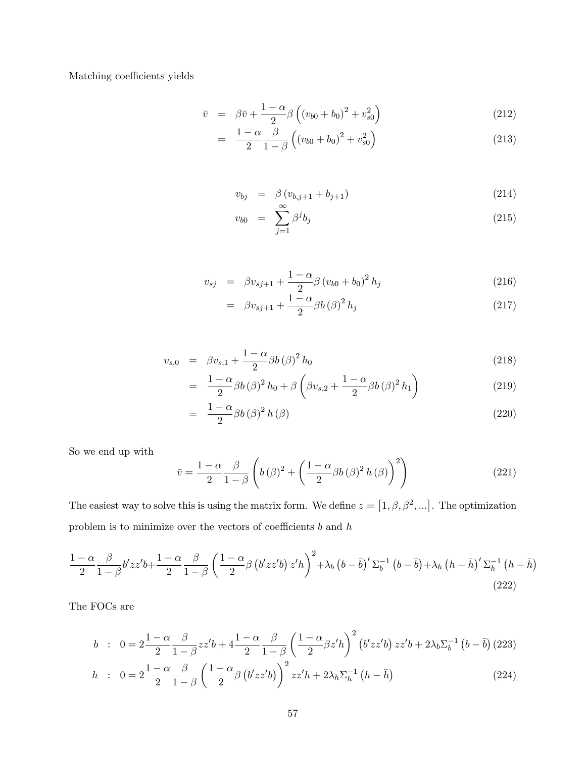Matching coefficients yields

$$
\begin{aligned}
\bar{v} &= \beta\bar{v} + \frac{1-\alpha}{2}\beta\left(\left(v_{b0}+b_0\right)^2 + v_{s0}^2\right) && (212)\\
&= \frac{1-\alpha}{2}\frac{\beta}{1-\beta}\left(\left(v_{b0}+b_0\right)^2 + v_{s0}^2\right) && (213)
\end{aligned}
$$

$$
\begin{aligned}
v_{bj} &= \beta\left(v_{b,j+1}+b_{j+1}\right) && (214)\\
v_{b0} &= \sum_{j=1}^{\infty}\beta^j b_j && (215)
\end{aligned}
$$

$$
\begin{aligned}
v_{sj} &= \beta v_{sj+1} + \frac{1-\alpha}{2}\beta\left(v_{b0}+b_0\right)^2 h_j && (216)\\
&= \beta v_{sj+1} + \frac{1-\alpha}{2}\beta b\left(\beta\right)^2 h_j && (217)
\end{aligned}
$$

$$
\begin{aligned}
v_{s,0} &= \beta v_{s,1} + \frac{1-\alpha}{2}\beta b\left(\beta\right)^2 h_0 && (218)\\
&= \frac{1-\alpha}{2}\beta b\left(\beta\right)^2 h_0 + \beta\left(\beta v_{s,2} + \frac{1-\alpha}{2}\beta b\left(\beta\right)^2 h_1\right) && (219)\\
&= \frac{1-\alpha}{2}\beta b\left(\beta\right)^2 h\left(\beta\right) && (220)
\end{aligned}
$$

So we end up with

$$
\bar{v} = \frac{1-\alpha}{2}\frac{\beta}{1-\beta}\left(b\left(\beta\right)^2 + \left(\frac{1-\alpha}{2}\beta b\left(\beta\right)^2 h\left(\beta\right)\right)^2\right) \tag{221}
$$

The easiest way to solve this is using the matrix form. We define $z = \left[1, \beta, \beta^2, ...\right]$. The optimization problem is to minimize over the vectors of coefficients $b$ and $h$

$$
\frac{1-\alpha}{2}\frac{\beta}{1-\beta}b'zz'b + \frac{1-\alpha}{2}\frac{\beta}{1-\beta}\left(\frac{1-\alpha}{2}\beta\left(b'zz'b\right)z'h\right)^2 + \lambda_b\left(b-\bar{b}\right)'\Sigma_b^{-1}\left(b-\bar{b}\right) + \lambda_h\left(h-\bar{h}\right)'\Sigma_h^{-1}\left(h-\bar{h}\right) \tag{222}
$$

The FOCs are

$$
\begin{aligned}
b &: \quad 0 = 2\frac{1-\alpha}{2}\frac{\beta}{1-\beta}zz'b + 4\frac{1-\alpha}{2}\frac{\beta}{1-\beta}\left(\frac{1-\alpha}{2}\beta z'h\right)^2\left(b'zz'b\right)zz'b + 2\lambda_b\Sigma_b^{-1}\left(b-\bar{b}\right) && (223)\\
h &: \quad 0 = 2\frac{1-\alpha}{2}\frac{\beta}{1-\beta}\left(\frac{1-\alpha}{2}\beta\left(b'zz'b\right)\right)^2 zz'h + 2\lambda_h\Sigma_h^{-1}\left(h-\bar{h}\right) && (224)
\end{aligned}
$$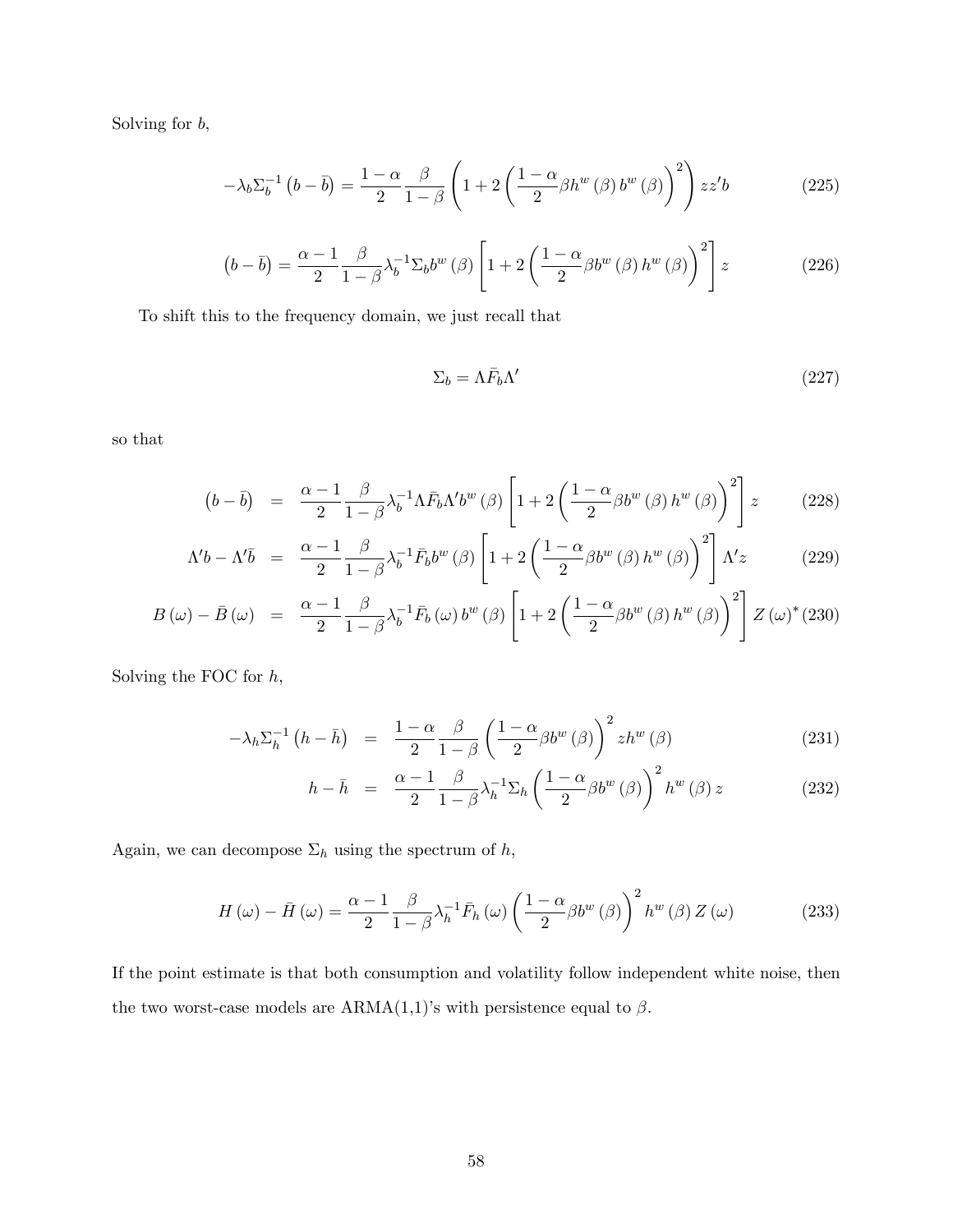Solving for $b$,

$$-\lambda_b \Sigma_b^{-1}\left(b-\bar{b}\right)=\frac{1-\alpha}{2}\frac{\beta}{1-\beta}\left(1+2\left(\frac{1-\alpha}{2}\beta h^w\left(\beta\right)b^w\left(\beta\right)\right)^2\right)zz'b \tag{225}$$

$$\left(b-\bar{b}\right)=\frac{\alpha-1}{2}\frac{\beta}{1-\beta}\lambda_b^{-1}\Sigma_b b^w\left(\beta\right)\left[1+2\left(\frac{1-\alpha}{2}\beta b^w\left(\beta\right)h^w\left(\beta\right)\right)^2\right]z \tag{226}$$

To shift this to the frequency domain, we just recall that

$$\Sigma_b=\Lambda \bar{F}_b \Lambda' \tag{227}$$

so that

$$\begin{aligned}
\left(b-\bar{b}\right) &= \frac{\alpha-1}{2}\frac{\beta}{1-\beta}\lambda_b^{-1}\Lambda\bar{F}_b\Lambda' b^w\left(\beta\right)\left[1+2\left(\frac{1-\alpha}{2}\beta b^w\left(\beta\right)h^w\left(\beta\right)\right)^2\right]z && (228)\\
\Lambda' b-\Lambda'\bar{b} &= \frac{\alpha-1}{2}\frac{\beta}{1-\beta}\lambda_b^{-1}\bar{F}_b b^w\left(\beta\right)\left[1+2\left(\frac{1-\alpha}{2}\beta b^w\left(\beta\right)h^w\left(\beta\right)\right)^2\right]\Lambda' z && (229)\\
B\left(\omega\right)-\bar{B}\left(\omega\right) &= \frac{\alpha-1}{2}\frac{\beta}{1-\beta}\lambda_b^{-1}\bar{F}_b\left(\omega\right)b^w\left(\beta\right)\left[1+2\left(\frac{1-\alpha}{2}\beta b^w\left(\beta\right)h^w\left(\beta\right)\right)^2\right]Z\left(\omega\right)^* && (230)
\end{aligned}$$

Solving the FOC for $h$,

$$\begin{aligned}
-\lambda_h\Sigma_h^{-1}\left(h-\bar{h}\right) &= \frac{1-\alpha}{2}\frac{\beta}{1-\beta}\left(\frac{1-\alpha}{2}\beta b^w\left(\beta\right)\right)^2 z h^w\left(\beta\right) && (231)\\
h-\bar{h} &= \frac{\alpha-1}{2}\frac{\beta}{1-\beta}\lambda_h^{-1}\Sigma_h\left(\frac{1-\alpha}{2}\beta b^w\left(\beta\right)\right)^2 h^w\left(\beta\right)z && (232)
\end{aligned}$$

Again, we can decompose $\Sigma_h$ using the spectrum of $h$,

$$H\left(\omega\right)-\bar{H}\left(\omega\right)=\frac{\alpha-1}{2}\frac{\beta}{1-\beta}\lambda_h^{-1}\bar{F}_h\left(\omega\right)\left(\frac{1-\alpha}{2}\beta b^w\left(\beta\right)\right)^2 h^w\left(\beta\right)Z\left(\omega\right) \tag{233}$$

If the point estimate is that both consumption and volatility follow independent white noise, then the two worst-case models are ARMA(1,1)'s with persistence equal to $\beta$.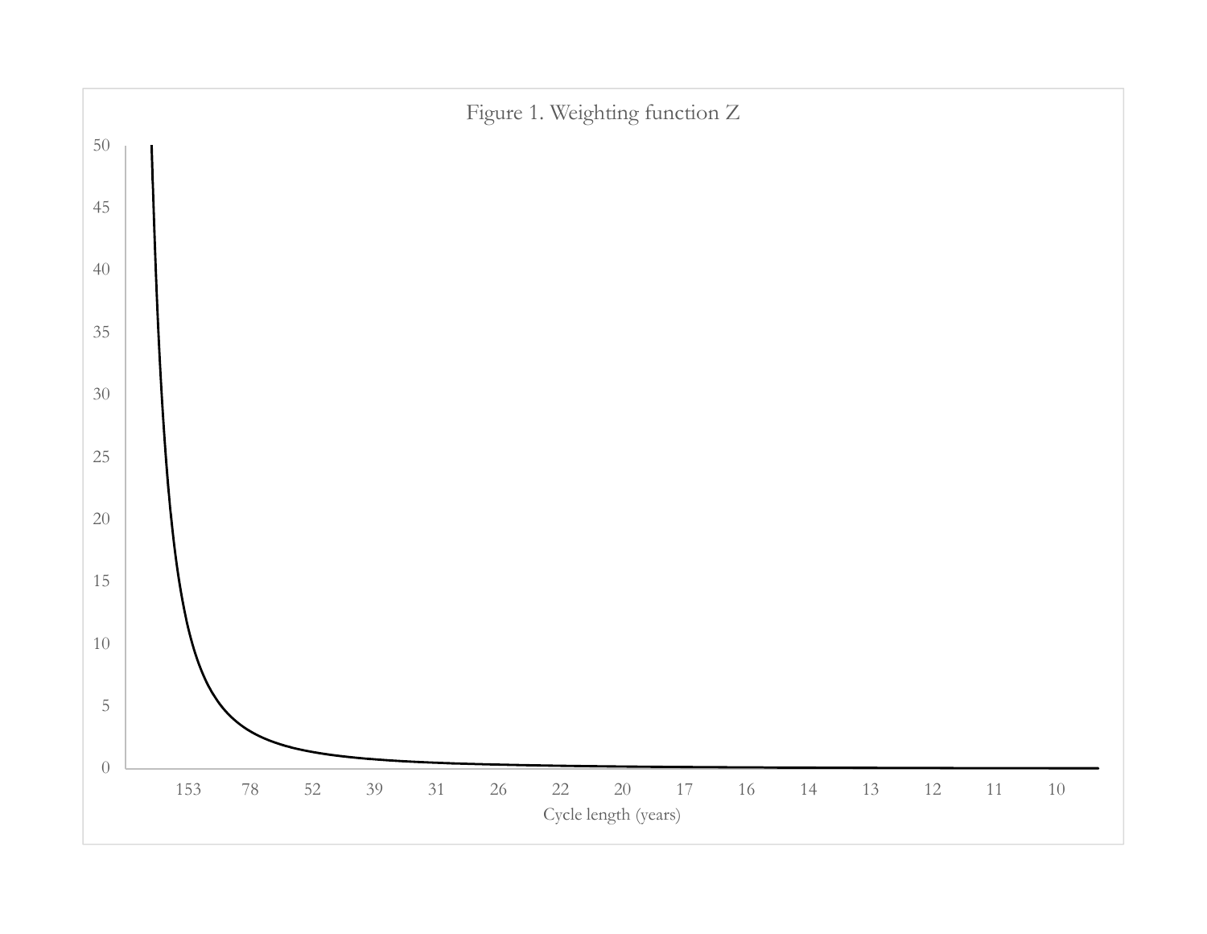Figure 1. Weighting function Z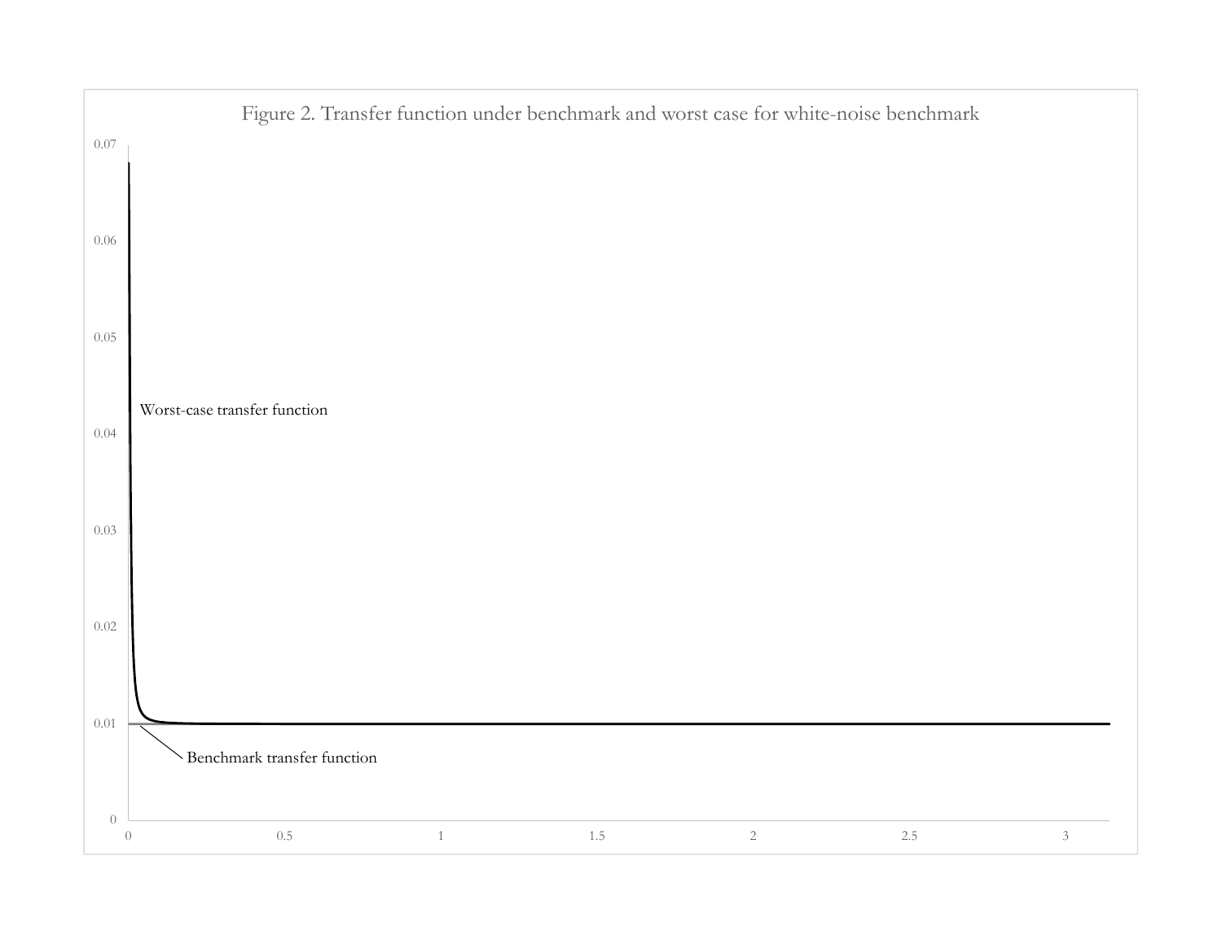Figure 2. Transfer function under benchmark and worst case for white-noise benchmark

Worst-case transfer function

Benchmark transfer function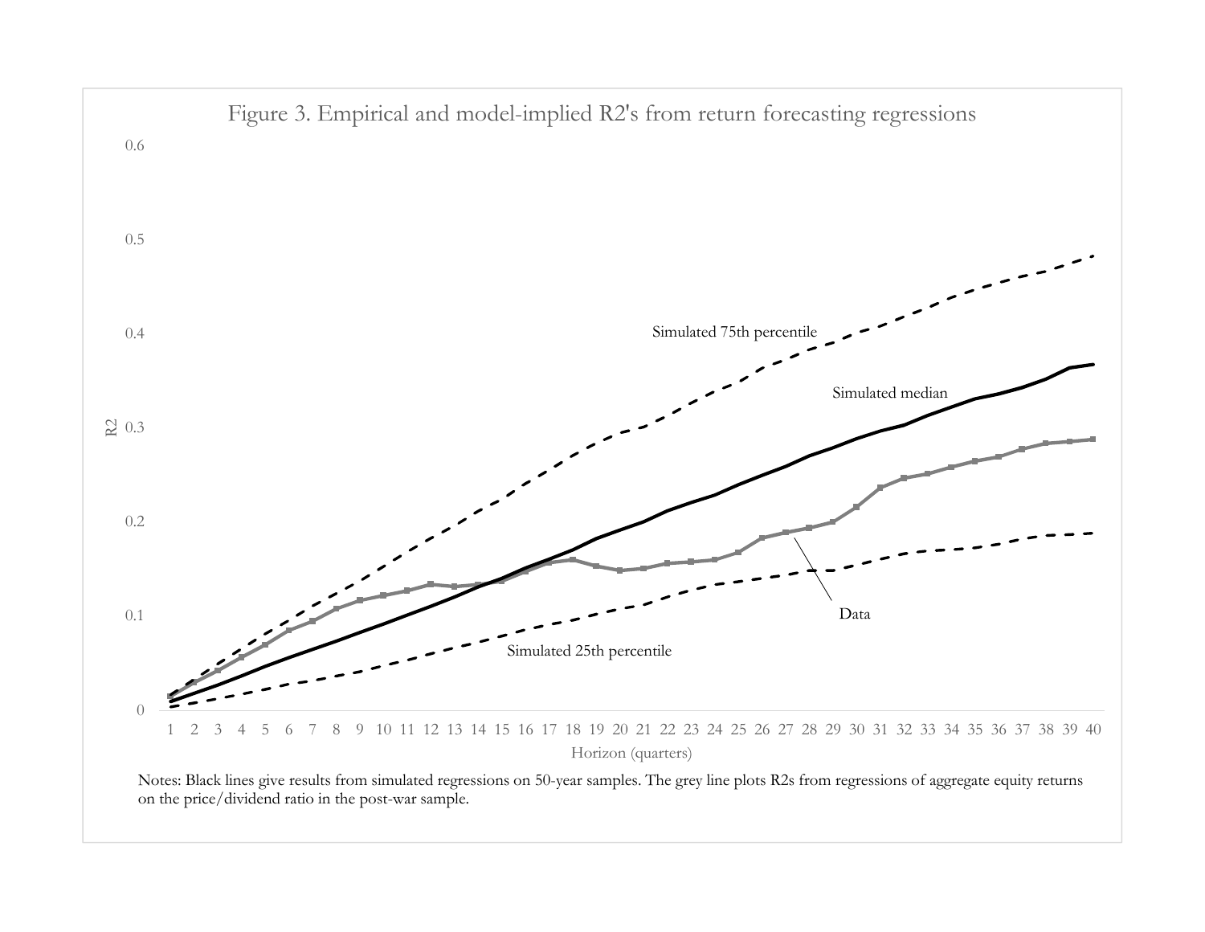Figure 3. Empirical and model-implied R2's from return forecasting regressions

Notes: Black lines give results from simulated regressions on 50-year samples. The grey line plots R2s from regressions of aggregate equity returns on the price/dividend ratio in the post-war sample.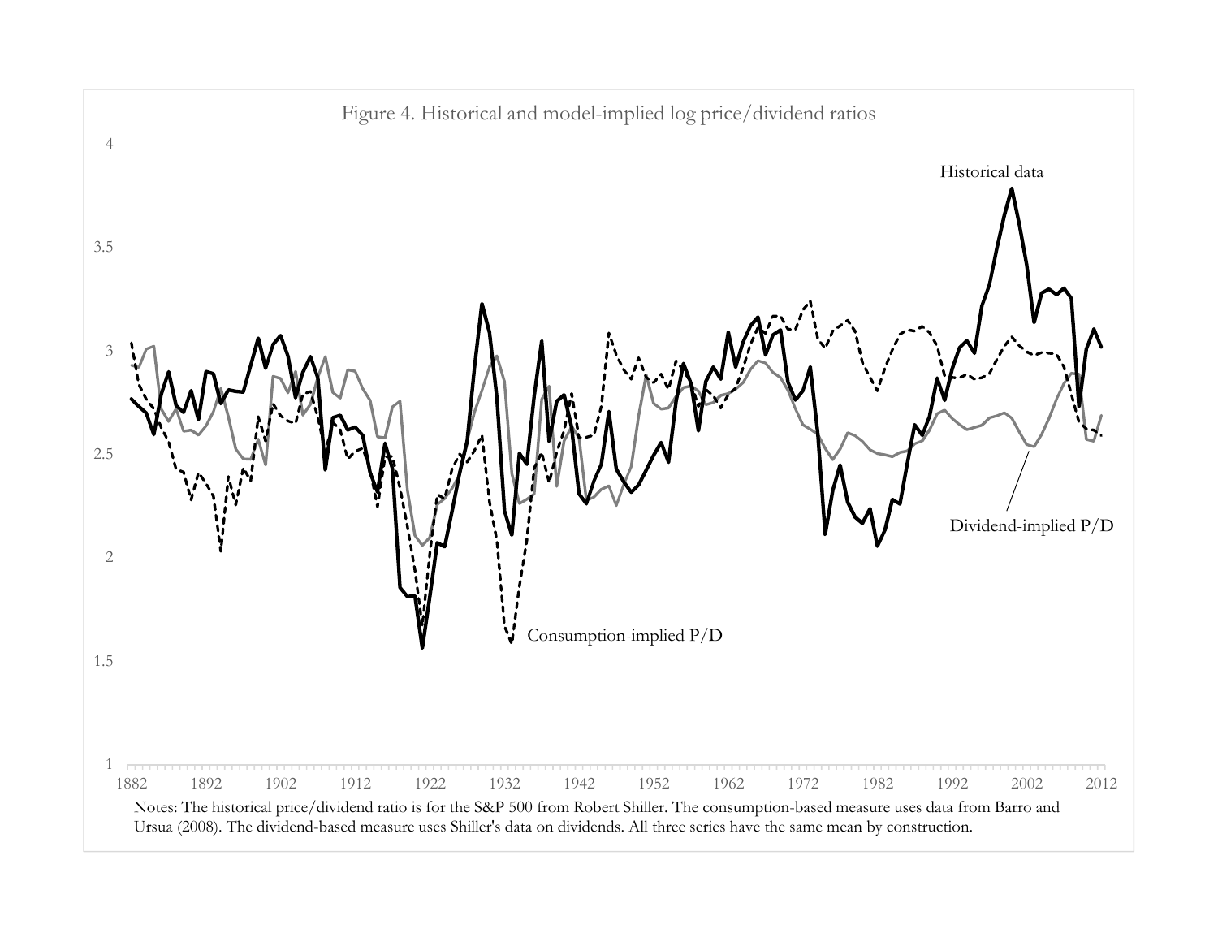Figure 4. Historical and model-implied log price/dividend ratios

Notes: The historical price/dividend ratio is for the S&P 500 from Robert Shiller. The consumption-based measure uses data from Barro and Ursua (2008). The dividend-based measure uses Shiller's data on dividends. All three series have the same mean by construction.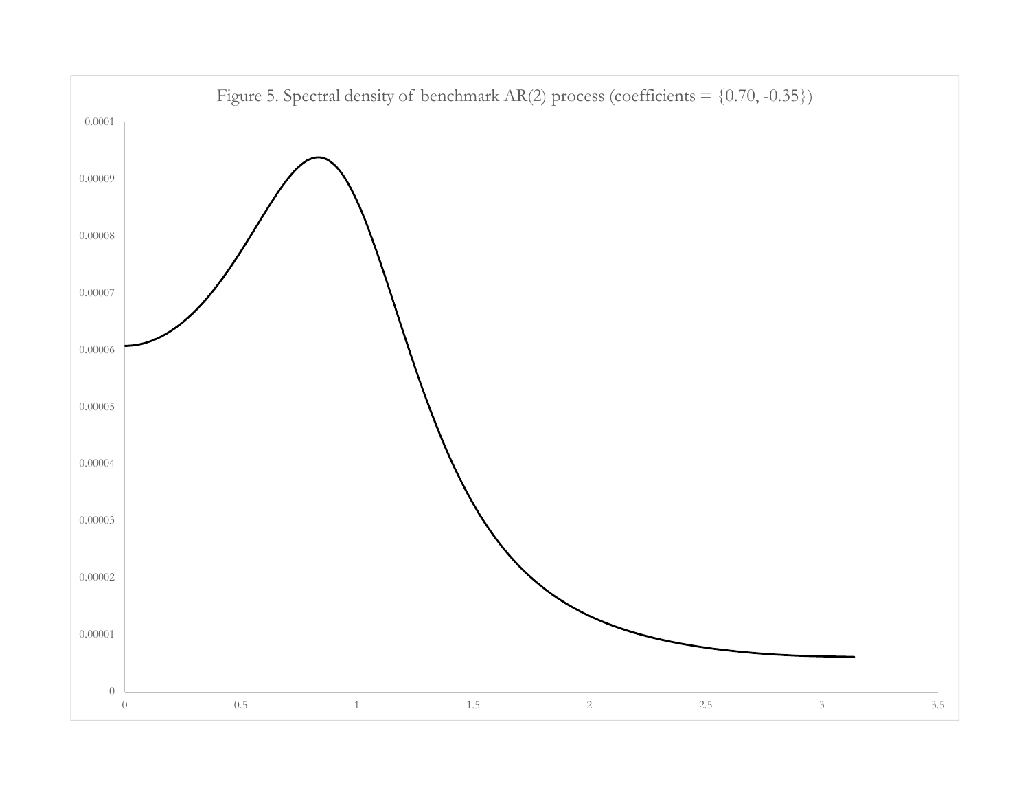Figure 5. Spectral density of benchmark AR(2) process (coefficients = {0.70, -0.35})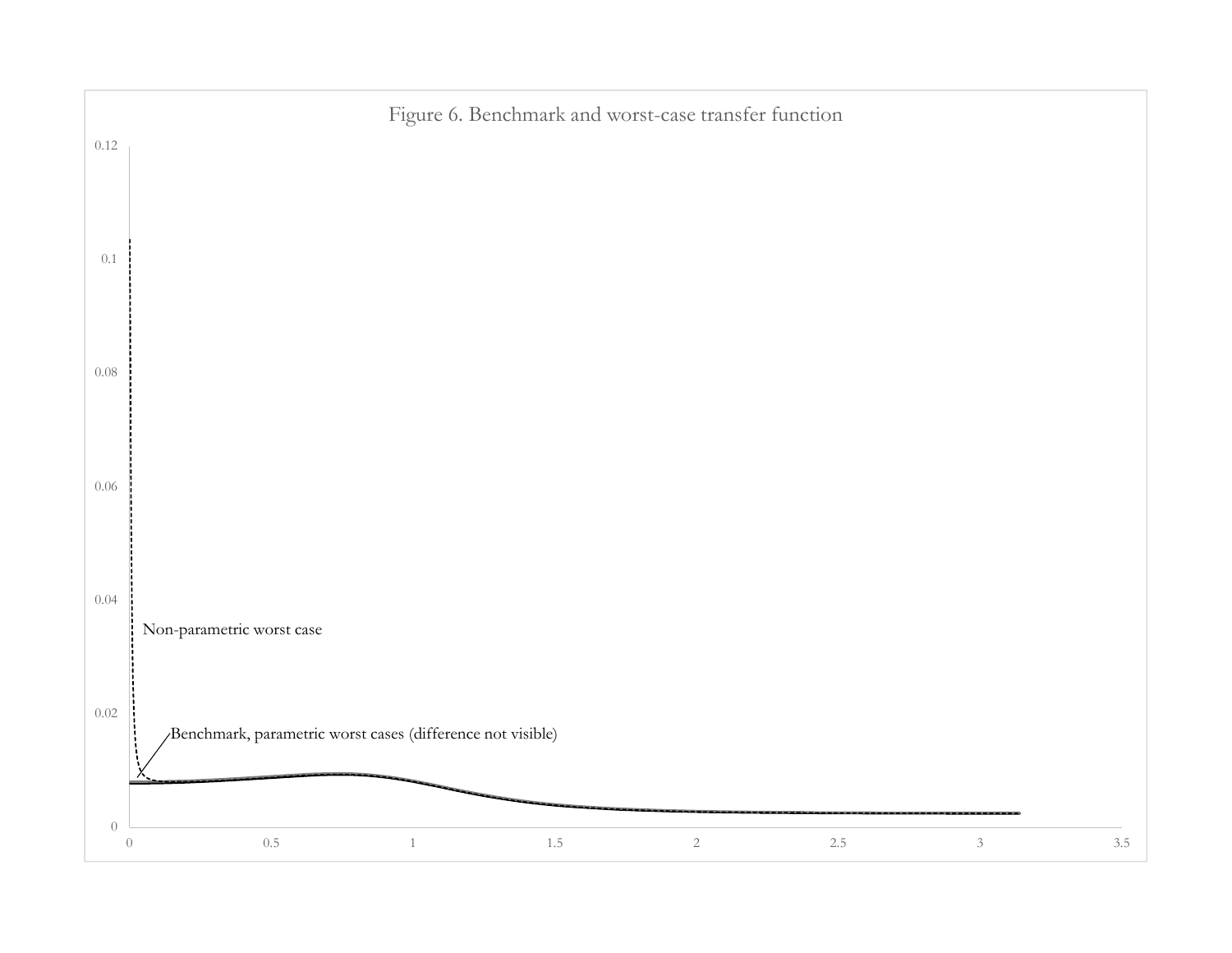Figure 6. Benchmark and worst-case transfer function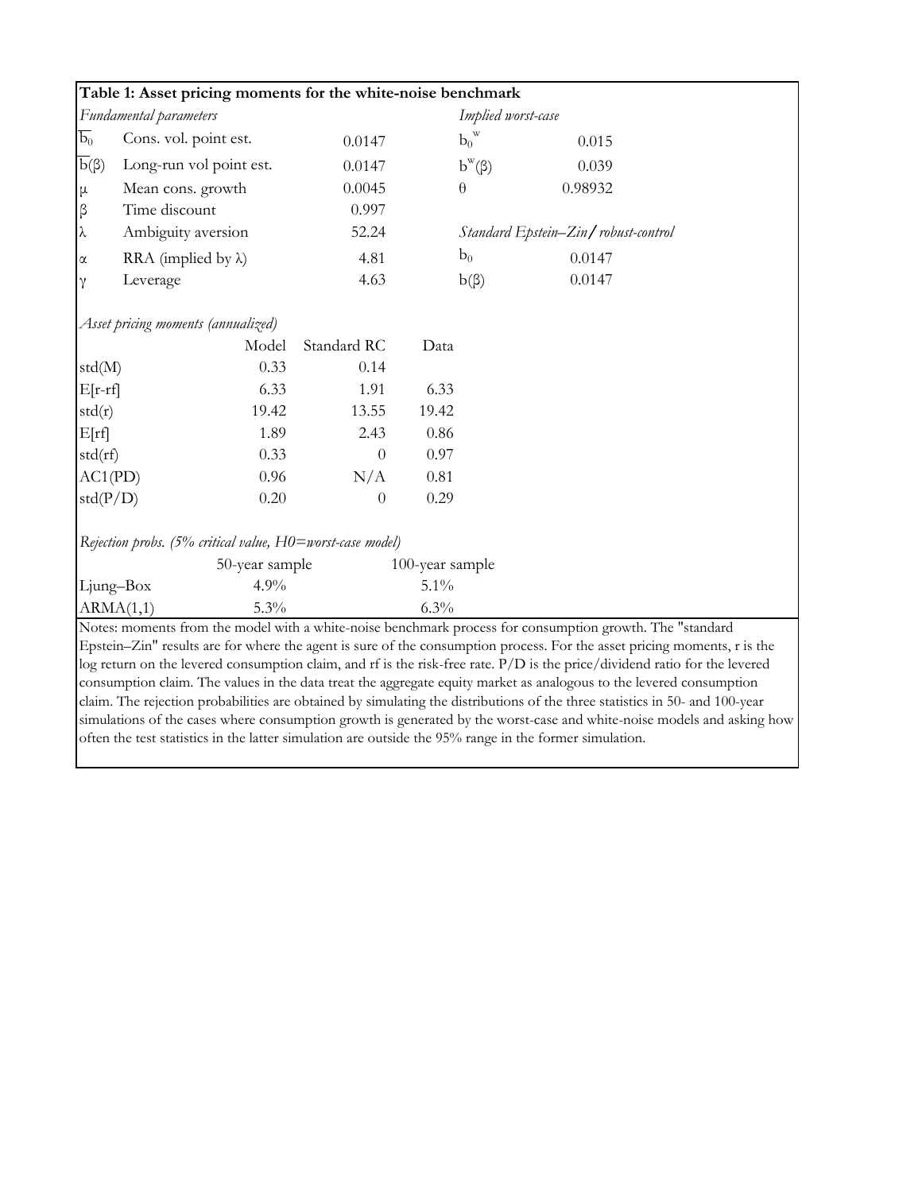**Table 1: Asset pricing moments for the white-noise benchmark**

| *Fundamental parameters* | | | *Implied worst-case* | |
|---|---|---|---|---|
| $\overline{b_0}$ | Cons. vol. point est. | 0.0147 | $b_0^w$ | 0.015 |
| $\overline{b}(\beta)$ | Long-run vol point est. | 0.0147 | $b^w(\beta)$ | 0.039 |
| $\mu$ | Mean cons. growth | 0.0045 | $\theta$ | 0.98932 |
| $\beta$ | Time discount | 0.997 | | |
| $\lambda$ | Ambiguity aversion | 52.24 | *Standard Epstein–Zin / robust-control* | |
| $\alpha$ | RRA (implied by $\lambda$) | 4.81 | $b_0$ | 0.0147 |
| $\gamma$ | Leverage | 4.63 | $b(\beta)$ | 0.0147 |

*Asset pricing moments (annualized)*

| | Model | Standard RC | Data |
|---|---|---|---|
| std(M) | 0.33 | 0.14 | |
| E[r-rf] | 6.33 | 1.91 | 6.33 |
| std(r) | 19.42 | 13.55 | 19.42 |
| E[rf] | 1.89 | 2.43 | 0.86 |
| std(rf) | 0.33 | 0 | 0.97 |
| AC1(PD) | 0.96 | N/A | 0.81 |
| std(P/D) | 0.20 | 0 | 0.29 |

*Rejection probs. (5% critical value, H0=worst-case model)*

| | 50-year sample | 100-year sample |
|---|---|---|
| Ljung–Box | 4.9% | 5.1% |
| ARMA(1,1) | 5.3% | 6.3% |

Notes: moments from the model with a white-noise benchmark process for consumption growth. The "standard Epstein–Zin" results are for where the agent is sure of the consumption process. For the asset pricing moments, r is the log return on the levered consumption claim, and rf is the risk-free rate. P/D is the price/dividend ratio for the levered consumption claim. The values in the data treat the aggregate equity market as analogous to the levered consumption claim. The rejection probabilities are obtained by simulating the distributions of the three statistics in 50- and 100-year simulations of the cases where consumption growth is generated by the worst-case and white-noise models and asking how often the test statistics in the latter simulation are outside the 95% range in the former simulation.